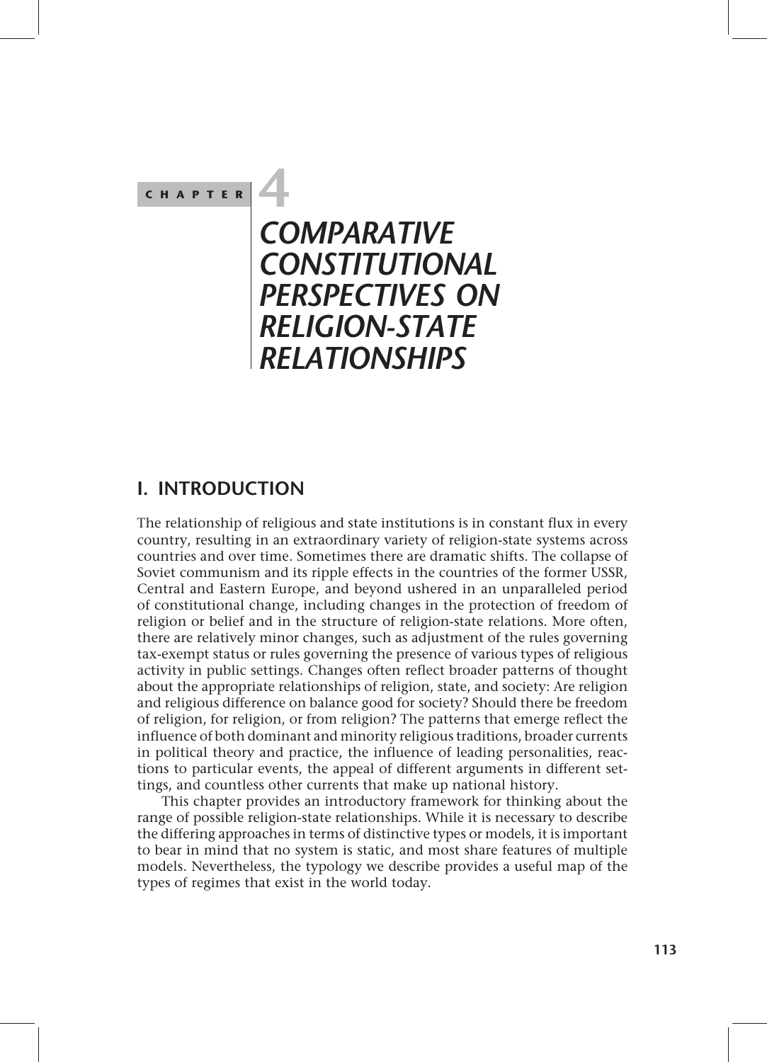# CHAPTER 4

# COMPARATIVE CONSTITUTIONAL PERSPECTIVES ON RELIGION-STATE RELATIONSHIPS

## I. INTRODUCTION

The relationship of religious and state institutions is in constant flux in every country, resulting in an extraordinary variety of religion-state systems across countries and over time. Sometimes there are dramatic shifts. The collapse of Soviet communism and its ripple effects in the countries of the former USSR, Central and Eastern Europe, and beyond ushered in an unparalleled period of constitutional change, including changes in the protection of freedom of religion or belief and in the structure of religion-state relations. More often, there are relatively minor changes, such as adjustment of the rules governing tax-exempt status or rules governing the presence of various types of religious activity in public settings. Changes often reflect broader patterns of thought about the appropriate relationships of religion, state, and society: Are religion and religious difference on balance good for society? Should there be freedom of religion, for religion, or from religion? The patterns that emerge reflect the influence of both dominant and minority religious traditions, broader currents in political theory and practice, the influence of leading personalities, reactions to particular events, the appeal of different arguments in different settings, and countless other currents that make up national history.

This chapter provides an introductory framework for thinking about the range of possible religion-state relationships. While it is necessary to describe the differing approaches in terms of distinctive types or models, it is important to bear in mind that no system is static, and most share features of multiple models. Nevertheless, the typology we describe provides a useful map of the types of regimes that exist in the world today.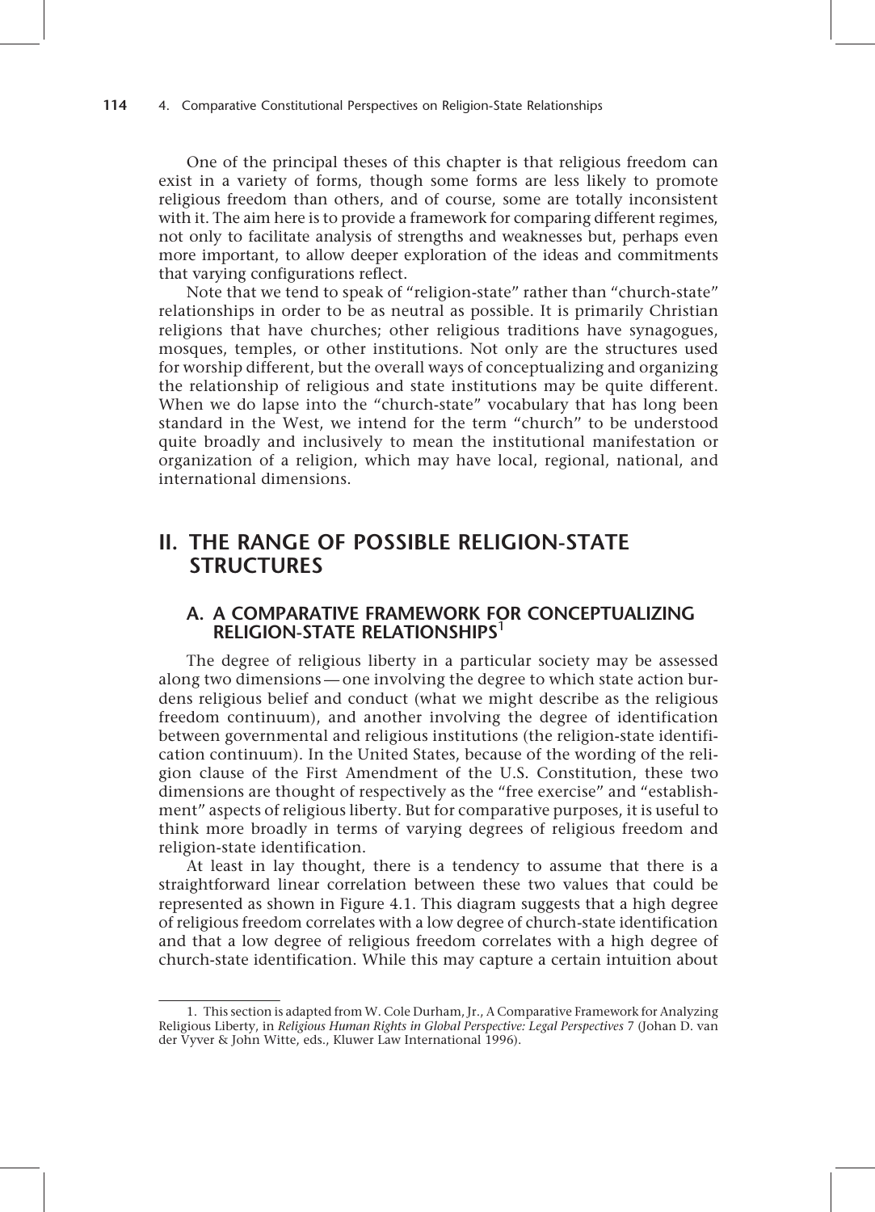One of the principal theses of this chapter is that religious freedom can exist in a variety of forms, though some forms are less likely to promote religious freedom than others, and of course, some are totally inconsistent with it. The aim here is to provide a framework for comparing different regimes, not only to facilitate analysis of strengths and weaknesses but, perhaps even more important, to allow deeper exploration of the ideas and commitments that varying configurations reflect.

Note that we tend to speak of "religion-state" rather than "church-state" relationships in order to be as neutral as possible. It is primarily Christian religions that have churches; other religious traditions have synagogues, mosques, temples, or other institutions. Not only are the structures used for worship different, but the overall ways of conceptualizing and organizing the relationship of religious and state institutions may be quite different. When we do lapse into the "church-state" vocabulary that has long been standard in the West, we intend for the term "church" to be understood quite broadly and inclusively to mean the institutional manifestation or organization of a religion, which may have local, regional, national, and international dimensions.

## II. THE RANGE OF POSSIBLE RELIGION-STATE STRUCTURES

### A. A COMPARATIVE FRAMEWORK FOR CONCEPTUALIZING RELIGION-STATE RELATIONSHIPS[1]

The degree of religious liberty in a particular society may be assessed along two dimensions — one involving the degree to which state action burdens religious belief and conduct (what we might describe as the religious freedom continuum), and another involving the degree of identification between governmental and religious institutions (the religion-state identification continuum). In the United States, because of the wording of the religion clause of the First Amendment of the U.S. Constitution, these two dimensions are thought of respectively as the "free exercise" and "establishment" aspects of religious liberty. But for comparative purposes, it is useful to think more broadly in terms of varying degrees of religious freedom and religion-state identification.

At least in lay thought, there is a tendency to assume that there is a straightforward linear correlation between these two values that could be represented as shown in Figure 4.1. This diagram suggests that a high degree of religious freedom correlates with a low degree of church-state identification and that a low degree of religious freedom correlates with a high degree of church-state identification. While this may capture a certain intuition about

---

1. This section is adapted from W. Cole Durham, Jr., A Comparative Framework for Analyzing Religious Liberty, in *Religious Human Rights in Global Perspective: Legal Perspectives* 7 (Johan D. van der Vyver & John Witte, eds., Kluwer Law International 1996).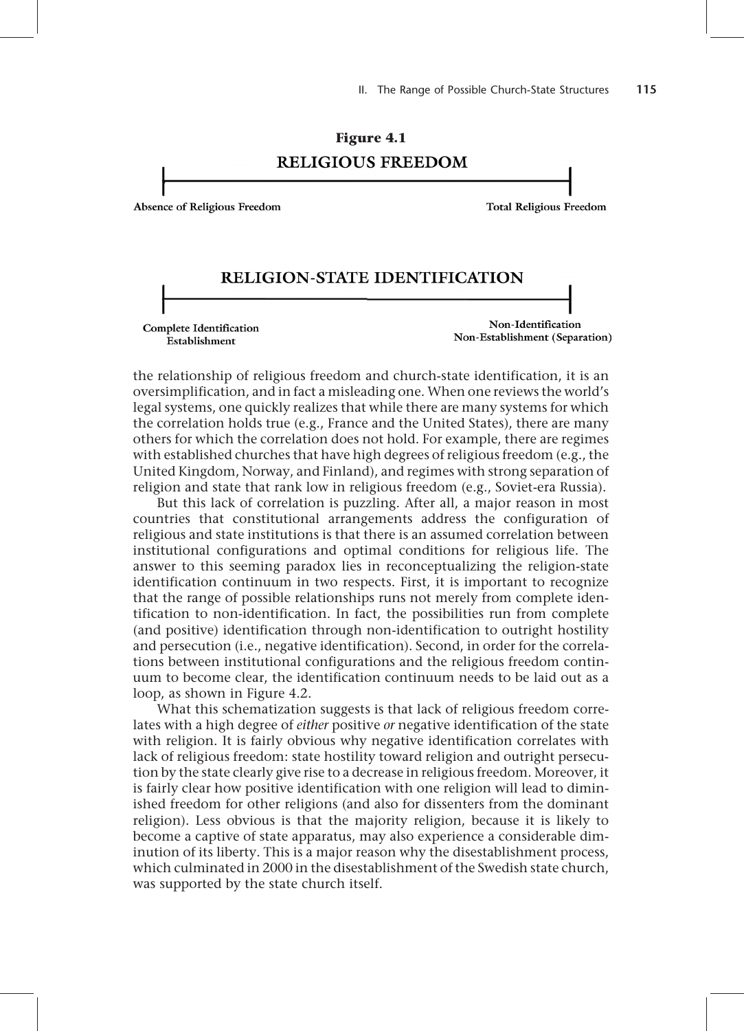**Figure 4.1**

RELIGIOUS FREEDOM

Absence of Religious Freedom

Total Religious Freedom

RELIGION-STATE IDENTIFICATION

Complete Identification
Establishment

Non-Identification
Non-Establishment (Separation)

the relationship of religious freedom and church-state identification, it is an oversimplification, and in fact a misleading one. When one reviews the world's legal systems, one quickly realizes that while there are many systems for which the correlation holds true (e.g., France and the United States), there are many others for which the correlation does not hold. For example, there are regimes with established churches that have high degrees of religious freedom (e.g., the United Kingdom, Norway, and Finland), and regimes with strong separation of religion and state that rank low in religious freedom (e.g., Soviet-era Russia).

But this lack of correlation is puzzling. After all, a major reason in most countries that constitutional arrangements address the configuration of religious and state institutions is that there is an assumed correlation between institutional configurations and optimal conditions for religious life. The answer to this seeming paradox lies in reconceptualizing the religion-state identification continuum in two respects. First, it is important to recognize that the range of possible relationships runs not merely from complete identification to non-identification. In fact, the possibilities run from complete (and positive) identification through non-identification to outright hostility and persecution (i.e., negative identification). Second, in order for the correlations between institutional configurations and the religious freedom continuum to become clear, the identification continuum needs to be laid out as a loop, as shown in Figure 4.2.

What this schematization suggests is that lack of religious freedom correlates with a high degree of *either* positive *or* negative identification of the state with religion. It is fairly obvious why negative identification correlates with lack of religious freedom: state hostility toward religion and outright persecution by the state clearly give rise to a decrease in religious freedom. Moreover, it is fairly clear how positive identification with one religion will lead to diminished freedom for other religions (and also for dissenters from the dominant religion). Less obvious is that the majority religion, because it is likely to become a captive of state apparatus, may also experience a considerable diminution of its liberty. This is a major reason why the disestablishment process, which culminated in 2000 in the disestablishment of the Swedish state church, was supported by the state church itself.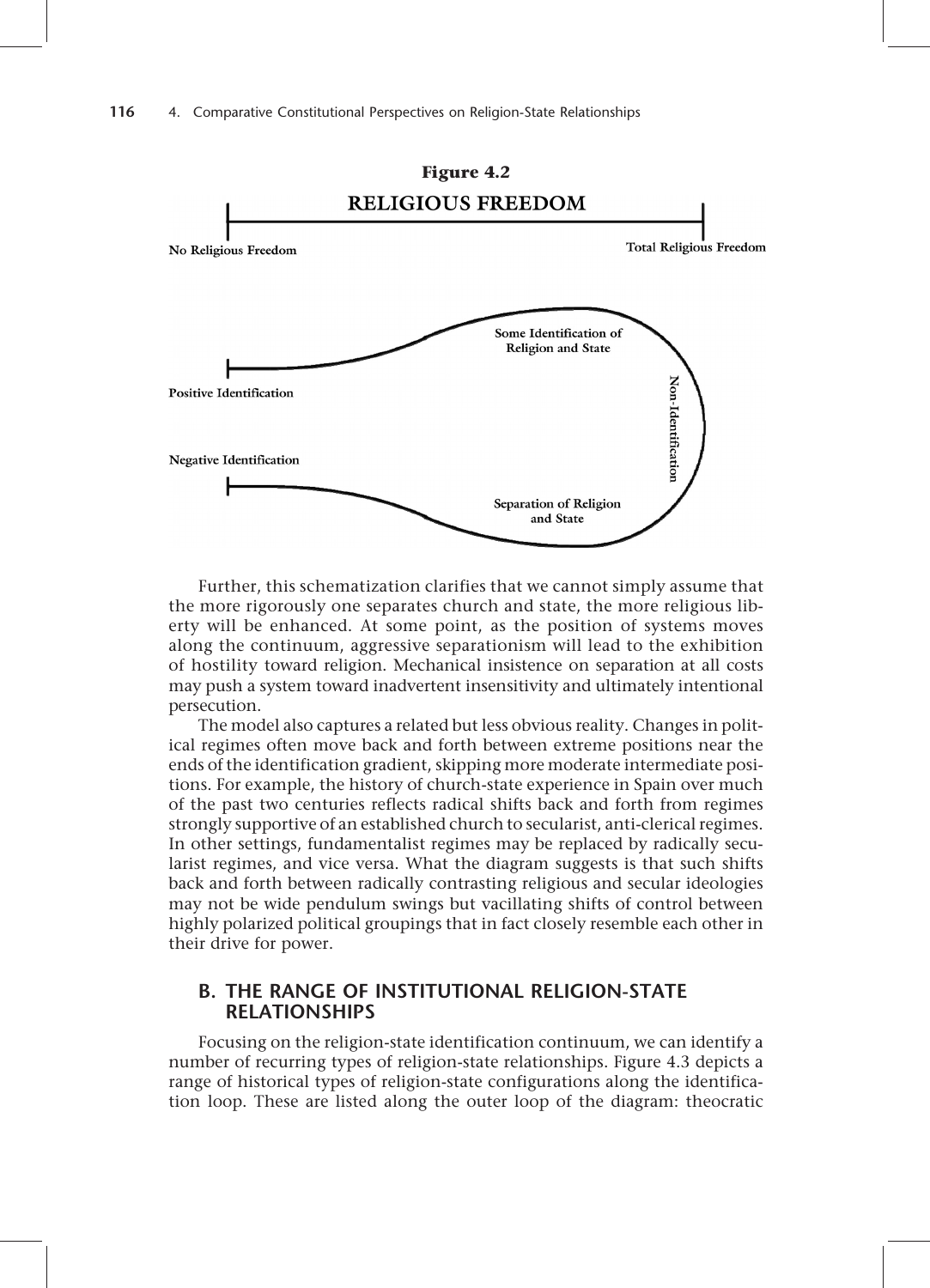**Figure 4.2**

**RELIGIOUS FREEDOM**

**No Religious Freedom** — **Total Religious Freedom**

**Some Identification of Religion and State**

**Positive Identification**

**Non-Identification**

**Negative Identification**

**Separation of Religion and State**

Further, this schematization clarifies that we cannot simply assume that the more rigorously one separates church and state, the more religious liberty will be enhanced. At some point, as the position of systems moves along the continuum, aggressive separationism will lead to the exhibition of hostility toward religion. Mechanical insistence on separation at all costs may push a system toward inadvertent insensitivity and ultimately intentional persecution.

The model also captures a related but less obvious reality. Changes in political regimes often move back and forth between extreme positions near the ends of the identification gradient, skipping more moderate intermediate positions. For example, the history of church-state experience in Spain over much of the past two centuries reflects radical shifts back and forth from regimes strongly supportive of an established church to secularist, anti-clerical regimes. In other settings, fundamentalist regimes may be replaced by radically secularist regimes, and vice versa. What the diagram suggests is that such shifts back and forth between radically contrasting religious and secular ideologies may not be wide pendulum swings but vacillating shifts of control between highly polarized political groupings that in fact closely resemble each other in their drive for power.

## B. THE RANGE OF INSTITUTIONAL RELIGION-STATE RELATIONSHIPS

Focusing on the religion-state identification continuum, we can identify a number of recurring types of religion-state relationships. Figure 4.3 depicts a range of historical types of religion-state configurations along the identification loop. These are listed along the outer loop of the diagram: theocratic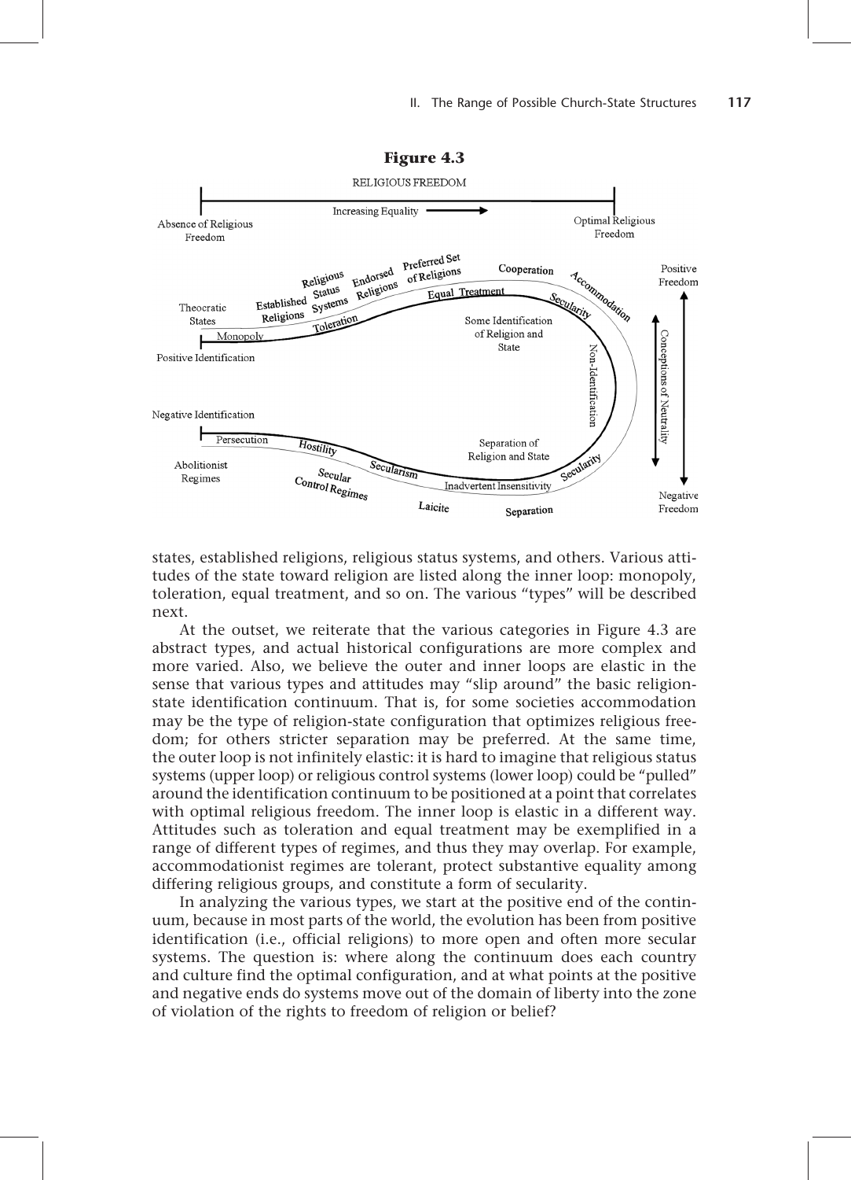**Figure 4.3**

RELIGIOUS FREEDOM

Absence of Religious Freedom — Increasing Equality → — Optimal Religious Freedom

Theocratic States; Established Religions; Religious Status Systems; Endorsed Religions; Preferred Set of Religions; Cooperation; Accommodation

Positive Identification; Monopoly; Toleration; Equal Treatment; Secularity; Some Identification of Religion and State; Non-Identification

Negative Identification; Persecution; Hostility; Secularism; Inadvertent Insensitivity; Secularity; Separation of Religion and State

Abolitionist Regimes; Secular Control Regimes; Laicite; Separation

Positive Freedom; Conceptions of Neutrality; Negative Freedom

states, established religions, religious status systems, and others. Various attitudes of the state toward religion are listed along the inner loop: monopoly, toleration, equal treatment, and so on. The various "types" will be described next.

At the outset, we reiterate that the various categories in Figure 4.3 are abstract types, and actual historical configurations are more complex and more varied. Also, we believe the outer and inner loops are elastic in the sense that various types and attitudes may "slip around" the basic religion-state identification continuum. That is, for some societies accommodation may be the type of religion-state configuration that optimizes religious freedom; for others stricter separation may be preferred. At the same time, the outer loop is not infinitely elastic: it is hard to imagine that religious status systems (upper loop) or religious control systems (lower loop) could be "pulled" around the identification continuum to be positioned at a point that correlates with optimal religious freedom. The inner loop is elastic in a different way. Attitudes such as toleration and equal treatment may be exemplified in a range of different types of regimes, and thus they may overlap. For example, accommodationist regimes are tolerant, protect substantive equality among differing religious groups, and constitute a form of secularity.

In analyzing the various types, we start at the positive end of the continuum, because in most parts of the world, the evolution has been from positive identification (i.e., official religions) to more open and often more secular systems. The question is: where along the continuum does each country and culture find the optimal configuration, and at what points at the positive and negative ends do systems move out of the domain of liberty into the zone of violation of the rights to freedom of religion or belief?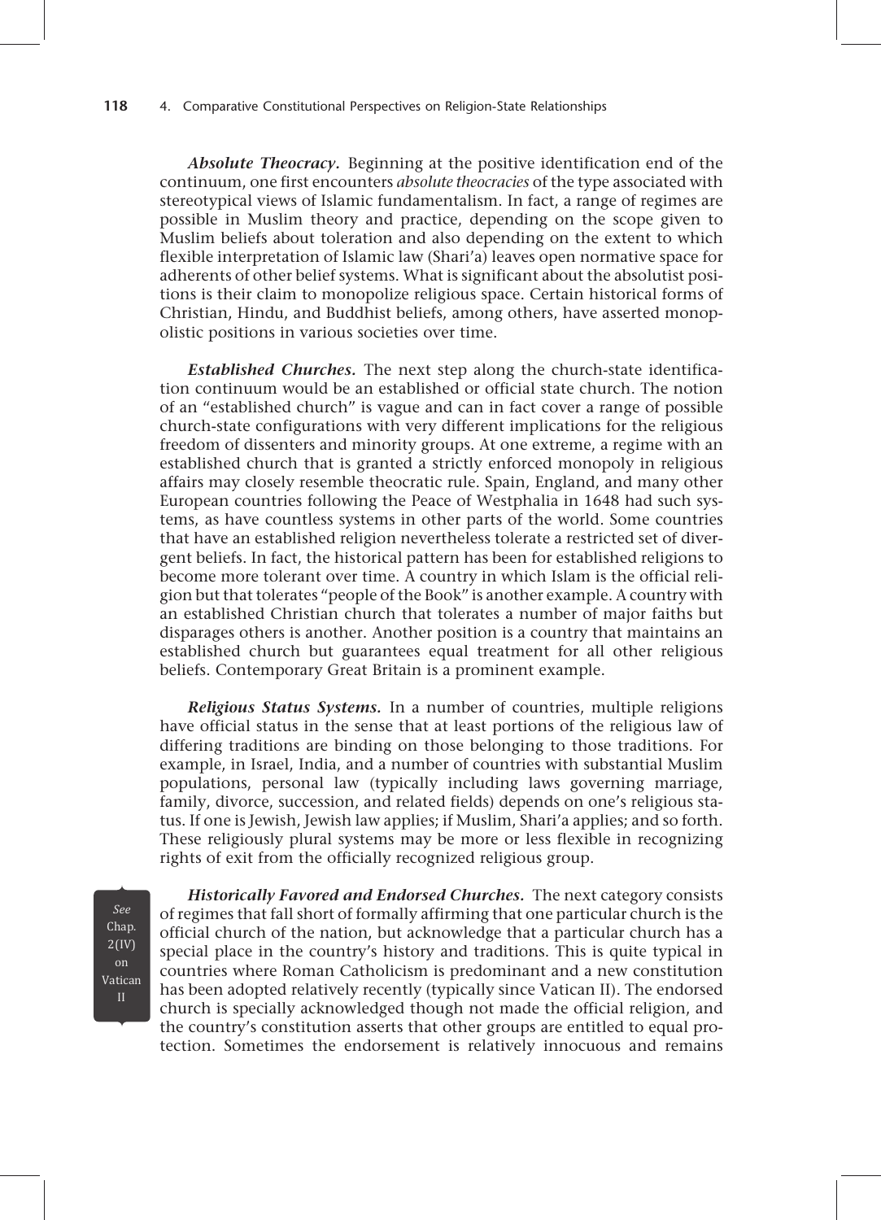***Absolute Theocracy.*** Beginning at the positive identification end of the continuum, one first encounters *absolute theocracies* of the type associated with stereotypical views of Islamic fundamentalism. In fact, a range of regimes are possible in Muslim theory and practice, depending on the scope given to Muslim beliefs about toleration and also depending on the extent to which flexible interpretation of Islamic law (Shari'a) leaves open normative space for adherents of other belief systems. What is significant about the absolutist positions is their claim to monopolize religious space. Certain historical forms of Christian, Hindu, and Buddhist beliefs, among others, have asserted monopolistic positions in various societies over time.

***Established Churches.*** The next step along the church-state identification continuum would be an established or official state church. The notion of an "established church" is vague and can in fact cover a range of possible church-state configurations with very different implications for the religious freedom of dissenters and minority groups. At one extreme, a regime with an established church that is granted a strictly enforced monopoly in religious affairs may closely resemble theocratic rule. Spain, England, and many other European countries following the Peace of Westphalia in 1648 had such systems, as have countless systems in other parts of the world. Some countries that have an established religion nevertheless tolerate a restricted set of divergent beliefs. In fact, the historical pattern has been for established religions to become more tolerant over time. A country in which Islam is the official religion but that tolerates "people of the Book" is another example. A country with an established Christian church that tolerates a number of major faiths but disparages others is another. Another position is a country that maintains an established church but guarantees equal treatment for all other religious beliefs. Contemporary Great Britain is a prominent example.

***Religious Status Systems.*** In a number of countries, multiple religions have official status in the sense that at least portions of the religious law of differing traditions are binding on those belonging to those traditions. For example, in Israel, India, and a number of countries with substantial Muslim populations, personal law (typically including laws governing marriage, family, divorce, succession, and related fields) depends on one's religious status. If one is Jewish, Jewish law applies; if Muslim, Shari'a applies; and so forth. These religiously plural systems may be more or less flexible in recognizing rights of exit from the officially recognized religious group.

*See* Chap. 2(IV) on Vatican II

***Historically Favored and Endorsed Churches.*** The next category consists of regimes that fall short of formally affirming that one particular church is the official church of the nation, but acknowledge that a particular church has a special place in the country's history and traditions. This is quite typical in countries where Roman Catholicism is predominant and a new constitution has been adopted relatively recently (typically since Vatican II). The endorsed church is specially acknowledged though not made the official religion, and the country's constitution asserts that other groups are entitled to equal protection. Sometimes the endorsement is relatively innocuous and remains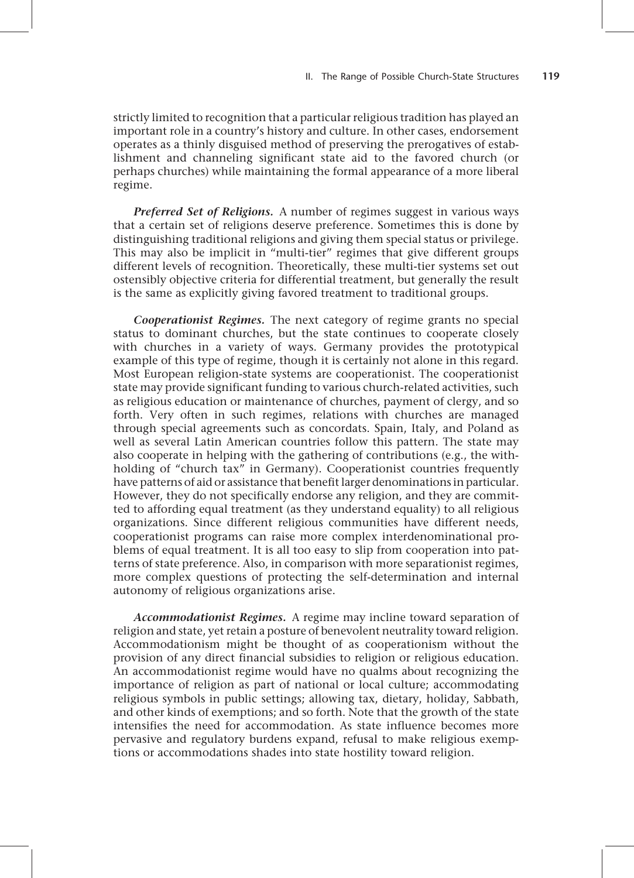strictly limited to recognition that a particular religious tradition has played an important role in a country's history and culture. In other cases, endorsement operates as a thinly disguised method of preserving the prerogatives of establishment and channeling significant state aid to the favored church (or perhaps churches) while maintaining the formal appearance of a more liberal regime.

***Preferred Set of Religions.*** A number of regimes suggest in various ways that a certain set of religions deserve preference. Sometimes this is done by distinguishing traditional religions and giving them special status or privilege. This may also be implicit in "multi-tier" regimes that give different groups different levels of recognition. Theoretically, these multi-tier systems set out ostensibly objective criteria for differential treatment, but generally the result is the same as explicitly giving favored treatment to traditional groups.

***Cooperationist Regimes.*** The next category of regime grants no special status to dominant churches, but the state continues to cooperate closely with churches in a variety of ways. Germany provides the prototypical example of this type of regime, though it is certainly not alone in this regard. Most European religion-state systems are cooperationist. The cooperationist state may provide significant funding to various church-related activities, such as religious education or maintenance of churches, payment of clergy, and so forth. Very often in such regimes, relations with churches are managed through special agreements such as concordats. Spain, Italy, and Poland as well as several Latin American countries follow this pattern. The state may also cooperate in helping with the gathering of contributions (e.g., the withholding of "church tax" in Germany). Cooperationist countries frequently have patterns of aid or assistance that benefit larger denominations in particular. However, they do not specifically endorse any religion, and they are committed to affording equal treatment (as they understand equality) to all religious organizations. Since different religious communities have different needs, cooperationist programs can raise more complex interdenominational problems of equal treatment. It is all too easy to slip from cooperation into patterns of state preference. Also, in comparison with more separationist regimes, more complex questions of protecting the self-determination and internal autonomy of religious organizations arise.

***Accommodationist Regimes.*** A regime may incline toward separation of religion and state, yet retain a posture of benevolent neutrality toward religion. Accommodationism might be thought of as cooperationism without the provision of any direct financial subsidies to religion or religious education. An accommodationist regime would have no qualms about recognizing the importance of religion as part of national or local culture; accommodating religious symbols in public settings; allowing tax, dietary, holiday, Sabbath, and other kinds of exemptions; and so forth. Note that the growth of the state intensifies the need for accommodation. As state influence becomes more pervasive and regulatory burdens expand, refusal to make religious exemptions or accommodations shades into state hostility toward religion.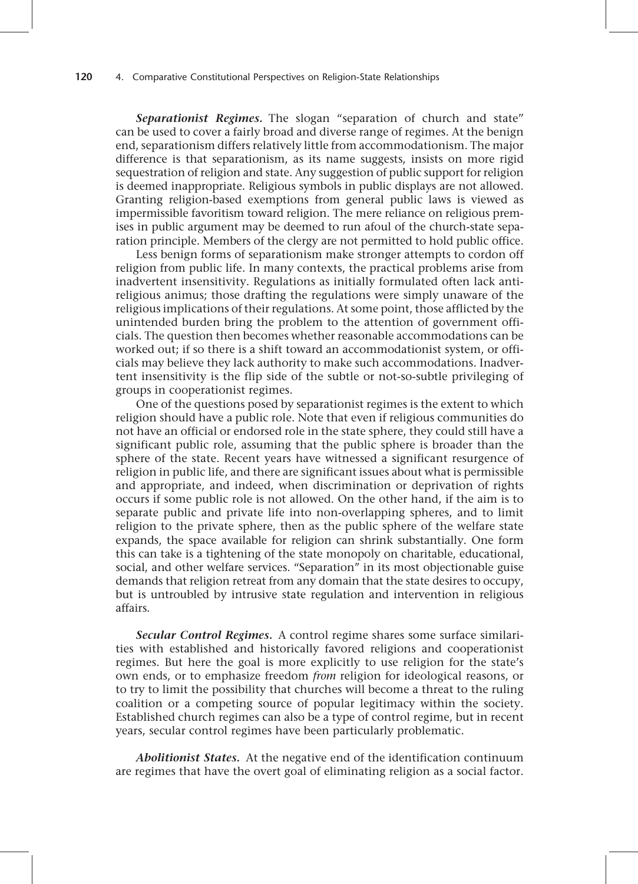***Separationist Regimes.*** The slogan "separation of church and state" can be used to cover a fairly broad and diverse range of regimes. At the benign end, separationism differs relatively little from accommodationism. The major difference is that separationism, as its name suggests, insists on more rigid sequestration of religion and state. Any suggestion of public support for religion is deemed inappropriate. Religious symbols in public displays are not allowed. Granting religion-based exemptions from general public laws is viewed as impermissible favoritism toward religion. The mere reliance on religious premises in public argument may be deemed to run afoul of the church-state separation principle. Members of the clergy are not permitted to hold public office.

Less benign forms of separationism make stronger attempts to cordon off religion from public life. In many contexts, the practical problems arise from inadvertent insensitivity. Regulations as initially formulated often lack anti-religious animus; those drafting the regulations were simply unaware of the religious implications of their regulations. At some point, those afflicted by the unintended burden bring the problem to the attention of government officials. The question then becomes whether reasonable accommodations can be worked out; if so there is a shift toward an accommodationist system, or officials may believe they lack authority to make such accommodations. Inadvertent insensitivity is the flip side of the subtle or not-so-subtle privileging of groups in cooperationist regimes.

One of the questions posed by separationist regimes is the extent to which religion should have a public role. Note that even if religious communities do not have an official or endorsed role in the state sphere, they could still have a significant public role, assuming that the public sphere is broader than the sphere of the state. Recent years have witnessed a significant resurgence of religion in public life, and there are significant issues about what is permissible and appropriate, and indeed, when discrimination or deprivation of rights occurs if some public role is not allowed. On the other hand, if the aim is to separate public and private life into non-overlapping spheres, and to limit religion to the private sphere, then as the public sphere of the welfare state expands, the space available for religion can shrink substantially. One form this can take is a tightening of the state monopoly on charitable, educational, social, and other welfare services. "Separation" in its most objectionable guise demands that religion retreat from any domain that the state desires to occupy, but is untroubled by intrusive state regulation and intervention in religious affairs.

***Secular Control Regimes.*** A control regime shares some surface similarities with established and historically favored religions and cooperationist regimes. But here the goal is more explicitly to use religion for the state's own ends, or to emphasize freedom *from* religion for ideological reasons, or to try to limit the possibility that churches will become a threat to the ruling coalition or a competing source of popular legitimacy within the society. Established church regimes can also be a type of control regime, but in recent years, secular control regimes have been particularly problematic.

***Abolitionist States.*** At the negative end of the identification continuum are regimes that have the overt goal of eliminating religion as a social factor.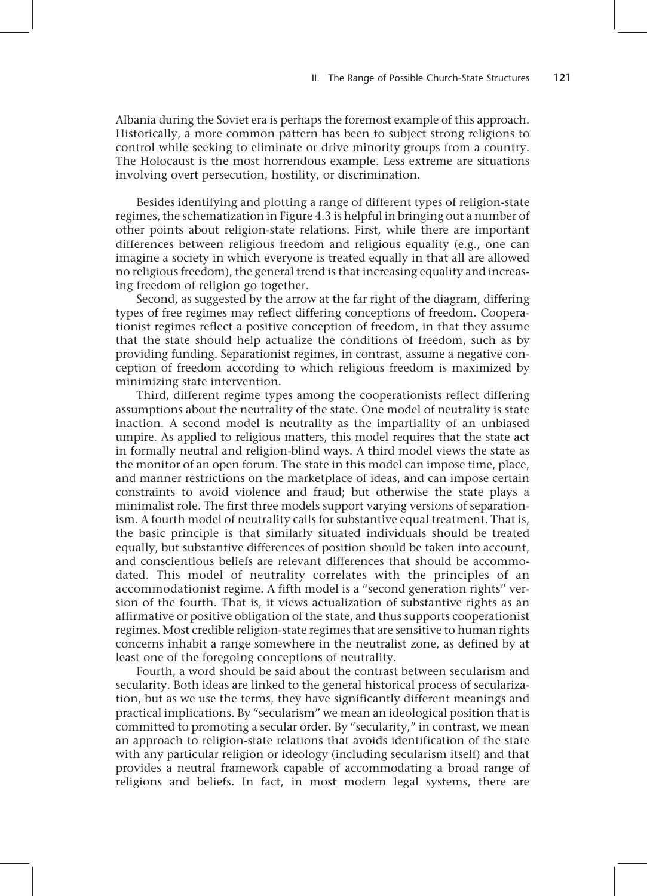Albania during the Soviet era is perhaps the foremost example of this approach. Historically, a more common pattern has been to subject strong religions to control while seeking to eliminate or drive minority groups from a country. The Holocaust is the most horrendous example. Less extreme are situations involving overt persecution, hostility, or discrimination.

Besides identifying and plotting a range of different types of religion-state regimes, the schematization in Figure 4.3 is helpful in bringing out a number of other points about religion-state relations. First, while there are important differences between religious freedom and religious equality (e.g., one can imagine a society in which everyone is treated equally in that all are allowed no religious freedom), the general trend is that increasing equality and increasing freedom of religion go together.

Second, as suggested by the arrow at the far right of the diagram, differing types of free regimes may reflect differing conceptions of freedom. Cooperationist regimes reflect a positive conception of freedom, in that they assume that the state should help actualize the conditions of freedom, such as by providing funding. Separationist regimes, in contrast, assume a negative conception of freedom according to which religious freedom is maximized by minimizing state intervention.

Third, different regime types among the cooperationists reflect differing assumptions about the neutrality of the state. One model of neutrality is state inaction. A second model is neutrality as the impartiality of an unbiased umpire. As applied to religious matters, this model requires that the state act in formally neutral and religion-blind ways. A third model views the state as the monitor of an open forum. The state in this model can impose time, place, and manner restrictions on the marketplace of ideas, and can impose certain constraints to avoid violence and fraud; but otherwise the state plays a minimalist role. The first three models support varying versions of separationism. A fourth model of neutrality calls for substantive equal treatment. That is, the basic principle is that similarly situated individuals should be treated equally, but substantive differences of position should be taken into account, and conscientious beliefs are relevant differences that should be accommodated. This model of neutrality correlates with the principles of an accommodationist regime. A fifth model is a "second generation rights" version of the fourth. That is, it views actualization of substantive rights as an affirmative or positive obligation of the state, and thus supports cooperationist regimes. Most credible religion-state regimes that are sensitive to human rights concerns inhabit a range somewhere in the neutralist zone, as defined by at least one of the foregoing conceptions of neutrality.

Fourth, a word should be said about the contrast between secularism and secularity. Both ideas are linked to the general historical process of secularization, but as we use the terms, they have significantly different meanings and practical implications. By "secularism" we mean an ideological position that is committed to promoting a secular order. By "secularity," in contrast, we mean an approach to religion-state relations that avoids identification of the state with any particular religion or ideology (including secularism itself) and that provides a neutral framework capable of accommodating a broad range of religions and beliefs. In fact, in most modern legal systems, there are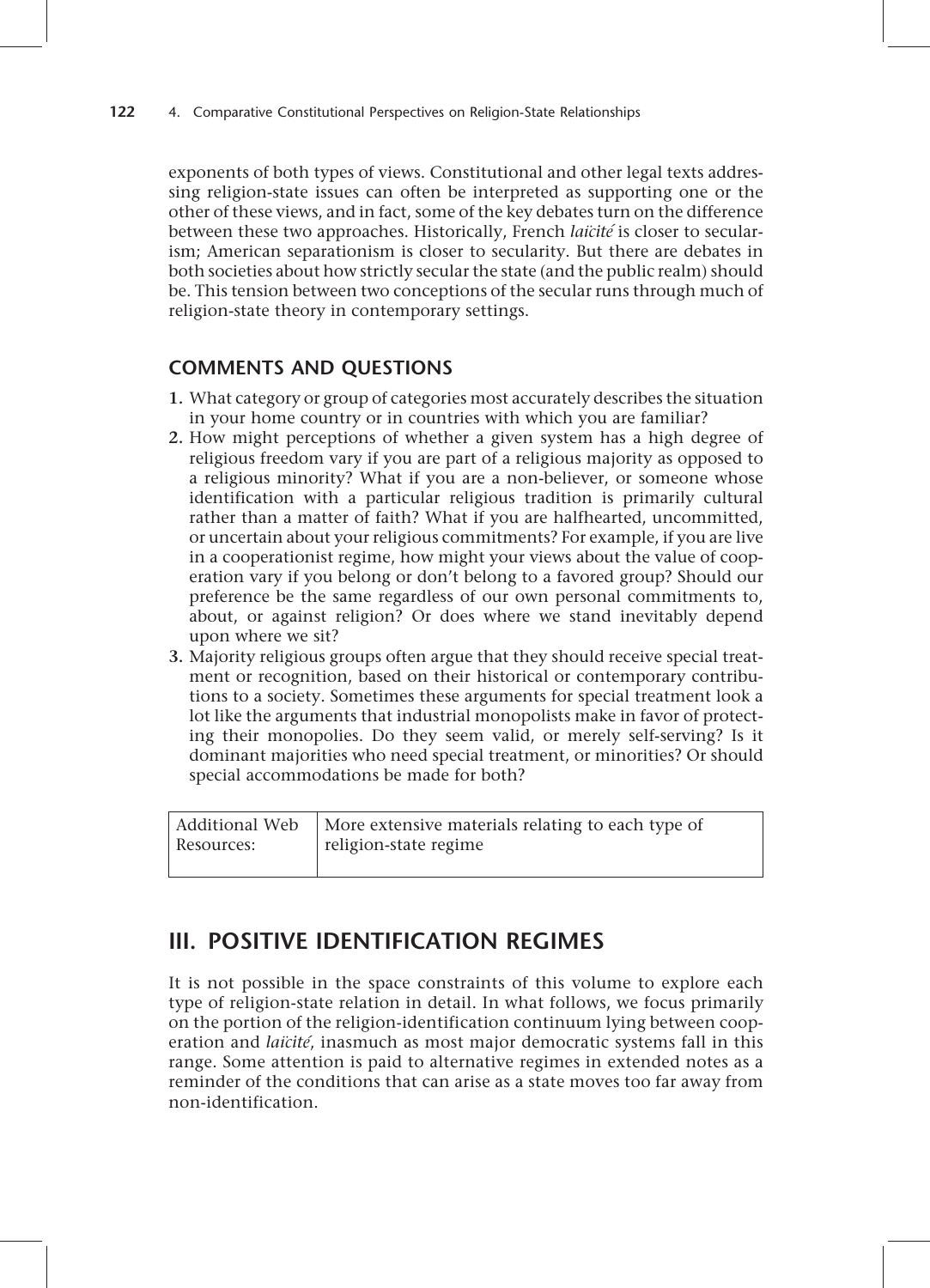exponents of both types of views. Constitutional and other legal texts addressing religion-state issues can often be interpreted as supporting one or the other of these views, and in fact, some of the key debates turn on the difference between these two approaches. Historically, French *laïcité* is closer to secularism; American separationism is closer to secularity. But there are debates in both societies about how strictly secular the state (and the public realm) should be. This tension between two conceptions of the secular runs through much of religion-state theory in contemporary settings.

## COMMENTS AND QUESTIONS

1. What category or group of categories most accurately describes the situation in your home country or in countries with which you are familiar?
2. How might perceptions of whether a given system has a high degree of religious freedom vary if you are part of a religious majority as opposed to a religious minority? What if you are a non-believer, or someone whose identification with a particular religious tradition is primarily cultural rather than a matter of faith? What if you are halfhearted, uncommitted, or uncertain about your religious commitments? For example, if you are live in a cooperationist regime, how might your views about the value of cooperation vary if you belong or don't belong to a favored group? Should our preference be the same regardless of our own personal commitments to, about, or against religion? Or does where we stand inevitably depend upon where we sit?
3. Majority religious groups often argue that they should receive special treatment or recognition, based on their historical or contemporary contributions to a society. Sometimes these arguments for special treatment look a lot like the arguments that industrial monopolists make in favor of protecting their monopolies. Do they seem valid, or merely self-serving? Is it dominant majorities who need special treatment, or minorities? Or should special accommodations be made for both?

| | |
|---|---|
| Additional Web Resources: | More extensive materials relating to each type of religion-state regime |

## III. POSITIVE IDENTIFICATION REGIMES

It is not possible in the space constraints of this volume to explore each type of religion-state relation in detail. In what follows, we focus primarily on the portion of the religion-identification continuum lying between cooperation and *laïcité*, inasmuch as most major democratic systems fall in this range. Some attention is paid to alternative regimes in extended notes as a reminder of the conditions that can arise as a state moves too far away from non-identification.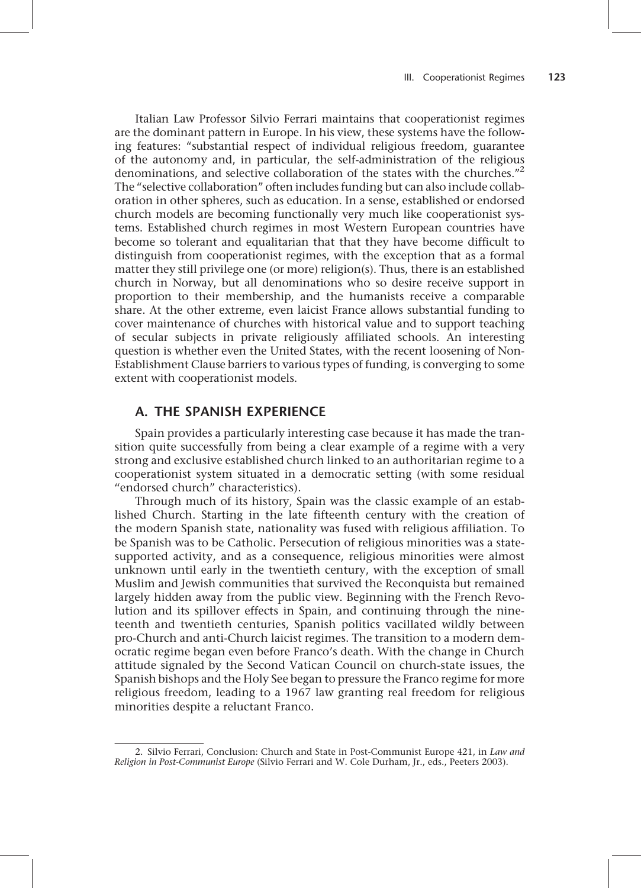Italian Law Professor Silvio Ferrari maintains that cooperationist regimes are the dominant pattern in Europe. In his view, these systems have the following features: "substantial respect of individual religious freedom, guarantee of the autonomy and, in particular, the self-administration of the religious denominations, and selective collaboration of the states with the churches."[2] The "selective collaboration" often includes funding but can also include collaboration in other spheres, such as education. In a sense, established or endorsed church models are becoming functionally very much like cooperationist systems. Established church regimes in most Western European countries have become so tolerant and equalitarian that that they have become difficult to distinguish from cooperationist regimes, with the exception that as a formal matter they still privilege one (or more) religion(s). Thus, there is an established church in Norway, but all denominations who so desire receive support in proportion to their membership, and the humanists receive a comparable share. At the other extreme, even laicist France allows substantial funding to cover maintenance of churches with historical value and to support teaching of secular subjects in private religiously affiliated schools. An interesting question is whether even the United States, with the recent loosening of Non-Establishment Clause barriers to various types of funding, is converging to some extent with cooperationist models.

## A. THE SPANISH EXPERIENCE

Spain provides a particularly interesting case because it has made the transition quite successfully from being a clear example of a regime with a very strong and exclusive established church linked to an authoritarian regime to a cooperationist system situated in a democratic setting (with some residual "endorsed church" characteristics).

Through much of its history, Spain was the classic example of an established Church. Starting in the late fifteenth century with the creation of the modern Spanish state, nationality was fused with religious affiliation. To be Spanish was to be Catholic. Persecution of religious minorities was a state-supported activity, and as a consequence, religious minorities were almost unknown until early in the twentieth century, with the exception of small Muslim and Jewish communities that survived the Reconquista but remained largely hidden away from the public view. Beginning with the French Revolution and its spillover effects in Spain, and continuing through the nineteenth and twentieth centuries, Spanish politics vacillated wildly between pro-Church and anti-Church laicist regimes. The transition to a modern democratic regime began even before Franco's death. With the change in Church attitude signaled by the Second Vatican Council on church-state issues, the Spanish bishops and the Holy See began to pressure the Franco regime for more religious freedom, leading to a 1967 law granting real freedom for religious minorities despite a reluctant Franco.

---

2. Silvio Ferrari, Conclusion: Church and State in Post-Communist Europe 421, in *Law and Religion in Post-Communist Europe* (Silvio Ferrari and W. Cole Durham, Jr., eds., Peeters 2003).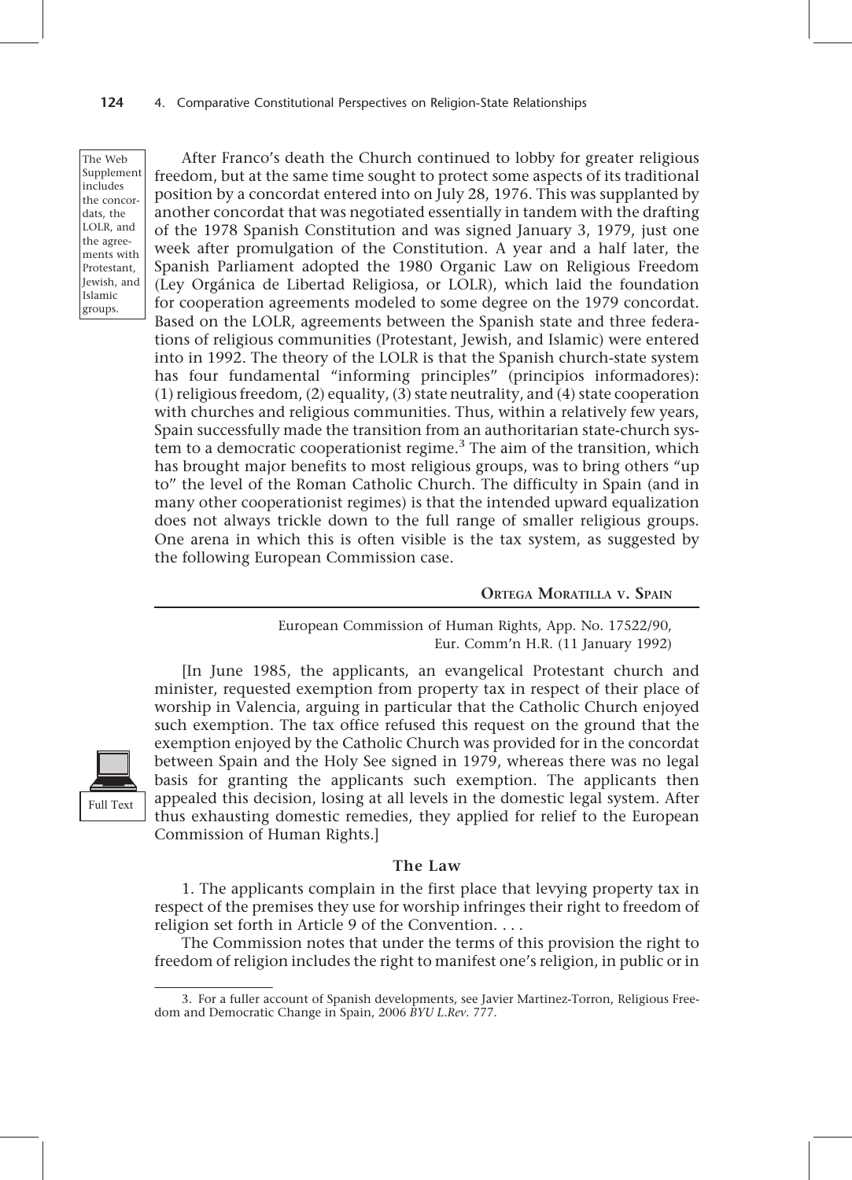The Web Supplement includes the concordats, the LOLR, and the agreements with Protestant, Jewish, and Islamic groups.

After Franco's death the Church continued to lobby for greater religious freedom, but at the same time sought to protect some aspects of its traditional position by a concordat entered into on July 28, 1976. This was supplanted by another concordat that was negotiated essentially in tandem with the drafting of the 1978 Spanish Constitution and was signed January 3, 1979, just one week after promulgation of the Constitution. A year and a half later, the Spanish Parliament adopted the 1980 Organic Law on Religious Freedom (Ley Orgánica de Libertad Religiosa, or LOLR), which laid the foundation for cooperation agreements modeled to some degree on the 1979 concordat. Based on the LOLR, agreements between the Spanish state and three federations of religious communities (Protestant, Jewish, and Islamic) were entered into in 1992. The theory of the LOLR is that the Spanish church-state system has four fundamental "informing principles" (principios informadores): (1) religious freedom, (2) equality, (3) state neutrality, and (4) state cooperation with churches and religious communities. Thus, within a relatively few years, Spain successfully made the transition from an authoritarian state-church system to a democratic cooperationist regime.[3] The aim of the transition, which has brought major benefits to most religious groups, was to bring others "up to" the level of the Roman Catholic Church. The difficulty in Spain (and in many other cooperationist regimes) is that the intended upward equalization does not always trickle down to the full range of smaller religious groups. One arena in which this is often visible is the tax system, as suggested by the following European Commission case.

## Ortega Moratilla v. Spain

European Commission of Human Rights, App. No. 17522/90, Eur. Comm'n H.R. (11 January 1992)

Full Text

[In June 1985, the applicants, an evangelical Protestant church and minister, requested exemption from property tax in respect of their place of worship in Valencia, arguing in particular that the Catholic Church enjoyed such exemption. The tax office refused this request on the ground that the exemption enjoyed by the Catholic Church was provided for in the concordat between Spain and the Holy See signed in 1979, whereas there was no legal basis for granting the applicants such exemption. The applicants then appealed this decision, losing at all levels in the domestic legal system. After thus exhausting domestic remedies, they applied for relief to the European Commission of Human Rights.]

### The Law

1. The applicants complain in the first place that levying property tax in respect of the premises they use for worship infringes their right to freedom of religion set forth in Article 9 of the Convention. . . .

The Commission notes that under the terms of this provision the right to freedom of religion includes the right to manifest one's religion, in public or in

---

3. For a fuller account of Spanish developments, see Javier Martinez-Torron, Religious Freedom and Democratic Change in Spain, 2006 *BYU L.Rev.* 777.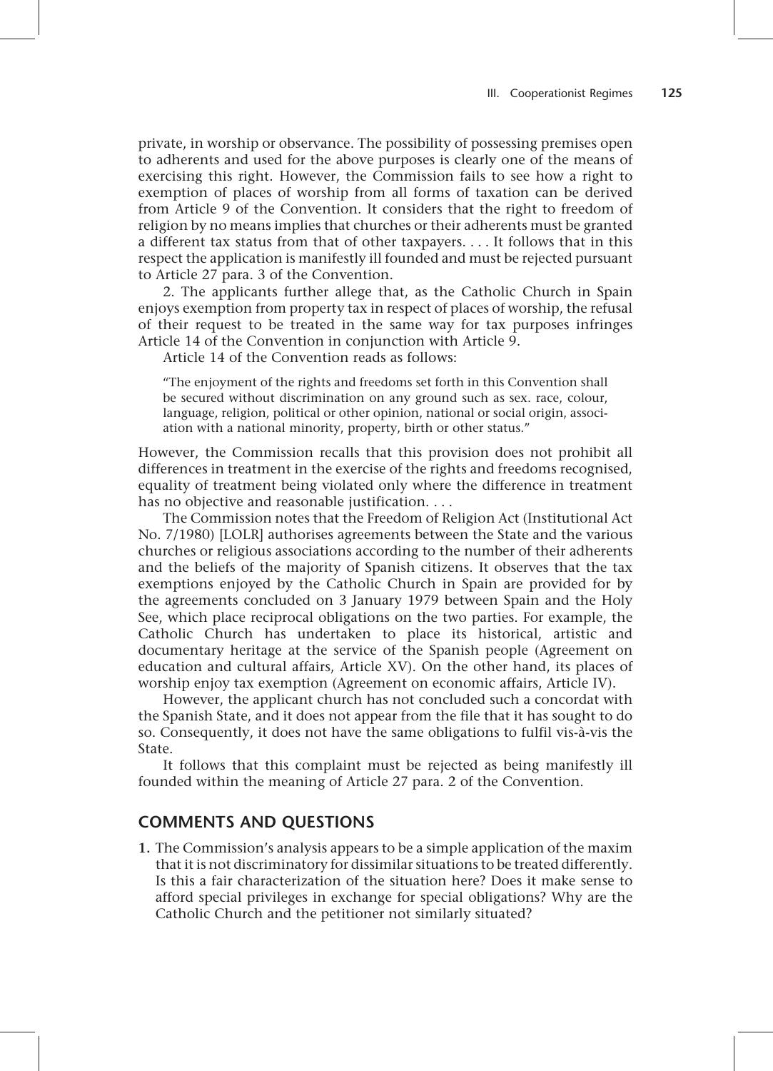private, in worship or observance. The possibility of possessing premises open to adherents and used for the above purposes is clearly one of the means of exercising this right. However, the Commission fails to see how a right to exemption of places of worship from all forms of taxation can be derived from Article 9 of the Convention. It considers that the right to freedom of religion by no means implies that churches or their adherents must be granted a different tax status from that of other taxpayers. . . . It follows that in this respect the application is manifestly ill founded and must be rejected pursuant to Article 27 para. 3 of the Convention.

2. The applicants further allege that, as the Catholic Church in Spain enjoys exemption from property tax in respect of places of worship, the refusal of their request to be treated in the same way for tax purposes infringes Article 14 of the Convention in conjunction with Article 9.

Article 14 of the Convention reads as follows:

> "The enjoyment of the rights and freedoms set forth in this Convention shall be secured without discrimination on any ground such as sex. race, colour, language, religion, political or other opinion, national or social origin, association with a national minority, property, birth or other status."

However, the Commission recalls that this provision does not prohibit all differences in treatment in the exercise of the rights and freedoms recognised, equality of treatment being violated only where the difference in treatment has no objective and reasonable justification. . . .

The Commission notes that the Freedom of Religion Act (Institutional Act No. 7/1980) [LOLR] authorises agreements between the State and the various churches or religious associations according to the number of their adherents and the beliefs of the majority of Spanish citizens. It observes that the tax exemptions enjoyed by the Catholic Church in Spain are provided for by the agreements concluded on 3 January 1979 between Spain and the Holy See, which place reciprocal obligations on the two parties. For example, the Catholic Church has undertaken to place its historical, artistic and documentary heritage at the service of the Spanish people (Agreement on education and cultural affairs, Article XV). On the other hand, its places of worship enjoy tax exemption (Agreement on economic affairs, Article IV).

However, the applicant church has not concluded such a concordat with the Spanish State, and it does not appear from the file that it has sought to do so. Consequently, it does not have the same obligations to fulfil vis-à-vis the State.

It follows that this complaint must be rejected as being manifestly ill founded within the meaning of Article 27 para. 2 of the Convention.

## COMMENTS AND QUESTIONS

1. The Commission's analysis appears to be a simple application of the maxim that it is not discriminatory for dissimilar situations to be treated differently. Is this a fair characterization of the situation here? Does it make sense to afford special privileges in exchange for special obligations? Why are the Catholic Church and the petitioner not similarly situated?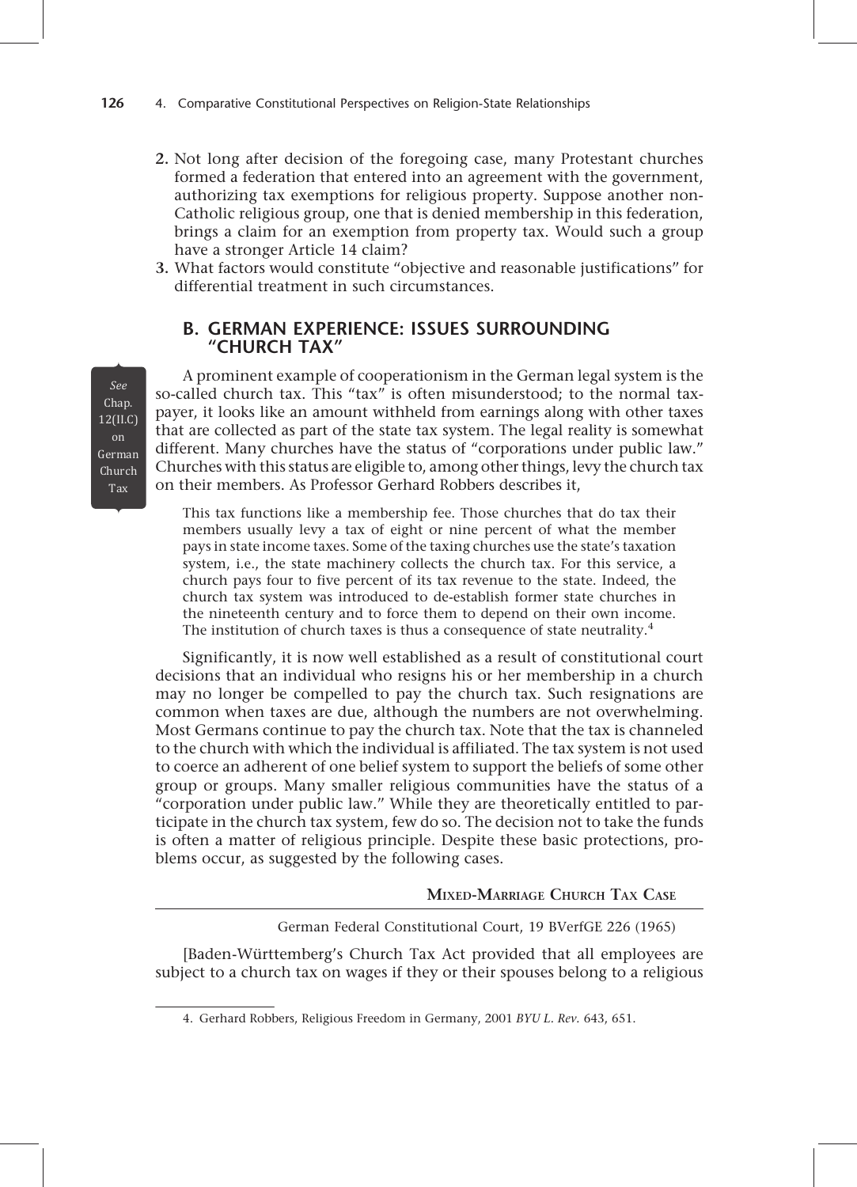2. Not long after decision of the foregoing case, many Protestant churches formed a federation that entered into an agreement with the government, authorizing tax exemptions for religious property. Suppose another non-Catholic religious group, one that is denied membership in this federation, brings a claim for an exemption from property tax. Would such a group have a stronger Article 14 claim?
3. What factors would constitute "objective and reasonable justifications" for differential treatment in such circumstances.

## B. GERMAN EXPERIENCE: ISSUES SURROUNDING "CHURCH TAX"

*See* Chap. 12(II.C) on German Church Tax

A prominent example of cooperationism in the German legal system is the so-called church tax. This "tax" is often misunderstood; to the normal taxpayer, it looks like an amount withheld from earnings along with other taxes that are collected as part of the state tax system. The legal reality is somewhat different. Many churches have the status of "corporations under public law." Churches with this status are eligible to, among other things, levy the church tax on their members. As Professor Gerhard Robbers describes it,

> This tax functions like a membership fee. Those churches that do tax their members usually levy a tax of eight or nine percent of what the member pays in state income taxes. Some of the taxing churches use the state's taxation system, i.e., the state machinery collects the church tax. For this service, a church pays four to five percent of its tax revenue to the state. Indeed, the church tax system was introduced to de-establish former state churches in the nineteenth century and to force them to depend on their own income. The institution of church taxes is thus a consequence of state neutrality.[4]

Significantly, it is now well established as a result of constitutional court decisions that an individual who resigns his or her membership in a church may no longer be compelled to pay the church tax. Such resignations are common when taxes are due, although the numbers are not overwhelming. Most Germans continue to pay the church tax. Note that the tax is channeled to the church with which the individual is affiliated. The tax system is not used to coerce an adherent of one belief system to support the beliefs of some other group or groups. Many smaller religious communities have the status of a "corporation under public law." While they are theoretically entitled to participate in the church tax system, few do so. The decision not to take the funds is often a matter of religious principle. Despite these basic protections, problems occur, as suggested by the following cases.

### Mixed-Marriage Church Tax Case

German Federal Constitutional Court, 19 BVerfGE 226 (1965)

[Baden-Württemberg's Church Tax Act provided that all employees are subject to a church tax on wages if they or their spouses belong to a religious

4. Gerhard Robbers, Religious Freedom in Germany, 2001 *BYU L. Rev.* 643, 651.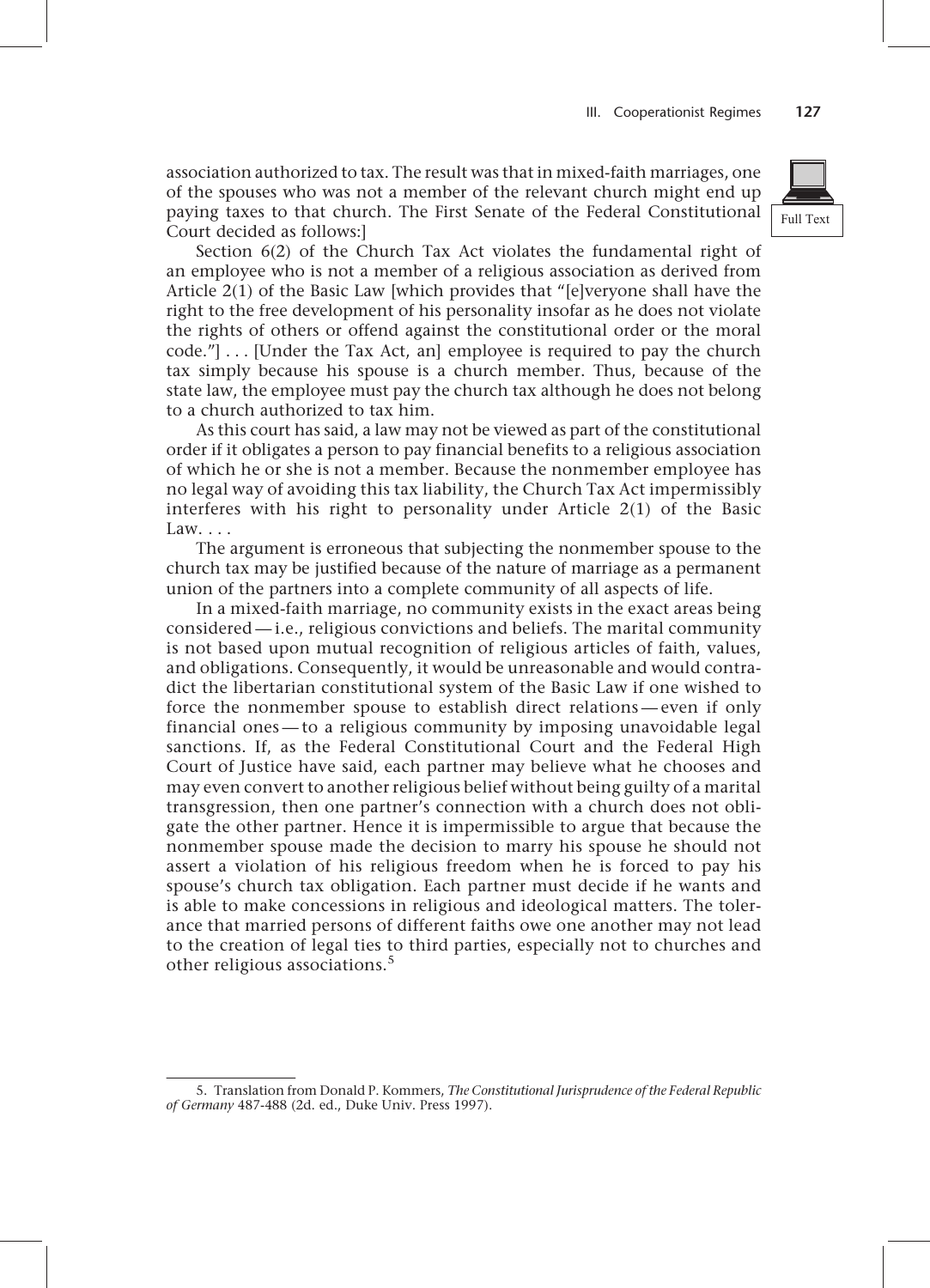association authorized to tax. The result was that in mixed-faith marriages, one of the spouses who was not a member of the relevant church might end up paying taxes to that church. The First Senate of the Federal Constitutional Court decided as follows:]

Full Text

Section 6(2) of the Church Tax Act violates the fundamental right of an employee who is not a member of a religious association as derived from Article 2(1) of the Basic Law [which provides that "[e]veryone shall have the right to the free development of his personality insofar as he does not violate the rights of others or offend against the constitutional order or the moral code."] . . . [Under the Tax Act, an] employee is required to pay the church tax simply because his spouse is a church member. Thus, because of the state law, the employee must pay the church tax although he does not belong to a church authorized to tax him.

As this court has said, a law may not be viewed as part of the constitutional order if it obligates a person to pay financial benefits to a religious association of which he or she is not a member. Because the nonmember employee has no legal way of avoiding this tax liability, the Church Tax Act impermissibly interferes with his right to personality under Article 2(1) of the Basic Law. . . .

The argument is erroneous that subjecting the nonmember spouse to the church tax may be justified because of the nature of marriage as a permanent union of the partners into a complete community of all aspects of life.

In a mixed-faith marriage, no community exists in the exact areas being considered — i.e., religious convictions and beliefs. The marital community is not based upon mutual recognition of religious articles of faith, values, and obligations. Consequently, it would be unreasonable and would contradict the libertarian constitutional system of the Basic Law if one wished to force the nonmember spouse to establish direct relations — even if only financial ones — to a religious community by imposing unavoidable legal sanctions. If, as the Federal Constitutional Court and the Federal High Court of Justice have said, each partner may believe what he chooses and may even convert to another religious belief without being guilty of a marital transgression, then one partner's connection with a church does not obligate the other partner. Hence it is impermissible to argue that because the nonmember spouse made the decision to marry his spouse he should not assert a violation of his religious freedom when he is forced to pay his spouse's church tax obligation. Each partner must decide if he wants and is able to make concessions in religious and ideological matters. The tolerance that married persons of different faiths owe one another may not lead to the creation of legal ties to third parties, especially not to churches and other religious associations.[5]

---

5. Translation from Donald P. Kommers, *The Constitutional Jurisprudence of the Federal Republic of Germany* 487-488 (2d. ed., Duke Univ. Press 1997).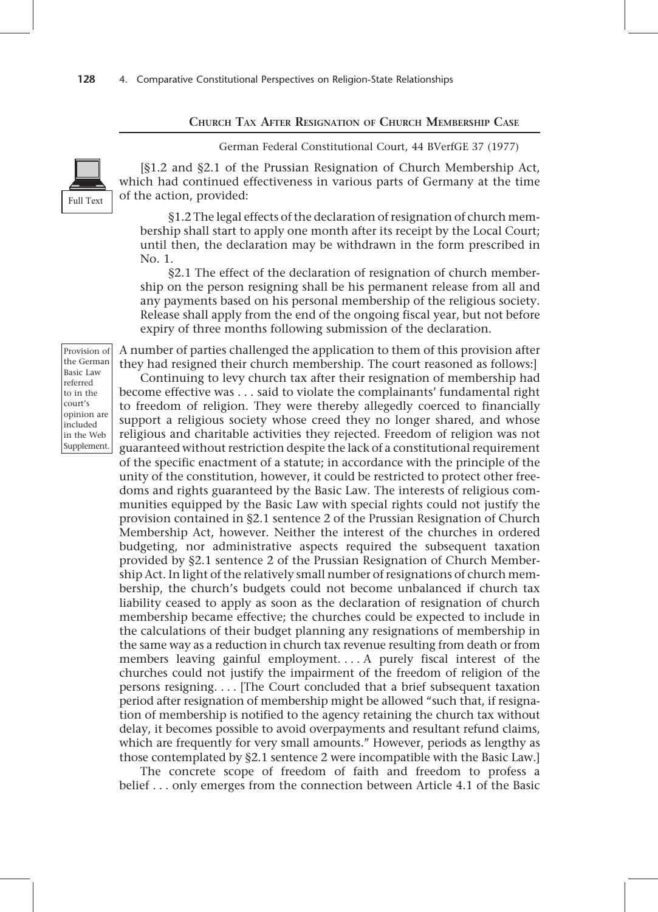### Church Tax After Resignation of Church Membership Case

German Federal Constitutional Court, 44 BVerfGE 37 (1977)

Full Text

[§1.2 and §2.1 of the Prussian Resignation of Church Membership Act, which had continued effectiveness in various parts of Germany at the time of the action, provided:

> §1.2 The legal effects of the declaration of resignation of church membership shall start to apply one month after its receipt by the Local Court; until then, the declaration may be withdrawn in the form prescribed in No. 1.
>
> §2.1 The effect of the declaration of resignation of church membership on the person resigning shall be his permanent release from all and any payments based on his personal membership of the religious society. Release shall apply from the end of the ongoing fiscal year, but not before expiry of three months following submission of the declaration.

Provision of the German Basic Law referred to in the court's opinion are included in the Web Supplement.

A number of parties challenged the application to them of this provision after they had resigned their church membership. The court reasoned as follows:]

Continuing to levy church tax after their resignation of membership had become effective was . . . said to violate the complainants' fundamental right to freedom of religion. They were thereby allegedly coerced to financially support a religious society whose creed they no longer shared, and whose religious and charitable activities they rejected. Freedom of religion was not guaranteed without restriction despite the lack of a constitutional requirement of the specific enactment of a statute; in accordance with the principle of the unity of the constitution, however, it could be restricted to protect other freedoms and rights guaranteed by the Basic Law. The interests of religious communities equipped by the Basic Law with special rights could not justify the provision contained in §2.1 sentence 2 of the Prussian Resignation of Church Membership Act, however. Neither the interest of the churches in ordered budgeting, nor administrative aspects required the subsequent taxation provided by §2.1 sentence 2 of the Prussian Resignation of Church Membership Act. In light of the relatively small number of resignations of church membership, the church's budgets could not become unbalanced if church tax liability ceased to apply as soon as the declaration of resignation of church membership became effective; the churches could be expected to include in the calculations of their budget planning any resignations of membership in the same way as a reduction in church tax revenue resulting from death or from members leaving gainful employment. . . . A purely fiscal interest of the churches could not justify the impairment of the freedom of religion of the persons resigning. . . . [The Court concluded that a brief subsequent taxation period after resignation of membership might be allowed "such that, if resignation of membership is notified to the agency retaining the church tax without delay, it becomes possible to avoid overpayments and resultant refund claims, which are frequently for very small amounts." However, periods as lengthy as those contemplated by §2.1 sentence 2 were incompatible with the Basic Law.]

The concrete scope of freedom of faith and freedom to profess a belief . . . only emerges from the connection between Article 4.1 of the Basic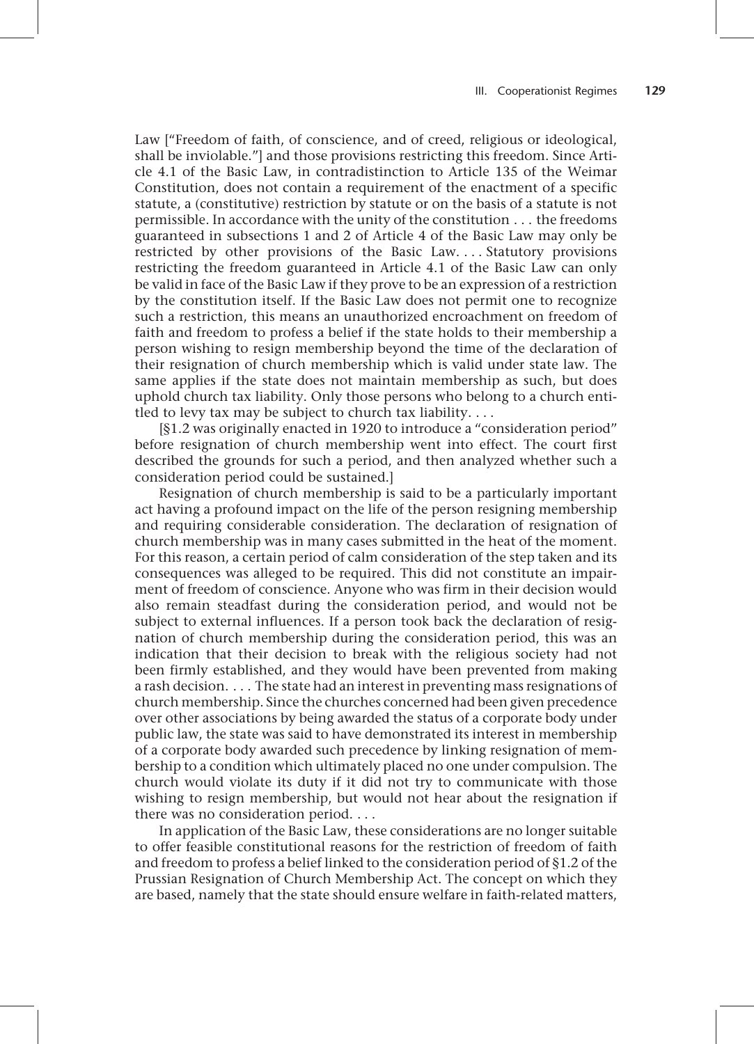Law ["Freedom of faith, of conscience, and of creed, religious or ideological, shall be inviolable."] and those provisions restricting this freedom. Since Article 4.1 of the Basic Law, in contradistinction to Article 135 of the Weimar Constitution, does not contain a requirement of the enactment of a specific statute, a (constitutive) restriction by statute or on the basis of a statute is not permissible. In accordance with the unity of the constitution . . . the freedoms guaranteed in subsections 1 and 2 of Article 4 of the Basic Law may only be restricted by other provisions of the Basic Law. . . . Statutory provisions restricting the freedom guaranteed in Article 4.1 of the Basic Law can only be valid in face of the Basic Law if they prove to be an expression of a restriction by the constitution itself. If the Basic Law does not permit one to recognize such a restriction, this means an unauthorized encroachment on freedom of faith and freedom to profess a belief if the state holds to their membership a person wishing to resign membership beyond the time of the declaration of their resignation of church membership which is valid under state law. The same applies if the state does not maintain membership as such, but does uphold church tax liability. Only those persons who belong to a church entitled to levy tax may be subject to church tax liability. . . .

[§1.2 was originally enacted in 1920 to introduce a "consideration period" before resignation of church membership went into effect. The court first described the grounds for such a period, and then analyzed whether such a consideration period could be sustained.]

Resignation of church membership is said to be a particularly important act having a profound impact on the life of the person resigning membership and requiring considerable consideration. The declaration of resignation of church membership was in many cases submitted in the heat of the moment. For this reason, a certain period of calm consideration of the step taken and its consequences was alleged to be required. This did not constitute an impairment of freedom of conscience. Anyone who was firm in their decision would also remain steadfast during the consideration period, and would not be subject to external influences. If a person took back the declaration of resignation of church membership during the consideration period, this was an indication that their decision to break with the religious society had not been firmly established, and they would have been prevented from making a rash decision. . . . The state had an interest in preventing mass resignations of church membership. Since the churches concerned had been given precedence over other associations by being awarded the status of a corporate body under public law, the state was said to have demonstrated its interest in membership of a corporate body awarded such precedence by linking resignation of membership to a condition which ultimately placed no one under compulsion. The church would violate its duty if it did not try to communicate with those wishing to resign membership, but would not hear about the resignation if there was no consideration period. . . .

In application of the Basic Law, these considerations are no longer suitable to offer feasible constitutional reasons for the restriction of freedom of faith and freedom to profess a belief linked to the consideration period of §1.2 of the Prussian Resignation of Church Membership Act. The concept on which they are based, namely that the state should ensure welfare in faith-related matters,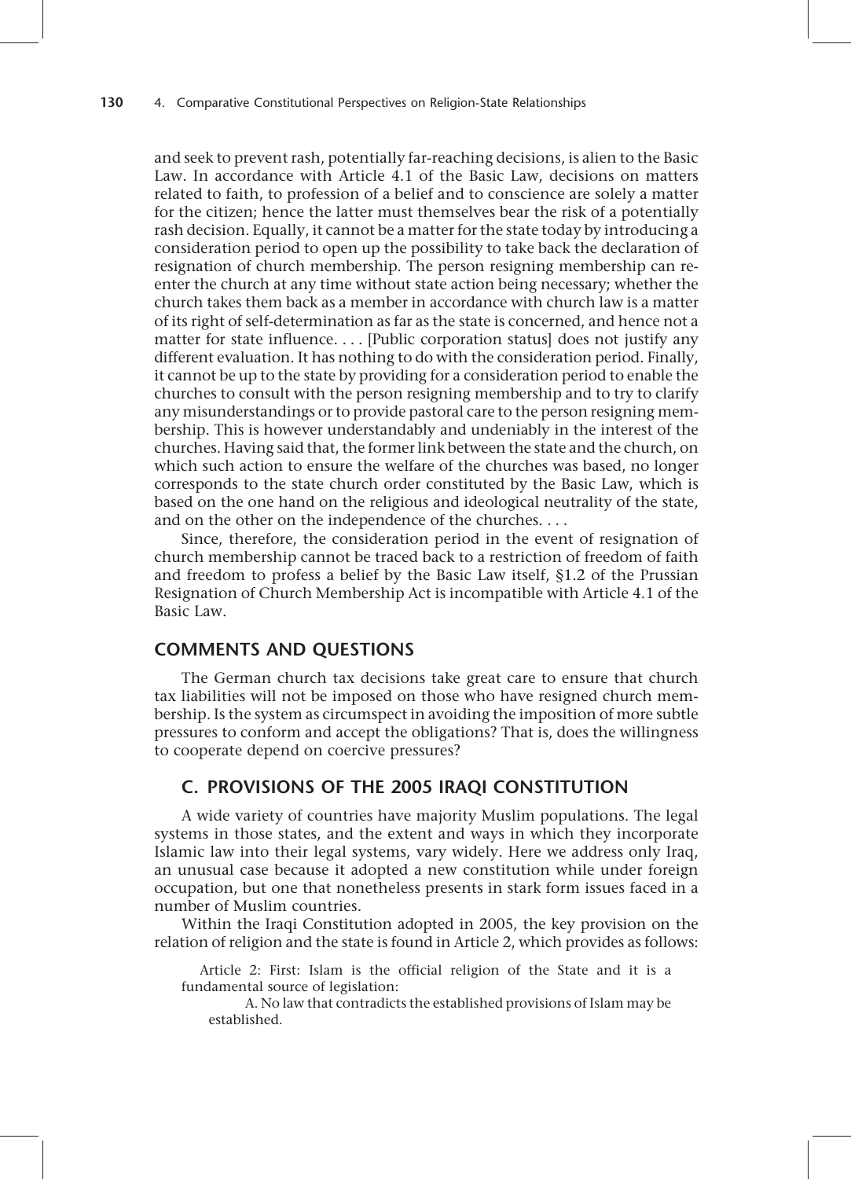and seek to prevent rash, potentially far-reaching decisions, is alien to the Basic Law. In accordance with Article 4.1 of the Basic Law, decisions on matters related to faith, to profession of a belief and to conscience are solely a matter for the citizen; hence the latter must themselves bear the risk of a potentially rash decision. Equally, it cannot be a matter for the state today by introducing a consideration period to open up the possibility to take back the declaration of resignation of church membership. The person resigning membership can re-enter the church at any time without state action being necessary; whether the church takes them back as a member in accordance with church law is a matter of its right of self-determination as far as the state is concerned, and hence not a matter for state influence. . . . [Public corporation status] does not justify any different evaluation. It has nothing to do with the consideration period. Finally, it cannot be up to the state by providing for a consideration period to enable the churches to consult with the person resigning membership and to try to clarify any misunderstandings or to provide pastoral care to the person resigning membership. This is however understandably and undeniably in the interest of the churches. Having said that, the former link between the state and the church, on which such action to ensure the welfare of the churches was based, no longer corresponds to the state church order constituted by the Basic Law, which is based on the one hand on the religious and ideological neutrality of the state, and on the other on the independence of the churches. . . .

Since, therefore, the consideration period in the event of resignation of church membership cannot be traced back to a restriction of freedom of faith and freedom to profess a belief by the Basic Law itself, §1.2 of the Prussian Resignation of Church Membership Act is incompatible with Article 4.1 of the Basic Law.

## COMMENTS AND QUESTIONS

The German church tax decisions take great care to ensure that church tax liabilities will not be imposed on those who have resigned church membership. Is the system as circumspect in avoiding the imposition of more subtle pressures to conform and accept the obligations? That is, does the willingness to cooperate depend on coercive pressures?

## C. PROVISIONS OF THE 2005 IRAQI CONSTITUTION

A wide variety of countries have majority Muslim populations. The legal systems in those states, and the extent and ways in which they incorporate Islamic law into their legal systems, vary widely. Here we address only Iraq, an unusual case because it adopted a new constitution while under foreign occupation, but one that nonetheless presents in stark form issues faced in a number of Muslim countries.

Within the Iraqi Constitution adopted in 2005, the key provision on the relation of religion and the state is found in Article 2, which provides as follows:

> Article 2: First: Islam is the official religion of the State and it is a fundamental source of legislation:
>
> A. No law that contradicts the established provisions of Islam may be established.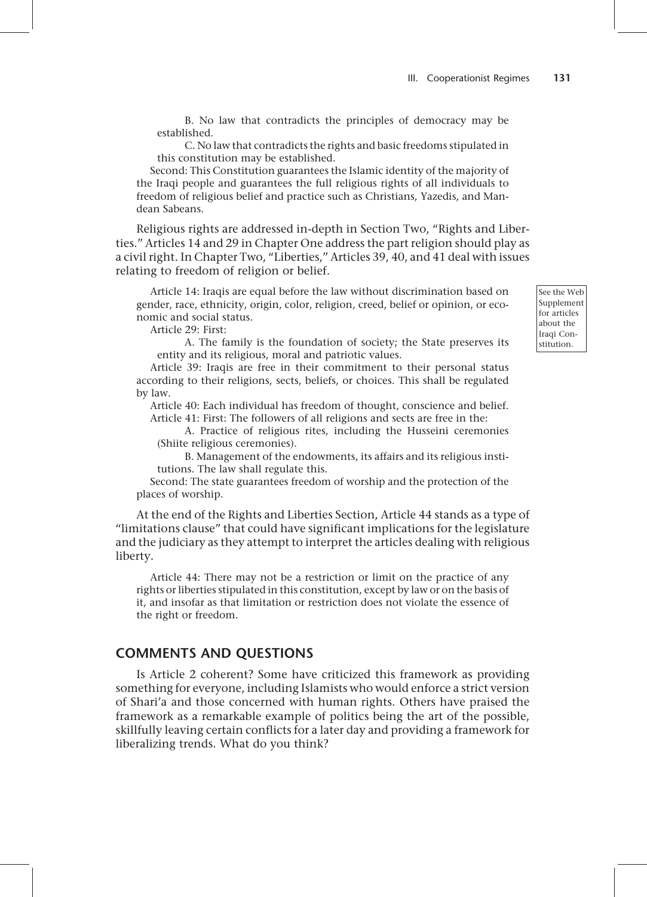B. No law that contradicts the principles of democracy may be established.

C. No law that contradicts the rights and basic freedoms stipulated in this constitution may be established.

Second: This Constitution guarantees the Islamic identity of the majority of the Iraqi people and guarantees the full religious rights of all individuals to freedom of religious belief and practice such as Christians, Yazedis, and Mandean Sabeans.

Religious rights are addressed in-depth in Section Two, "Rights and Liberties." Articles 14 and 29 in Chapter One address the part religion should play as a civil right. In Chapter Two, "Liberties," Articles 39, 40, and 41 deal with issues relating to freedom of religion or belief.

See the Web Supplement for articles about the Iraqi Constitution.

Article 14: Iraqis are equal before the law without discrimination based on gender, race, ethnicity, origin, color, religion, creed, belief or opinion, or economic and social status.

Article 29: First:

A. The family is the foundation of society; the State preserves its entity and its religious, moral and patriotic values.

Article 39: Iraqis are free in their commitment to their personal status according to their religions, sects, beliefs, or choices. This shall be regulated by law.

Article 40: Each individual has freedom of thought, conscience and belief.

Article 41: First: The followers of all religions and sects are free in the:

A. Practice of religious rites, including the Husseini ceremonies (Shiite religious ceremonies).

B. Management of the endowments, its affairs and its religious institutions. The law shall regulate this.

Second: The state guarantees freedom of worship and the protection of the places of worship.

At the end of the Rights and Liberties Section, Article 44 stands as a type of "limitations clause" that could have significant implications for the legislature and the judiciary as they attempt to interpret the articles dealing with religious liberty.

Article 44: There may not be a restriction or limit on the practice of any rights or liberties stipulated in this constitution, except by law or on the basis of it, and insofar as that limitation or restriction does not violate the essence of the right or freedom.

## COMMENTS AND QUESTIONS

Is Article 2 coherent? Some have criticized this framework as providing something for everyone, including Islamists who would enforce a strict version of Shari'a and those concerned with human rights. Others have praised the framework as a remarkable example of politics being the art of the possible, skillfully leaving certain conflicts for a later day and providing a framework for liberalizing trends. What do you think?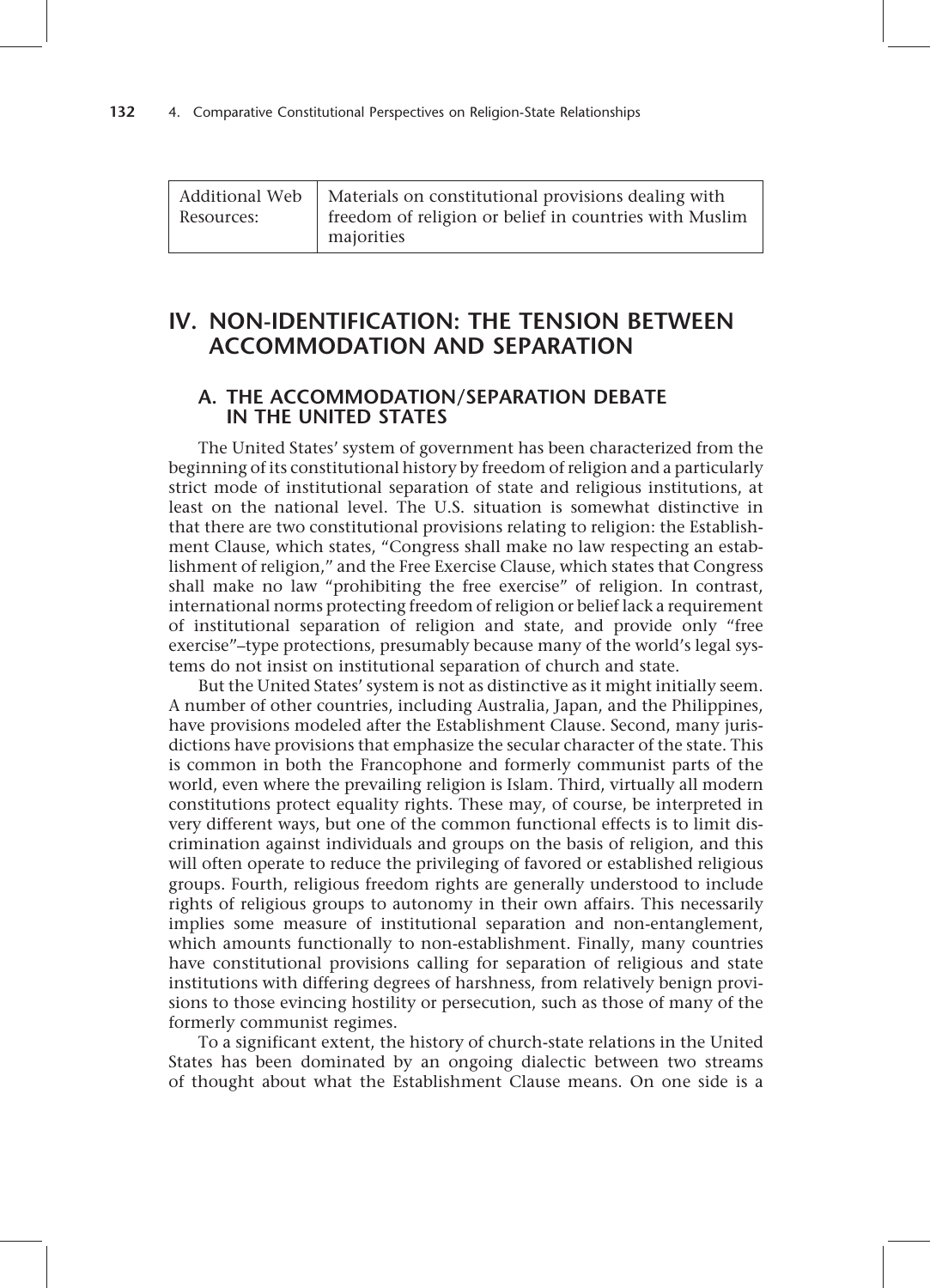| Additional Web Resources: | Materials on constitutional provisions dealing with freedom of religion or belief in countries with Muslim majorities |
|---|---|

## IV. NON-IDENTIFICATION: THE TENSION BETWEEN ACCOMMODATION AND SEPARATION

### A. THE ACCOMMODATION/SEPARATION DEBATE IN THE UNITED STATES

The United States' system of government has been characterized from the beginning of its constitutional history by freedom of religion and a particularly strict mode of institutional separation of state and religious institutions, at least on the national level. The U.S. situation is somewhat distinctive in that there are two constitutional provisions relating to religion: the Establishment Clause, which states, "Congress shall make no law respecting an establishment of religion," and the Free Exercise Clause, which states that Congress shall make no law "prohibiting the free exercise" of religion. In contrast, international norms protecting freedom of religion or belief lack a requirement of institutional separation of religion and state, and provide only "free exercise"–type protections, presumably because many of the world's legal systems do not insist on institutional separation of church and state.

But the United States' system is not as distinctive as it might initially seem. A number of other countries, including Australia, Japan, and the Philippines, have provisions modeled after the Establishment Clause. Second, many jurisdictions have provisions that emphasize the secular character of the state. This is common in both the Francophone and formerly communist parts of the world, even where the prevailing religion is Islam. Third, virtually all modern constitutions protect equality rights. These may, of course, be interpreted in very different ways, but one of the common functional effects is to limit discrimination against individuals and groups on the basis of religion, and this will often operate to reduce the privileging of favored or established religious groups. Fourth, religious freedom rights are generally understood to include rights of religious groups to autonomy in their own affairs. This necessarily implies some measure of institutional separation and non-entanglement, which amounts functionally to non-establishment. Finally, many countries have constitutional provisions calling for separation of religious and state institutions with differing degrees of harshness, from relatively benign provisions to those evincing hostility or persecution, such as those of many of the formerly communist regimes.

To a significant extent, the history of church-state relations in the United States has been dominated by an ongoing dialectic between two streams of thought about what the Establishment Clause means. On one side is a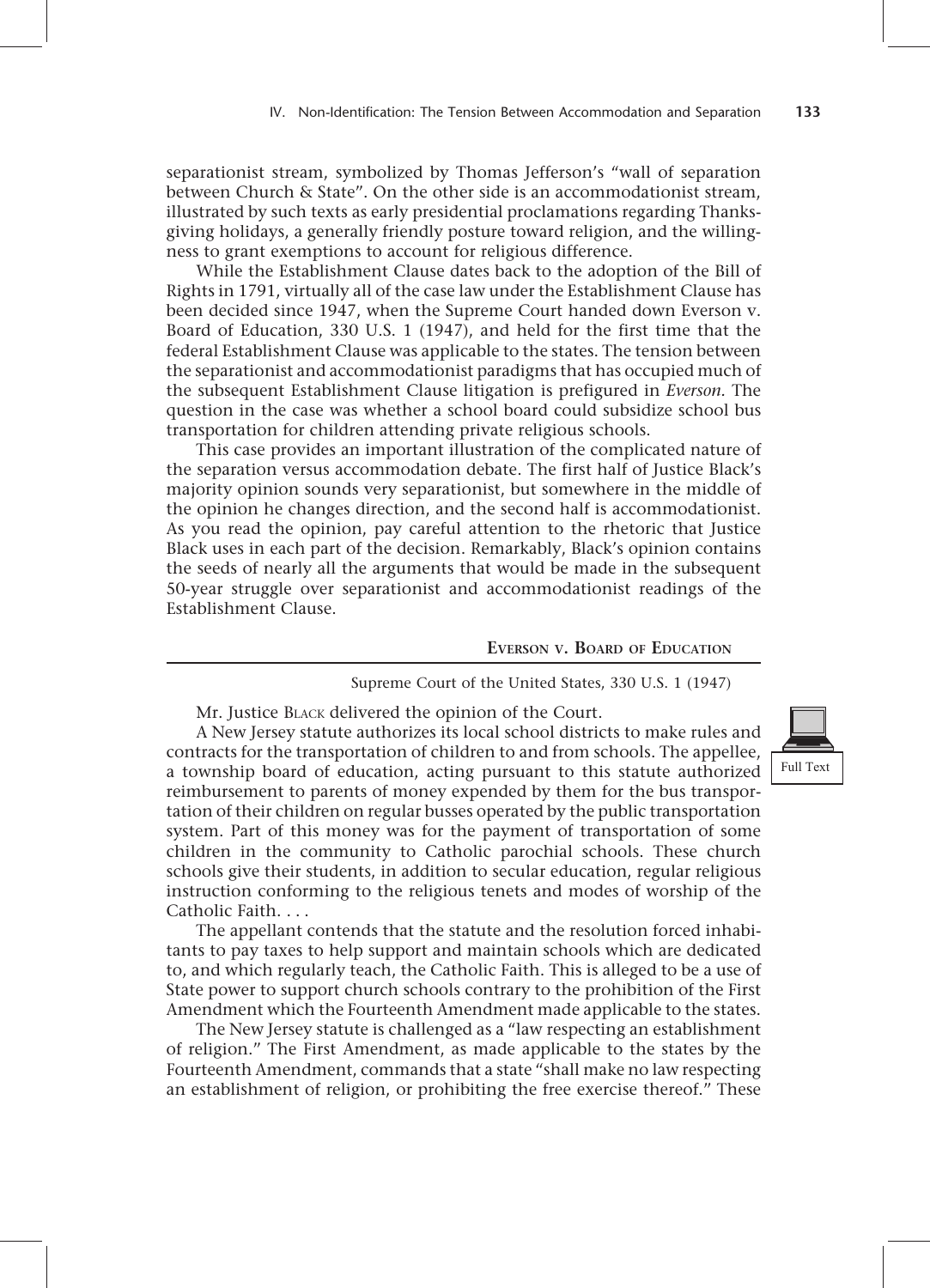separationist stream, symbolized by Thomas Jefferson's "wall of separation between Church & State". On the other side is an accommodationist stream, illustrated by such texts as early presidential proclamations regarding Thanksgiving holidays, a generally friendly posture toward religion, and the willingness to grant exemptions to account for religious difference.

While the Establishment Clause dates back to the adoption of the Bill of Rights in 1791, virtually all of the case law under the Establishment Clause has been decided since 1947, when the Supreme Court handed down Everson v. Board of Education, 330 U.S. 1 (1947), and held for the first time that the federal Establishment Clause was applicable to the states. The tension between the separationist and accommodationist paradigms that has occupied much of the subsequent Establishment Clause litigation is prefigured in *Everson.* The question in the case was whether a school board could subsidize school bus transportation for children attending private religious schools.

This case provides an important illustration of the complicated nature of the separation versus accommodation debate. The first half of Justice Black's majority opinion sounds very separationist, but somewhere in the middle of the opinion he changes direction, and the second half is accommodationist. As you read the opinion, pay careful attention to the rhetoric that Justice Black uses in each part of the decision. Remarkably, Black's opinion contains the seeds of nearly all the arguments that would be made in the subsequent 50-year struggle over separationist and accommodationist readings of the Establishment Clause.

## Everson v. Board of Education

Supreme Court of the United States, 330 U.S. 1 (1947)

Full Text

Mr. Justice Black delivered the opinion of the Court.

A New Jersey statute authorizes its local school districts to make rules and contracts for the transportation of children to and from schools. The appellee, a township board of education, acting pursuant to this statute authorized reimbursement to parents of money expended by them for the bus transportation of their children on regular busses operated by the public transportation system. Part of this money was for the payment of transportation of some children in the community to Catholic parochial schools. These church schools give their students, in addition to secular education, regular religious instruction conforming to the religious tenets and modes of worship of the Catholic Faith. . . .

The appellant contends that the statute and the resolution forced inhabitants to pay taxes to help support and maintain schools which are dedicated to, and which regularly teach, the Catholic Faith. This is alleged to be a use of State power to support church schools contrary to the prohibition of the First Amendment which the Fourteenth Amendment made applicable to the states.

The New Jersey statute is challenged as a "law respecting an establishment of religion." The First Amendment, as made applicable to the states by the Fourteenth Amendment, commands that a state "shall make no law respecting an establishment of religion, or prohibiting the free exercise thereof." These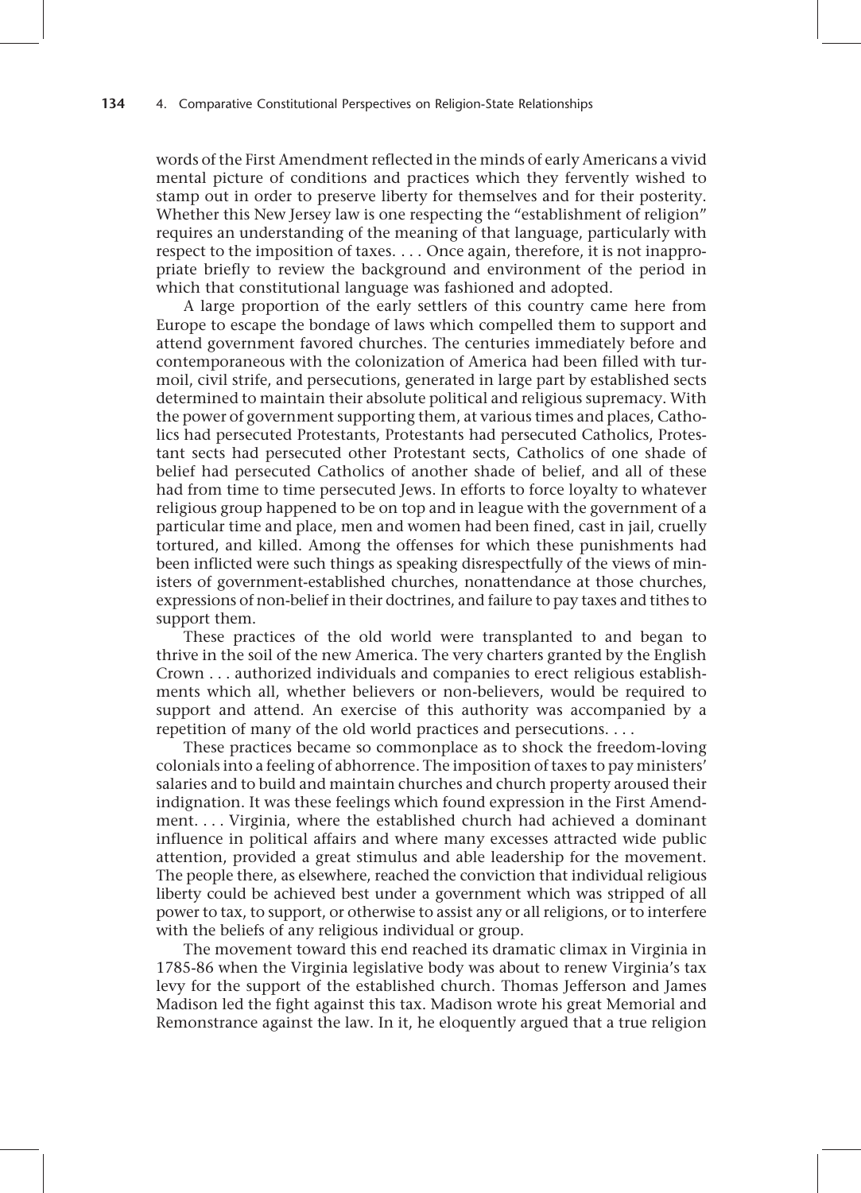words of the First Amendment reflected in the minds of early Americans a vivid mental picture of conditions and practices which they fervently wished to stamp out in order to preserve liberty for themselves and for their posterity. Whether this New Jersey law is one respecting the "establishment of religion" requires an understanding of the meaning of that language, particularly with respect to the imposition of taxes. . . . Once again, therefore, it is not inappropriate briefly to review the background and environment of the period in which that constitutional language was fashioned and adopted.

A large proportion of the early settlers of this country came here from Europe to escape the bondage of laws which compelled them to support and attend government favored churches. The centuries immediately before and contemporaneous with the colonization of America had been filled with turmoil, civil strife, and persecutions, generated in large part by established sects determined to maintain their absolute political and religious supremacy. With the power of government supporting them, at various times and places, Catholics had persecuted Protestants, Protestants had persecuted Catholics, Protestant sects had persecuted other Protestant sects, Catholics of one shade of belief had persecuted Catholics of another shade of belief, and all of these had from time to time persecuted Jews. In efforts to force loyalty to whatever religious group happened to be on top and in league with the government of a particular time and place, men and women had been fined, cast in jail, cruelly tortured, and killed. Among the offenses for which these punishments had been inflicted were such things as speaking disrespectfully of the views of ministers of government-established churches, nonattendance at those churches, expressions of non-belief in their doctrines, and failure to pay taxes and tithes to support them.

These practices of the old world were transplanted to and began to thrive in the soil of the new America. The very charters granted by the English Crown . . . authorized individuals and companies to erect religious establishments which all, whether believers or non-believers, would be required to support and attend. An exercise of this authority was accompanied by a repetition of many of the old world practices and persecutions. . . .

These practices became so commonplace as to shock the freedom-loving colonials into a feeling of abhorrence. The imposition of taxes to pay ministers' salaries and to build and maintain churches and church property aroused their indignation. It was these feelings which found expression in the First Amendment. . . . Virginia, where the established church had achieved a dominant influence in political affairs and where many excesses attracted wide public attention, provided a great stimulus and able leadership for the movement. The people there, as elsewhere, reached the conviction that individual religious liberty could be achieved best under a government which was stripped of all power to tax, to support, or otherwise to assist any or all religions, or to interfere with the beliefs of any religious individual or group.

The movement toward this end reached its dramatic climax in Virginia in 1785-86 when the Virginia legislative body was about to renew Virginia's tax levy for the support of the established church. Thomas Jefferson and James Madison led the fight against this tax. Madison wrote his great Memorial and Remonstrance against the law. In it, he eloquently argued that a true religion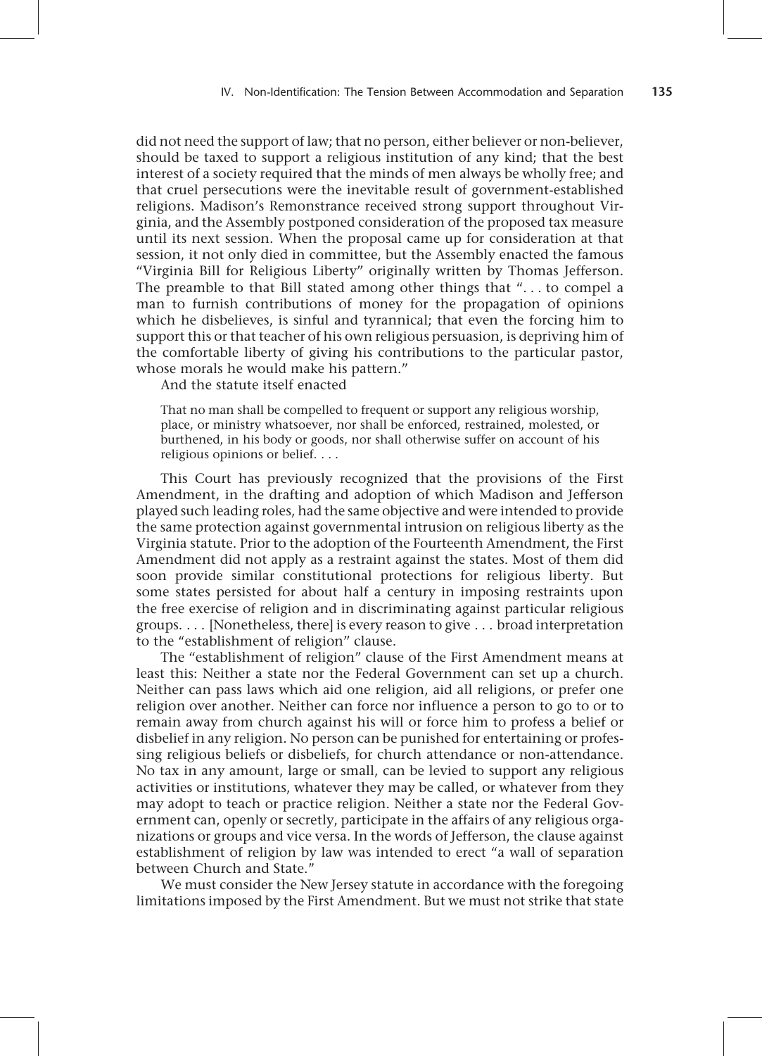did not need the support of law; that no person, either believer or non-believer, should be taxed to support a religious institution of any kind; that the best interest of a society required that the minds of men always be wholly free; and that cruel persecutions were the inevitable result of government-established religions. Madison's Remonstrance received strong support throughout Virginia, and the Assembly postponed consideration of the proposed tax measure until its next session. When the proposal came up for consideration at that session, it not only died in committee, but the Assembly enacted the famous "Virginia Bill for Religious Liberty" originally written by Thomas Jefferson. The preamble to that Bill stated among other things that ". . . to compel a man to furnish contributions of money for the propagation of opinions which he disbelieves, is sinful and tyrannical; that even the forcing him to support this or that teacher of his own religious persuasion, is depriving him of the comfortable liberty of giving his contributions to the particular pastor, whose morals he would make his pattern."

And the statute itself enacted

> That no man shall be compelled to frequent or support any religious worship, place, or ministry whatsoever, nor shall be enforced, restrained, molested, or burthened, in his body or goods, nor shall otherwise suffer on account of his religious opinions or belief. . . .

This Court has previously recognized that the provisions of the First Amendment, in the drafting and adoption of which Madison and Jefferson played such leading roles, had the same objective and were intended to provide the same protection against governmental intrusion on religious liberty as the Virginia statute. Prior to the adoption of the Fourteenth Amendment, the First Amendment did not apply as a restraint against the states. Most of them did soon provide similar constitutional protections for religious liberty. But some states persisted for about half a century in imposing restraints upon the free exercise of religion and in discriminating against particular religious groups. . . . [Nonetheless, there] is every reason to give . . . broad interpretation to the "establishment of religion" clause.

The "establishment of religion" clause of the First Amendment means at least this: Neither a state nor the Federal Government can set up a church. Neither can pass laws which aid one religion, aid all religions, or prefer one religion over another. Neither can force nor influence a person to go to or to remain away from church against his will or force him to profess a belief or disbelief in any religion. No person can be punished for entertaining or professing religious beliefs or disbeliefs, for church attendance or non-attendance. No tax in any amount, large or small, can be levied to support any religious activities or institutions, whatever they may be called, or whatever from they may adopt to teach or practice religion. Neither a state nor the Federal Government can, openly or secretly, participate in the affairs of any religious organizations or groups and vice versa. In the words of Jefferson, the clause against establishment of religion by law was intended to erect "a wall of separation between Church and State."

We must consider the New Jersey statute in accordance with the foregoing limitations imposed by the First Amendment. But we must not strike that state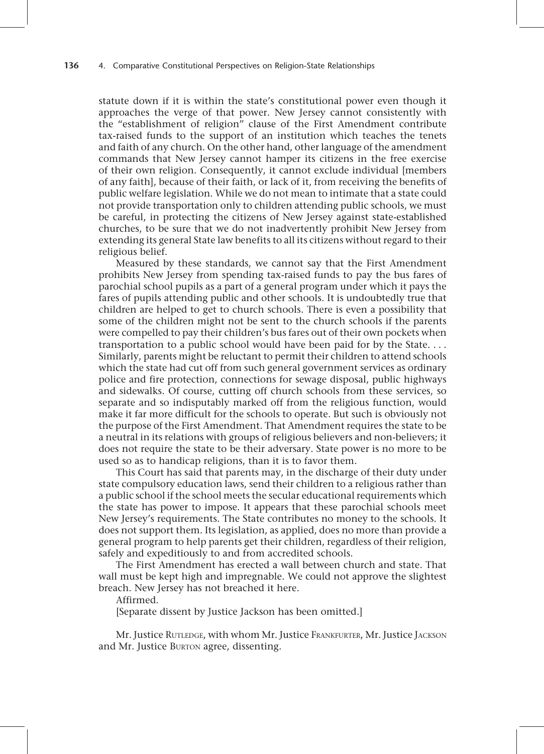statute down if it is within the state's constitutional power even though it approaches the verge of that power. New Jersey cannot consistently with the "establishment of religion" clause of the First Amendment contribute tax-raised funds to the support of an institution which teaches the tenets and faith of any church. On the other hand, other language of the amendment commands that New Jersey cannot hamper its citizens in the free exercise of their own religion. Consequently, it cannot exclude individual [members of any faith], because of their faith, or lack of it, from receiving the benefits of public welfare legislation. While we do not mean to intimate that a state could not provide transportation only to children attending public schools, we must be careful, in protecting the citizens of New Jersey against state-established churches, to be sure that we do not inadvertently prohibit New Jersey from extending its general State law benefits to all its citizens without regard to their religious belief.

Measured by these standards, we cannot say that the First Amendment prohibits New Jersey from spending tax-raised funds to pay the bus fares of parochial school pupils as a part of a general program under which it pays the fares of pupils attending public and other schools. It is undoubtedly true that children are helped to get to church schools. There is even a possibility that some of the children might not be sent to the church schools if the parents were compelled to pay their children's bus fares out of their own pockets when transportation to a public school would have been paid for by the State. . . . Similarly, parents might be reluctant to permit their children to attend schools which the state had cut off from such general government services as ordinary police and fire protection, connections for sewage disposal, public highways and sidewalks. Of course, cutting off church schools from these services, so separate and so indisputably marked off from the religious function, would make it far more difficult for the schools to operate. But such is obviously not the purpose of the First Amendment. That Amendment requires the state to be a neutral in its relations with groups of religious believers and non-believers; it does not require the state to be their adversary. State power is no more to be used so as to handicap religions, than it is to favor them.

This Court has said that parents may, in the discharge of their duty under state compulsory education laws, send their children to a religious rather than a public school if the school meets the secular educational requirements which the state has power to impose. It appears that these parochial schools meet New Jersey's requirements. The State contributes no money to the schools. It does not support them. Its legislation, as applied, does no more than provide a general program to help parents get their children, regardless of their religion, safely and expeditiously to and from accredited schools.

The First Amendment has erected a wall between church and state. That wall must be kept high and impregnable. We could not approve the slightest breach. New Jersey has not breached it here.

Affirmed.

[Separate dissent by Justice Jackson has been omitted.]

Mr. Justice Rutledge, with whom Mr. Justice Frankfurter, Mr. Justice Jackson and Mr. Justice Burton agree, dissenting.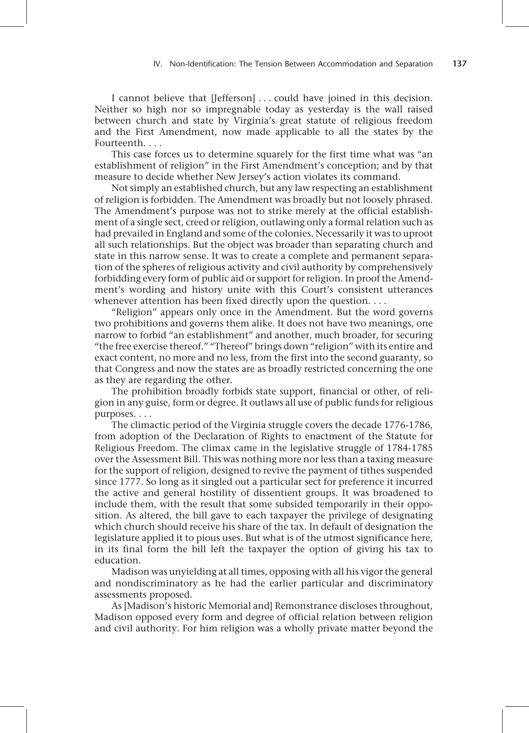I cannot believe that [Jefferson] . . . could have joined in this decision. Neither so high nor so impregnable today as yesterday is the wall raised between church and state by Virginia's great statute of religious freedom and the First Amendment, now made applicable to all the states by the Fourteenth. . . .

This case forces us to determine squarely for the first time what was "an establishment of religion" in the First Amendment's conception; and by that measure to decide whether New Jersey's action violates its command.

Not simply an established church, but any law respecting an establishment of religion is forbidden. The Amendment was broadly but not loosely phrased. The Amendment's purpose was not to strike merely at the official establishment of a single sect, creed or religion, outlawing only a formal relation such as had prevailed in England and some of the colonies. Necessarily it was to uproot all such relationships. But the object was broader than separating church and state in this narrow sense. It was to create a complete and permanent separation of the spheres of religious activity and civil authority by comprehensively forbidding every form of public aid or support for religion. In proof the Amendment's wording and history unite with this Court's consistent utterances whenever attention has been fixed directly upon the question. . . .

"Religion" appears only once in the Amendment. But the word governs two prohibitions and governs them alike. It does not have two meanings, one narrow to forbid "an establishment" and another, much broader, for securing "the free exercise thereof." "Thereof" brings down "religion" with its entire and exact content, no more and no less, from the first into the second guaranty, so that Congress and now the states are as broadly restricted concerning the one as they are regarding the other.

The prohibition broadly forbids state support, financial or other, of religion in any guise, form or degree. It outlaws all use of public funds for religious purposes. . . .

The climactic period of the Virginia struggle covers the decade 1776-1786, from adoption of the Declaration of Rights to enactment of the Statute for Religious Freedom. The climax came in the legislative struggle of 1784-1785 over the Assessment Bill. This was nothing more nor less than a taxing measure for the support of religion, designed to revive the payment of tithes suspended since 1777. So long as it singled out a particular sect for preference it incurred the active and general hostility of dissentient groups. It was broadened to include them, with the result that some subsided temporarily in their opposition. As altered, the bill gave to each taxpayer the privilege of designating which church should receive his share of the tax. In default of designation the legislature applied it to pious uses. But what is of the utmost significance here, in its final form the bill left the taxpayer the option of giving his tax to education.

Madison was unyielding at all times, opposing with all his vigor the general and nondiscriminatory as he had the earlier particular and discriminatory assessments proposed.

As [Madison's historic Memorial and] Remonstrance discloses throughout, Madison opposed every form and degree of official relation between religion and civil authority. For him religion was a wholly private matter beyond the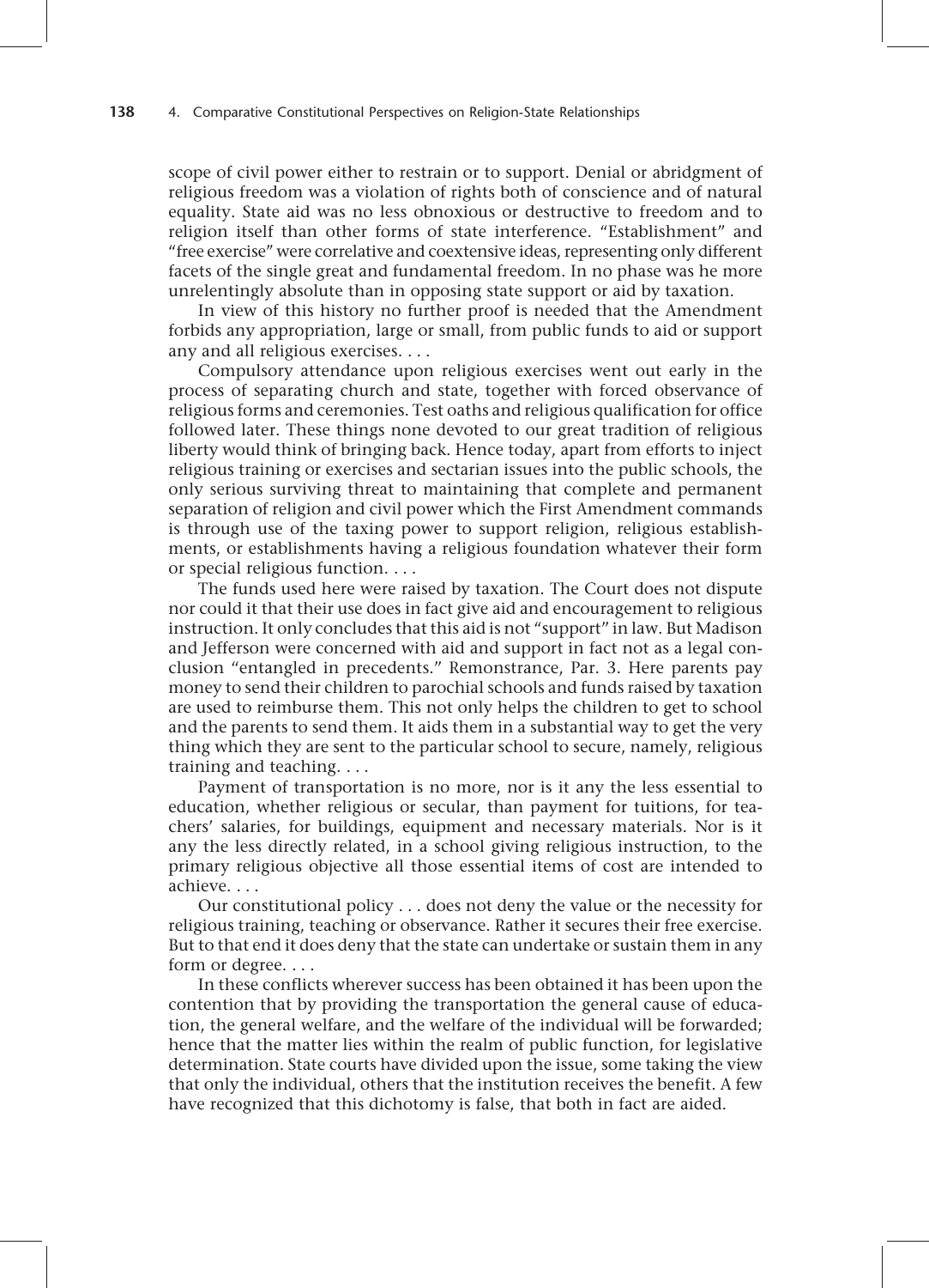scope of civil power either to restrain or to support. Denial or abridgment of religious freedom was a violation of rights both of conscience and of natural equality. State aid was no less obnoxious or destructive to freedom and to religion itself than other forms of state interference. "Establishment" and "free exercise" were correlative and coextensive ideas, representing only different facets of the single great and fundamental freedom. In no phase was he more unrelentingly absolute than in opposing state support or aid by taxation.

In view of this history no further proof is needed that the Amendment forbids any appropriation, large or small, from public funds to aid or support any and all religious exercises. . . .

Compulsory attendance upon religious exercises went out early in the process of separating church and state, together with forced observance of religious forms and ceremonies. Test oaths and religious qualification for office followed later. These things none devoted to our great tradition of religious liberty would think of bringing back. Hence today, apart from efforts to inject religious training or exercises and sectarian issues into the public schools, the only serious surviving threat to maintaining that complete and permanent separation of religion and civil power which the First Amendment commands is through use of the taxing power to support religion, religious establishments, or establishments having a religious foundation whatever their form or special religious function. . . .

The funds used here were raised by taxation. The Court does not dispute nor could it that their use does in fact give aid and encouragement to religious instruction. It only concludes that this aid is not "support" in law. But Madison and Jefferson were concerned with aid and support in fact not as a legal conclusion "entangled in precedents." Remonstrance, Par. 3. Here parents pay money to send their children to parochial schools and funds raised by taxation are used to reimburse them. This not only helps the children to get to school and the parents to send them. It aids them in a substantial way to get the very thing which they are sent to the particular school to secure, namely, religious training and teaching. . . .

Payment of transportation is no more, nor is it any the less essential to education, whether religious or secular, than payment for tuitions, for teachers' salaries, for buildings, equipment and necessary materials. Nor is it any the less directly related, in a school giving religious instruction, to the primary religious objective all those essential items of cost are intended to achieve. . . .

Our constitutional policy . . . does not deny the value or the necessity for religious training, teaching or observance. Rather it secures their free exercise. But to that end it does deny that the state can undertake or sustain them in any form or degree. . . .

In these conflicts wherever success has been obtained it has been upon the contention that by providing the transportation the general cause of education, the general welfare, and the welfare of the individual will be forwarded; hence that the matter lies within the realm of public function, for legislative determination. State courts have divided upon the issue, some taking the view that only the individual, others that the institution receives the benefit. A few have recognized that this dichotomy is false, that both in fact are aided.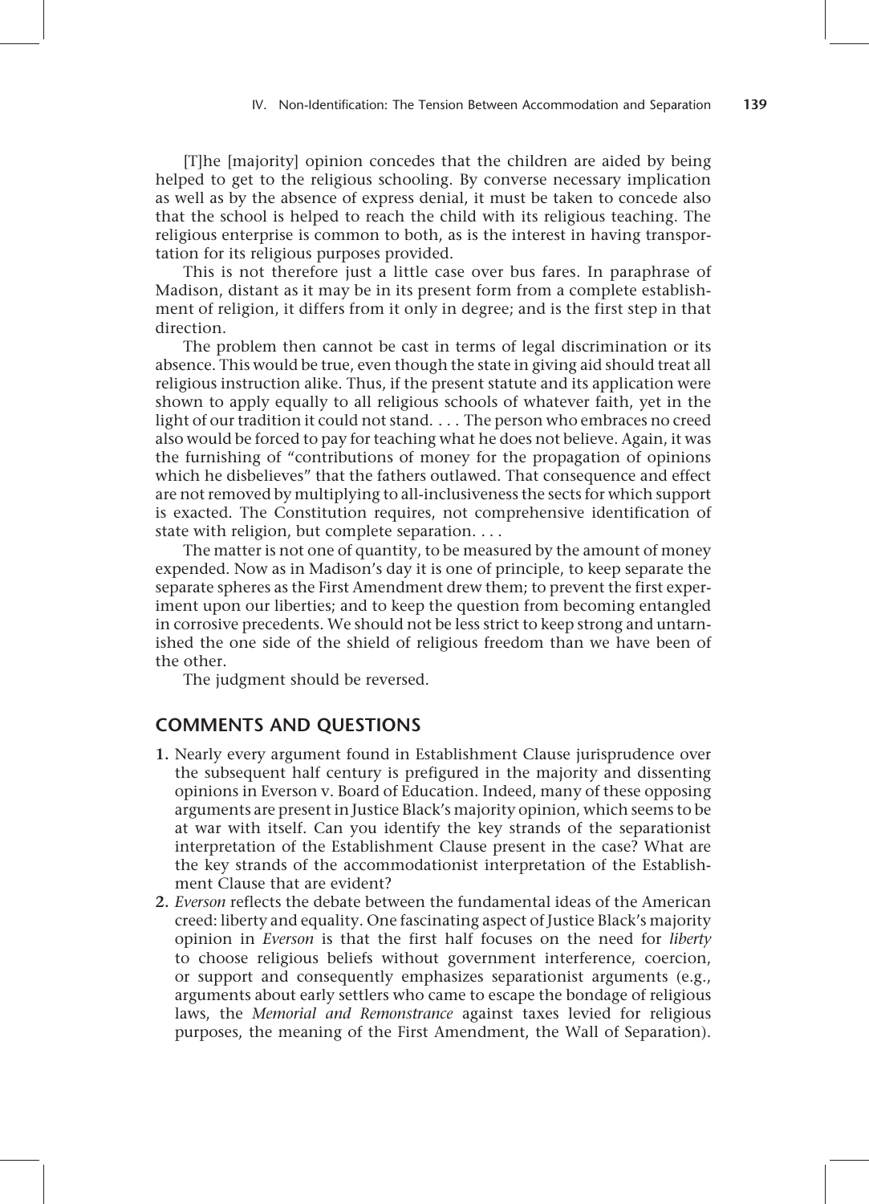[T]he [majority] opinion concedes that the children are aided by being helped to get to the religious schooling. By converse necessary implication as well as by the absence of express denial, it must be taken to concede also that the school is helped to reach the child with its religious teaching. The religious enterprise is common to both, as is the interest in having transportation for its religious purposes provided.

This is not therefore just a little case over bus fares. In paraphrase of Madison, distant as it may be in its present form from a complete establishment of religion, it differs from it only in degree; and is the first step in that direction.

The problem then cannot be cast in terms of legal discrimination or its absence. This would be true, even though the state in giving aid should treat all religious instruction alike. Thus, if the present statute and its application were shown to apply equally to all religious schools of whatever faith, yet in the light of our tradition it could not stand. . . . The person who embraces no creed also would be forced to pay for teaching what he does not believe. Again, it was the furnishing of "contributions of money for the propagation of opinions which he disbelieves" that the fathers outlawed. That consequence and effect are not removed by multiplying to all-inclusiveness the sects for which support is exacted. The Constitution requires, not comprehensive identification of state with religion, but complete separation. . . .

The matter is not one of quantity, to be measured by the amount of money expended. Now as in Madison's day it is one of principle, to keep separate the separate spheres as the First Amendment drew them; to prevent the first experiment upon our liberties; and to keep the question from becoming entangled in corrosive precedents. We should not be less strict to keep strong and untarnished the one side of the shield of religious freedom than we have been of the other.

The judgment should be reversed.

## COMMENTS AND QUESTIONS

1. Nearly every argument found in Establishment Clause jurisprudence over the subsequent half century is prefigured in the majority and dissenting opinions in Everson v. Board of Education. Indeed, many of these opposing arguments are present in Justice Black's majority opinion, which seems to be at war with itself. Can you identify the key strands of the separationist interpretation of the Establishment Clause present in the case? What are the key strands of the accommodationist interpretation of the Establishment Clause that are evident?
2. *Everson* reflects the debate between the fundamental ideas of the American creed: liberty and equality. One fascinating aspect of Justice Black's majority opinion in *Everson* is that the first half focuses on the need for *liberty* to choose religious beliefs without government interference, coercion, or support and consequently emphasizes separationist arguments (e.g., arguments about early settlers who came to escape the bondage of religious laws, the *Memorial and Remonstrance* against taxes levied for religious purposes, the meaning of the First Amendment, the Wall of Separation).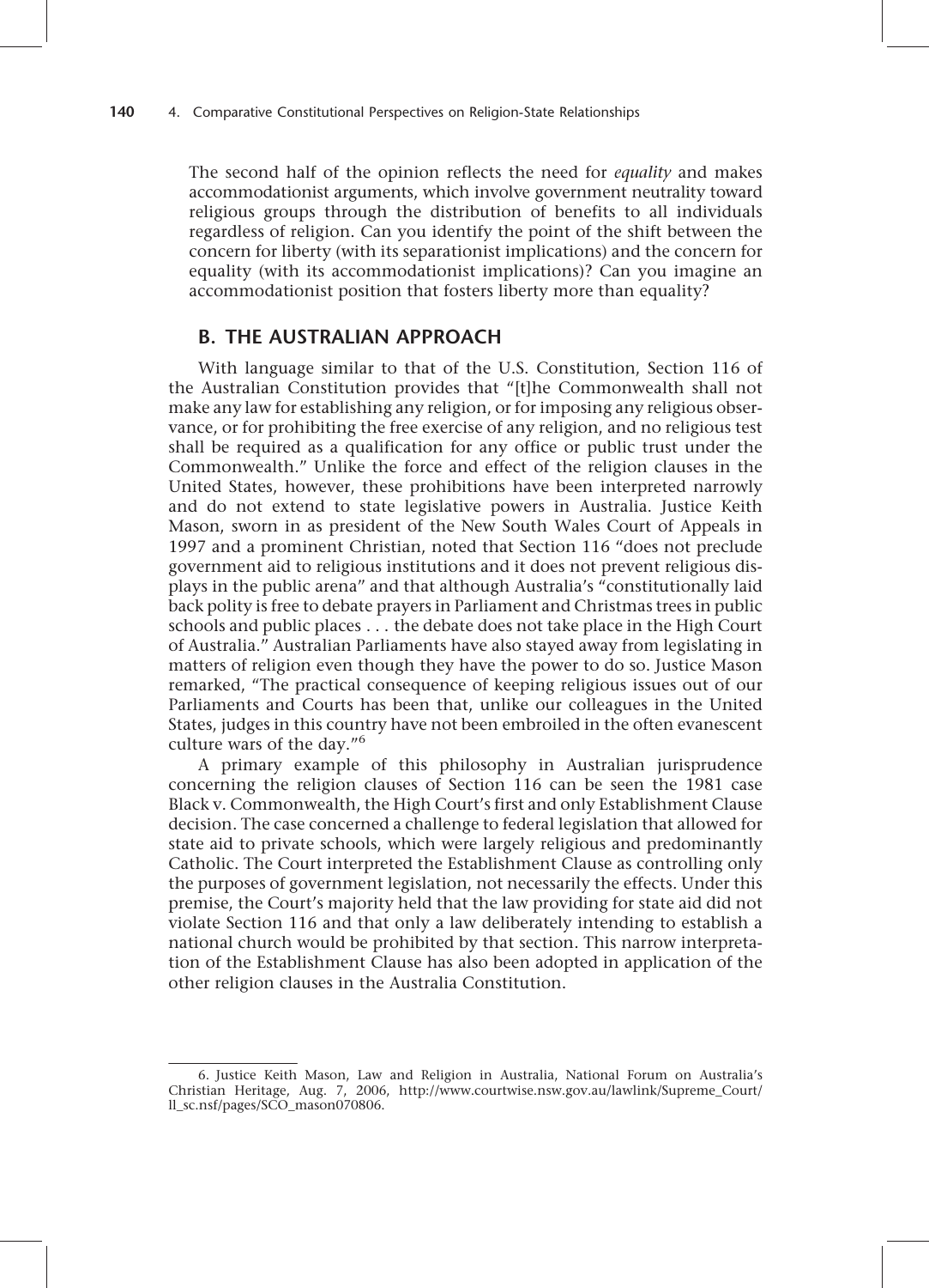The second half of the opinion reflects the need for *equality* and makes accommodationist arguments, which involve government neutrality toward religious groups through the distribution of benefits to all individuals regardless of religion. Can you identify the point of the shift between the concern for liberty (with its separationist implications) and the concern for equality (with its accommodationist implications)? Can you imagine an accommodationist position that fosters liberty more than equality?

## B. THE AUSTRALIAN APPROACH

With language similar to that of the U.S. Constitution, Section 116 of the Australian Constitution provides that "[t]he Commonwealth shall not make any law for establishing any religion, or for imposing any religious observance, or for prohibiting the free exercise of any religion, and no religious test shall be required as a qualification for any office or public trust under the Commonwealth." Unlike the force and effect of the religion clauses in the United States, however, these prohibitions have been interpreted narrowly and do not extend to state legislative powers in Australia. Justice Keith Mason, sworn in as president of the New South Wales Court of Appeals in 1997 and a prominent Christian, noted that Section 116 "does not preclude government aid to religious institutions and it does not prevent religious displays in the public arena" and that although Australia's "constitutionally laid back polity is free to debate prayers in Parliament and Christmas trees in public schools and public places . . . the debate does not take place in the High Court of Australia." Australian Parliaments have also stayed away from legislating in matters of religion even though they have the power to do so. Justice Mason remarked, "The practical consequence of keeping religious issues out of our Parliaments and Courts has been that, unlike our colleagues in the United States, judges in this country have not been embroiled in the often evanescent culture wars of the day."[6]

A primary example of this philosophy in Australian jurisprudence concerning the religion clauses of Section 116 can be seen the 1981 case Black v. Commonwealth, the High Court's first and only Establishment Clause decision. The case concerned a challenge to federal legislation that allowed for state aid to private schools, which were largely religious and predominantly Catholic. The Court interpreted the Establishment Clause as controlling only the purposes of government legislation, not necessarily the effects. Under this premise, the Court's majority held that the law providing for state aid did not violate Section 116 and that only a law deliberately intending to establish a national church would be prohibited by that section. This narrow interpretation of the Establishment Clause has also been adopted in application of the other religion clauses in the Australia Constitution.

---

6. Justice Keith Mason, Law and Religion in Australia, National Forum on Australia's Christian Heritage, Aug. 7, 2006, http://www.courtwise.nsw.gov.au/lawlink/Supreme_Court/ll_sc.nsf/pages/SCO_mason070806.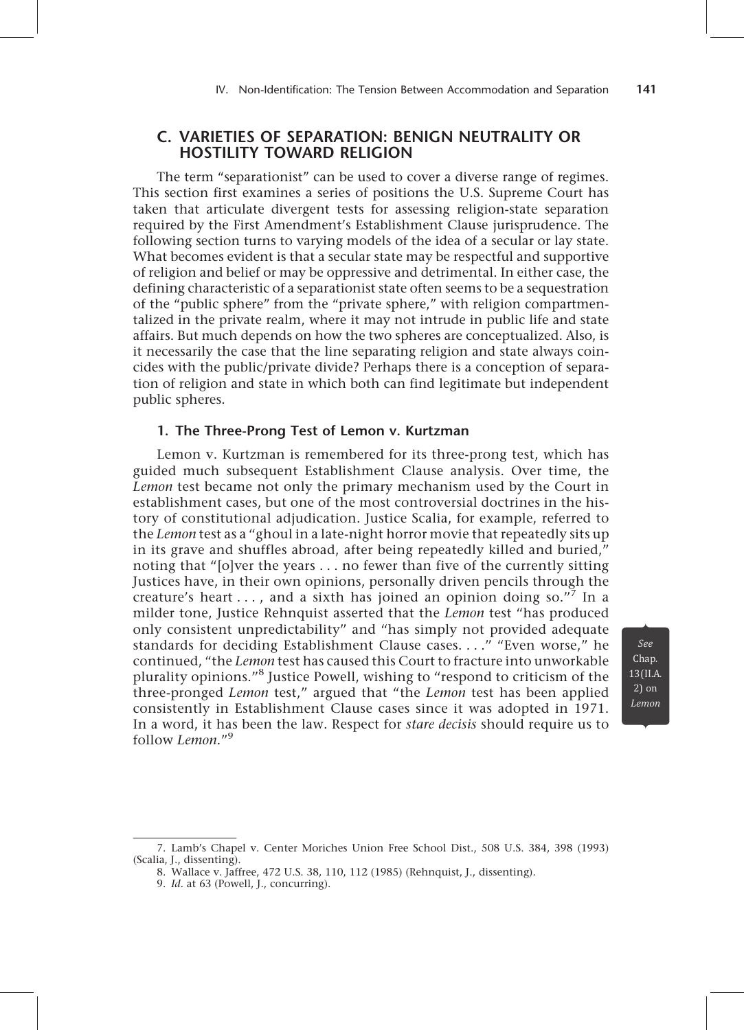## C. VARIETIES OF SEPARATION: BENIGN NEUTRALITY OR HOSTILITY TOWARD RELIGION

The term "separationist" can be used to cover a diverse range of regimes. This section first examines a series of positions the U.S. Supreme Court has taken that articulate divergent tests for assessing religion-state separation required by the First Amendment's Establishment Clause jurisprudence. The following section turns to varying models of the idea of a secular or lay state. What becomes evident is that a secular state may be respectful and supportive of religion and belief or may be oppressive and detrimental. In either case, the defining characteristic of a separationist state often seems to be a sequestration of the "public sphere" from the "private sphere," with religion compartmentalized in the private realm, where it may not intrude in public life and state affairs. But much depends on how the two spheres are conceptualized. Also, is it necessarily the case that the line separating religion and state always coincides with the public/private divide? Perhaps there is a conception of separation of religion and state in which both can find legitimate but independent public spheres.

### 1. The Three-Prong Test of Lemon v. Kurtzman

Lemon v. Kurtzman is remembered for its three-prong test, which has guided much subsequent Establishment Clause analysis. Over time, the *Lemon* test became not only the primary mechanism used by the Court in establishment cases, but one of the most controversial doctrines in the history of constitutional adjudication. Justice Scalia, for example, referred to the *Lemon* test as a "ghoul in a late-night horror movie that repeatedly sits up in its grave and shuffles abroad, after being repeatedly killed and buried," noting that "[o]ver the years . . . no fewer than five of the currently sitting Justices have, in their own opinions, personally driven pencils through the creature's heart . . . , and a sixth has joined an opinion doing so."[7] In a milder tone, Justice Rehnquist asserted that the *Lemon* test "has produced only consistent unpredictability" and "has simply not provided adequate standards for deciding Establishment Clause cases. . . ." "Even worse," he continued, "the *Lemon* test has caused this Court to fracture into unworkable plurality opinions."[8] Justice Powell, wishing to "respond to criticism of the three-pronged *Lemon* test," argued that "the *Lemon* test has been applied consistently in Establishment Clause cases since it was adopted in 1971. In a word, it has been the law. Respect for *stare decisis* should require us to follow *Lemon*."[9]

*See* Chap. 13(II.A.2) on *Lemon*

---

7. Lamb's Chapel v. Center Moriches Union Free School Dist., 508 U.S. 384, 398 (1993) (Scalia, J., dissenting).

8. Wallace v. Jaffree, 472 U.S. 38, 110, 112 (1985) (Rehnquist, J., dissenting).

9. *Id.* at 63 (Powell, J., concurring).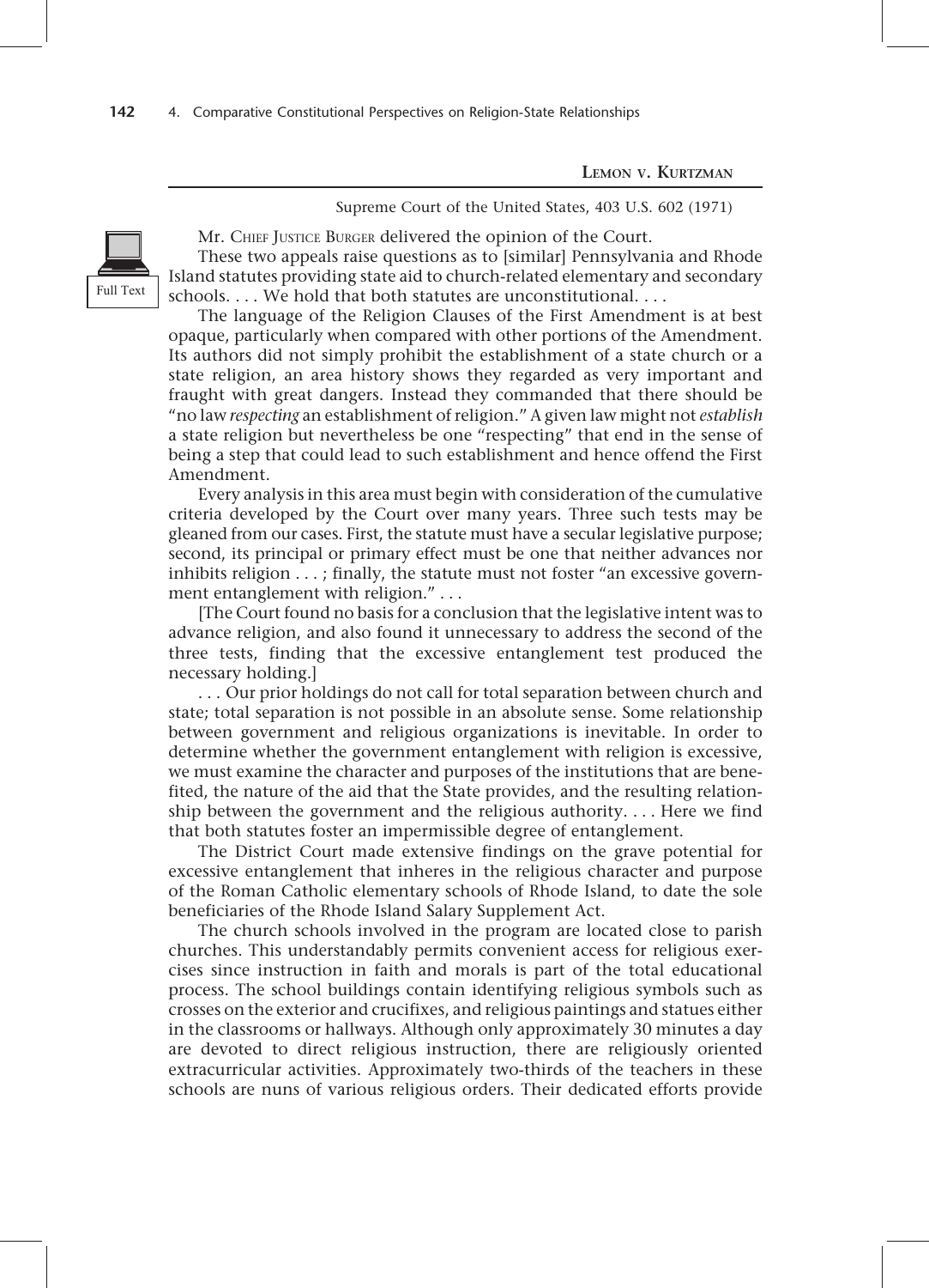## Lemon v. Kurtzman

Supreme Court of the United States, 403 U.S. 602 (1971)

Full Text

Mr. Chief Justice Burger delivered the opinion of the Court.

These two appeals raise questions as to [similar] Pennsylvania and Rhode Island statutes providing state aid to church-related elementary and secondary schools. . . . We hold that both statutes are unconstitutional. . . .

The language of the Religion Clauses of the First Amendment is at best opaque, particularly when compared with other portions of the Amendment. Its authors did not simply prohibit the establishment of a state church or a state religion, an area history shows they regarded as very important and fraught with great dangers. Instead they commanded that there should be "no law *respecting* an establishment of religion." A given law might not *establish* a state religion but nevertheless be one "respecting" that end in the sense of being a step that could lead to such establishment and hence offend the First Amendment.

Every analysis in this area must begin with consideration of the cumulative criteria developed by the Court over many years. Three such tests may be gleaned from our cases. First, the statute must have a secular legislative purpose; second, its principal or primary effect must be one that neither advances nor inhibits religion . . . ; finally, the statute must not foster "an excessive government entanglement with religion." . . .

[The Court found no basis for a conclusion that the legislative intent was to advance religion, and also found it unnecessary to address the second of the three tests, finding that the excessive entanglement test produced the necessary holding.]

. . . Our prior holdings do not call for total separation between church and state; total separation is not possible in an absolute sense. Some relationship between government and religious organizations is inevitable. In order to determine whether the government entanglement with religion is excessive, we must examine the character and purposes of the institutions that are benefited, the nature of the aid that the State provides, and the resulting relationship between the government and the religious authority. . . . Here we find that both statutes foster an impermissible degree of entanglement.

The District Court made extensive findings on the grave potential for excessive entanglement that inheres in the religious character and purpose of the Roman Catholic elementary schools of Rhode Island, to date the sole beneficiaries of the Rhode Island Salary Supplement Act.

The church schools involved in the program are located close to parish churches. This understandably permits convenient access for religious exercises since instruction in faith and morals is part of the total educational process. The school buildings contain identifying religious symbols such as crosses on the exterior and crucifixes, and religious paintings and statues either in the classrooms or hallways. Although only approximately 30 minutes a day are devoted to direct religious instruction, there are religiously oriented extracurricular activities. Approximately two-thirds of the teachers in these schools are nuns of various religious orders. Their dedicated efforts provide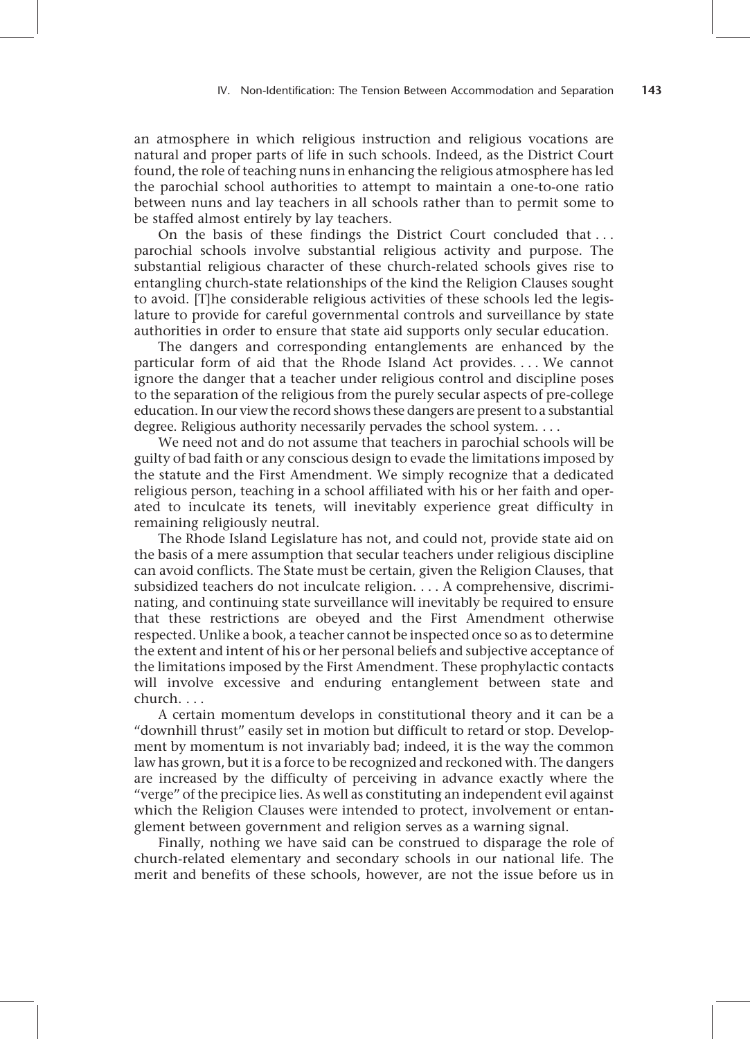an atmosphere in which religious instruction and religious vocations are natural and proper parts of life in such schools. Indeed, as the District Court found, the role of teaching nuns in enhancing the religious atmosphere has led the parochial school authorities to attempt to maintain a one-to-one ratio between nuns and lay teachers in all schools rather than to permit some to be staffed almost entirely by lay teachers.

On the basis of these findings the District Court concluded that . . . parochial schools involve substantial religious activity and purpose. The substantial religious character of these church-related schools gives rise to entangling church-state relationships of the kind the Religion Clauses sought to avoid. [T]he considerable religious activities of these schools led the legislature to provide for careful governmental controls and surveillance by state authorities in order to ensure that state aid supports only secular education.

The dangers and corresponding entanglements are enhanced by the particular form of aid that the Rhode Island Act provides. . . . We cannot ignore the danger that a teacher under religious control and discipline poses to the separation of the religious from the purely secular aspects of pre-college education. In our view the record shows these dangers are present to a substantial degree. Religious authority necessarily pervades the school system. . . .

We need not and do not assume that teachers in parochial schools will be guilty of bad faith or any conscious design to evade the limitations imposed by the statute and the First Amendment. We simply recognize that a dedicated religious person, teaching in a school affiliated with his or her faith and operated to inculcate its tenets, will inevitably experience great difficulty in remaining religiously neutral.

The Rhode Island Legislature has not, and could not, provide state aid on the basis of a mere assumption that secular teachers under religious discipline can avoid conflicts. The State must be certain, given the Religion Clauses, that subsidized teachers do not inculcate religion. . . . A comprehensive, discriminating, and continuing state surveillance will inevitably be required to ensure that these restrictions are obeyed and the First Amendment otherwise respected. Unlike a book, a teacher cannot be inspected once so as to determine the extent and intent of his or her personal beliefs and subjective acceptance of the limitations imposed by the First Amendment. These prophylactic contacts will involve excessive and enduring entanglement between state and church. . . .

A certain momentum develops in constitutional theory and it can be a "downhill thrust" easily set in motion but difficult to retard or stop. Development by momentum is not invariably bad; indeed, it is the way the common law has grown, but it is a force to be recognized and reckoned with. The dangers are increased by the difficulty of perceiving in advance exactly where the "verge" of the precipice lies. As well as constituting an independent evil against which the Religion Clauses were intended to protect, involvement or entanglement between government and religion serves as a warning signal.

Finally, nothing we have said can be construed to disparage the role of church-related elementary and secondary schools in our national life. The merit and benefits of these schools, however, are not the issue before us in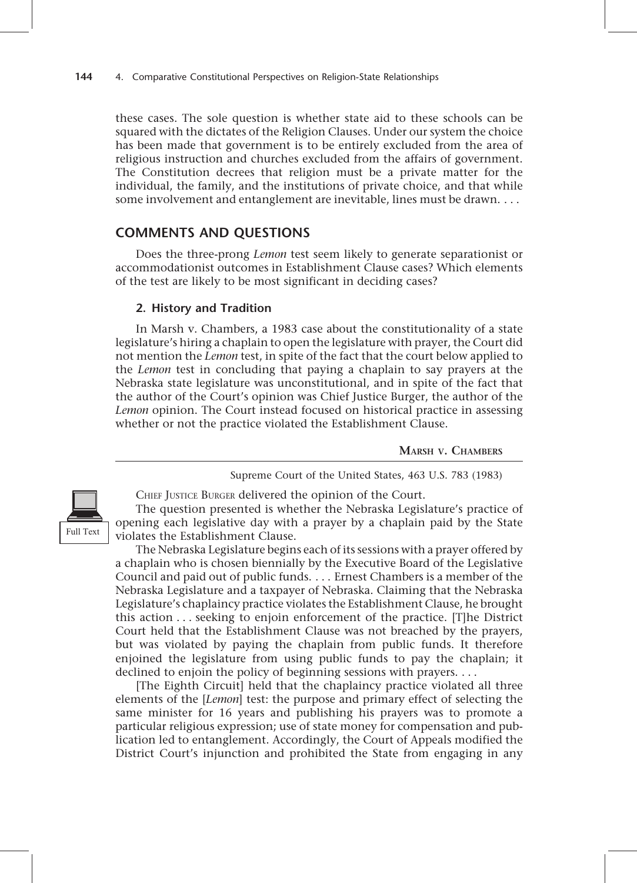these cases. The sole question is whether state aid to these schools can be squared with the dictates of the Religion Clauses. Under our system the choice has been made that government is to be entirely excluded from the area of religious instruction and churches excluded from the affairs of government. The Constitution decrees that religion must be a private matter for the individual, the family, and the institutions of private choice, and that while some involvement and entanglement are inevitable, lines must be drawn. . . .

## COMMENTS AND QUESTIONS

Does the three-prong *Lemon* test seem likely to generate separationist or accommodationist outcomes in Establishment Clause cases? Which elements of the test are likely to be most significant in deciding cases?

### 2. History and Tradition

In Marsh v. Chambers, a 1983 case about the constitutionality of a state legislature's hiring a chaplain to open the legislature with prayer, the Court did not mention the *Lemon* test, in spite of the fact that the court below applied to the *Lemon* test in concluding that paying a chaplain to say prayers at the Nebraska state legislature was unconstitutional, and in spite of the fact that the author of the Court's opinion was Chief Justice Burger, the author of the *Lemon* opinion. The Court instead focused on historical practice in assessing whether or not the practice violated the Establishment Clause.

**Marsh v. Chambers**

Supreme Court of the United States, 463 U.S. 783 (1983)

Full Text

Chief Justice Burger delivered the opinion of the Court.

The question presented is whether the Nebraska Legislature's practice of opening each legislative day with a prayer by a chaplain paid by the State violates the Establishment Clause.

The Nebraska Legislature begins each of its sessions with a prayer offered by a chaplain who is chosen biennially by the Executive Board of the Legislative Council and paid out of public funds. . . . Ernest Chambers is a member of the Nebraska Legislature and a taxpayer of Nebraska. Claiming that the Nebraska Legislature's chaplaincy practice violates the Establishment Clause, he brought this action . . . seeking to enjoin enforcement of the practice. [T]he District Court held that the Establishment Clause was not breached by the prayers, but was violated by paying the chaplain from public funds. It therefore enjoined the legislature from using public funds to pay the chaplain; it declined to enjoin the policy of beginning sessions with prayers. . . .

[The Eighth Circuit] held that the chaplaincy practice violated all three elements of the [*Lemon*] test: the purpose and primary effect of selecting the same minister for 16 years and publishing his prayers was to promote a particular religious expression; use of state money for compensation and publication led to entanglement. Accordingly, the Court of Appeals modified the District Court's injunction and prohibited the State from engaging in any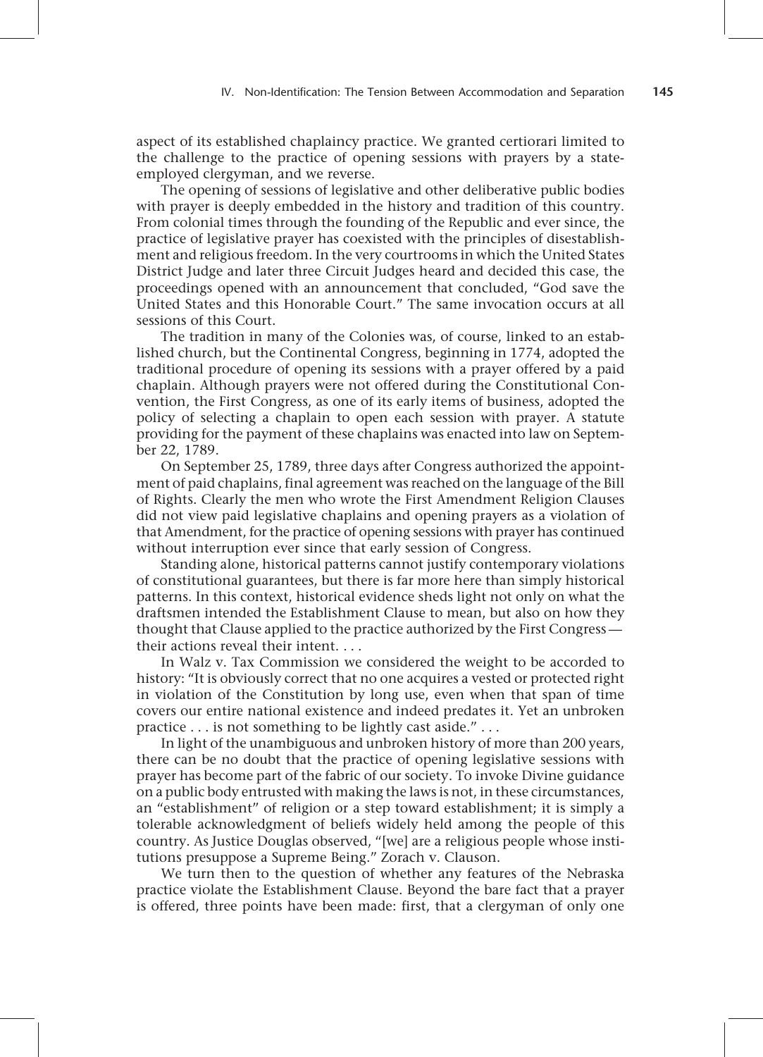aspect of its established chaplaincy practice. We granted certiorari limited to the challenge to the practice of opening sessions with prayers by a state-employed clergyman, and we reverse.

The opening of sessions of legislative and other deliberative public bodies with prayer is deeply embedded in the history and tradition of this country. From colonial times through the founding of the Republic and ever since, the practice of legislative prayer has coexisted with the principles of disestablishment and religious freedom. In the very courtrooms in which the United States District Judge and later three Circuit Judges heard and decided this case, the proceedings opened with an announcement that concluded, "God save the United States and this Honorable Court." The same invocation occurs at all sessions of this Court.

The tradition in many of the Colonies was, of course, linked to an established church, but the Continental Congress, beginning in 1774, adopted the traditional procedure of opening its sessions with a prayer offered by a paid chaplain. Although prayers were not offered during the Constitutional Convention, the First Congress, as one of its early items of business, adopted the policy of selecting a chaplain to open each session with prayer. A statute providing for the payment of these chaplains was enacted into law on September 22, 1789.

On September 25, 1789, three days after Congress authorized the appointment of paid chaplains, final agreement was reached on the language of the Bill of Rights. Clearly the men who wrote the First Amendment Religion Clauses did not view paid legislative chaplains and opening prayers as a violation of that Amendment, for the practice of opening sessions with prayer has continued without interruption ever since that early session of Congress.

Standing alone, historical patterns cannot justify contemporary violations of constitutional guarantees, but there is far more here than simply historical patterns. In this context, historical evidence sheds light not only on what the draftsmen intended the Establishment Clause to mean, but also on how they thought that Clause applied to the practice authorized by the First Congress — their actions reveal their intent. . . .

In Walz v. Tax Commission we considered the weight to be accorded to history: "It is obviously correct that no one acquires a vested or protected right in violation of the Constitution by long use, even when that span of time covers our entire national existence and indeed predates it. Yet an unbroken practice . . . is not something to be lightly cast aside." . . .

In light of the unambiguous and unbroken history of more than 200 years, there can be no doubt that the practice of opening legislative sessions with prayer has become part of the fabric of our society. To invoke Divine guidance on a public body entrusted with making the laws is not, in these circumstances, an "establishment" of religion or a step toward establishment; it is simply a tolerable acknowledgment of beliefs widely held among the people of this country. As Justice Douglas observed, "[we] are a religious people whose institutions presuppose a Supreme Being." Zorach v. Clauson.

We turn then to the question of whether any features of the Nebraska practice violate the Establishment Clause. Beyond the bare fact that a prayer is offered, three points have been made: first, that a clergyman of only one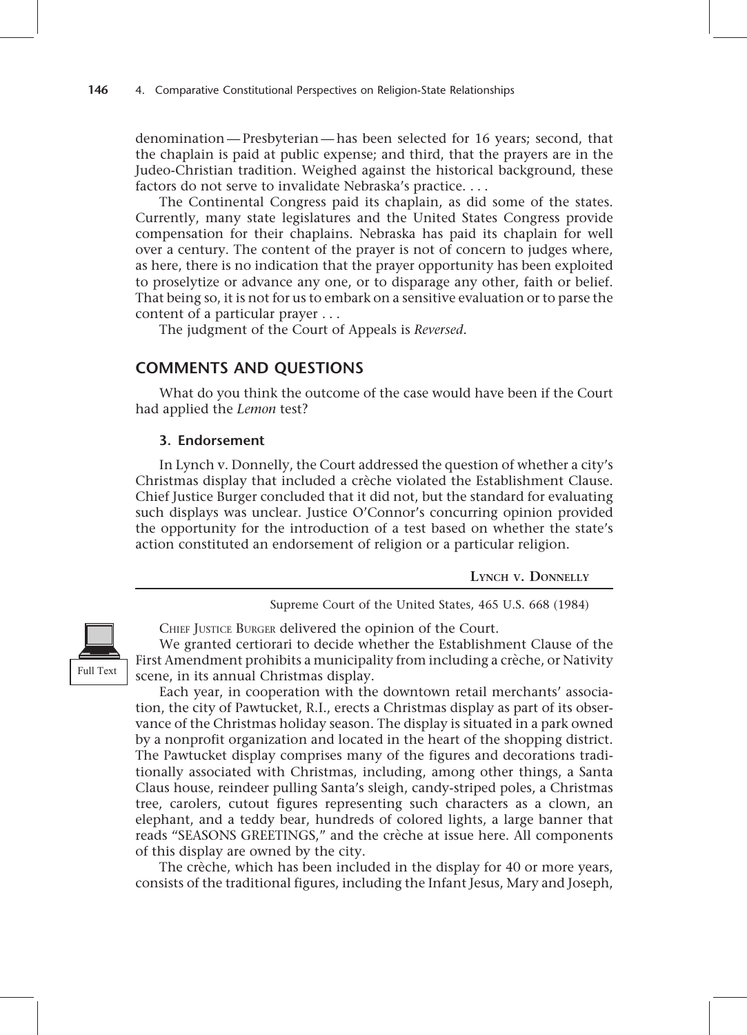denomination — Presbyterian — has been selected for 16 years; second, that the chaplain is paid at public expense; and third, that the prayers are in the Judeo-Christian tradition. Weighed against the historical background, these factors do not serve to invalidate Nebraska's practice. . . .

The Continental Congress paid its chaplain, as did some of the states. Currently, many state legislatures and the United States Congress provide compensation for their chaplains. Nebraska has paid its chaplain for well over a century. The content of the prayer is not of concern to judges where, as here, there is no indication that the prayer opportunity has been exploited to proselytize or advance any one, or to disparage any other, faith or belief. That being so, it is not for us to embark on a sensitive evaluation or to parse the content of a particular prayer . . .

The judgment of the Court of Appeals is *Reversed*.

## COMMENTS AND QUESTIONS

What do you think the outcome of the case would have been if the Court had applied the *Lemon* test?

### 3. Endorsement

In Lynch v. Donnelly, the Court addressed the question of whether a city's Christmas display that included a crèche violated the Establishment Clause. Chief Justice Burger concluded that it did not, but the standard for evaluating such displays was unclear. Justice O'Connor's concurring opinion provided the opportunity for the introduction of a test based on whether the state's action constituted an endorsement of religion or a particular religion.

**LYNCH V. DONNELLY**

Supreme Court of the United States, 465 U.S. 668 (1984)

Full Text

CHIEF JUSTICE BURGER delivered the opinion of the Court.

We granted certiorari to decide whether the Establishment Clause of the First Amendment prohibits a municipality from including a crèche, or Nativity scene, in its annual Christmas display.

Each year, in cooperation with the downtown retail merchants' association, the city of Pawtucket, R.I., erects a Christmas display as part of its observance of the Christmas holiday season. The display is situated in a park owned by a nonprofit organization and located in the heart of the shopping district. The Pawtucket display comprises many of the figures and decorations traditionally associated with Christmas, including, among other things, a Santa Claus house, reindeer pulling Santa's sleigh, candy-striped poles, a Christmas tree, carolers, cutout figures representing such characters as a clown, an elephant, and a teddy bear, hundreds of colored lights, a large banner that reads "SEASONS GREETINGS," and the crèche at issue here. All components of this display are owned by the city.

The crèche, which has been included in the display for 40 or more years, consists of the traditional figures, including the Infant Jesus, Mary and Joseph,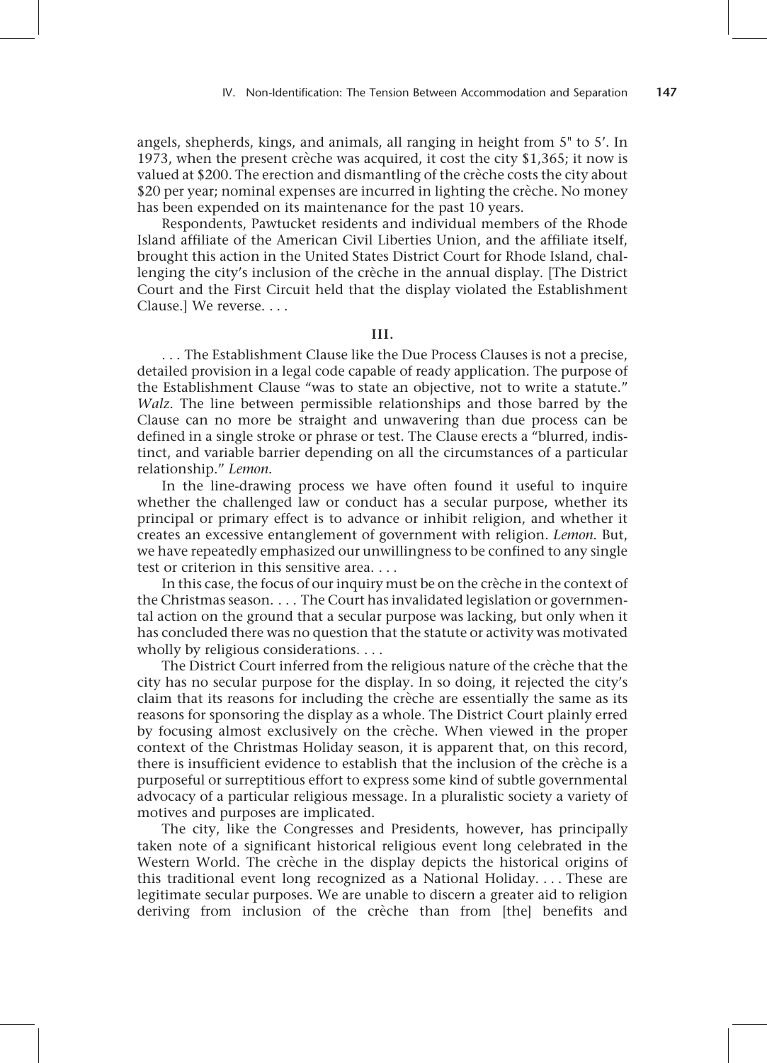angels, shepherds, kings, and animals, all ranging in height from 5" to 5'. In 1973, when the present crèche was acquired, it cost the city $1,365; it now is valued at $200. The erection and dismantling of the crèche costs the city about $20 per year; nominal expenses are incurred in lighting the crèche. No money has been expended on its maintenance for the past 10 years.

Respondents, Pawtucket residents and individual members of the Rhode Island affiliate of the American Civil Liberties Union, and the affiliate itself, brought this action in the United States District Court for Rhode Island, challenging the city's inclusion of the crèche in the annual display. [The District Court and the First Circuit held that the display violated the Establishment Clause.] We reverse. . . .

### III.

. . . The Establishment Clause like the Due Process Clauses is not a precise, detailed provision in a legal code capable of ready application. The purpose of the Establishment Clause "was to state an objective, not to write a statute." *Walz.* The line between permissible relationships and those barred by the Clause can no more be straight and unwavering than due process can be defined in a single stroke or phrase or test. The Clause erects a "blurred, indistinct, and variable barrier depending on all the circumstances of a particular relationship." *Lemon.*

In the line-drawing process we have often found it useful to inquire whether the challenged law or conduct has a secular purpose, whether its principal or primary effect is to advance or inhibit religion, and whether it creates an excessive entanglement of government with religion. *Lemon.* But, we have repeatedly emphasized our unwillingness to be confined to any single test or criterion in this sensitive area. . . .

In this case, the focus of our inquiry must be on the crèche in the context of the Christmas season. . . . The Court has invalidated legislation or governmental action on the ground that a secular purpose was lacking, but only when it has concluded there was no question that the statute or activity was motivated wholly by religious considerations. . . .

The District Court inferred from the religious nature of the crèche that the city has no secular purpose for the display. In so doing, it rejected the city's claim that its reasons for including the crèche are essentially the same as its reasons for sponsoring the display as a whole. The District Court plainly erred by focusing almost exclusively on the crèche. When viewed in the proper context of the Christmas Holiday season, it is apparent that, on this record, there is insufficient evidence to establish that the inclusion of the crèche is a purposeful or surreptitious effort to express some kind of subtle governmental advocacy of a particular religious message. In a pluralistic society a variety of motives and purposes are implicated.

The city, like the Congresses and Presidents, however, has principally taken note of a significant historical religious event long celebrated in the Western World. The crèche in the display depicts the historical origins of this traditional event long recognized as a National Holiday. . . . These are legitimate secular purposes. We are unable to discern a greater aid to religion deriving from inclusion of the crèche than from [the] benefits and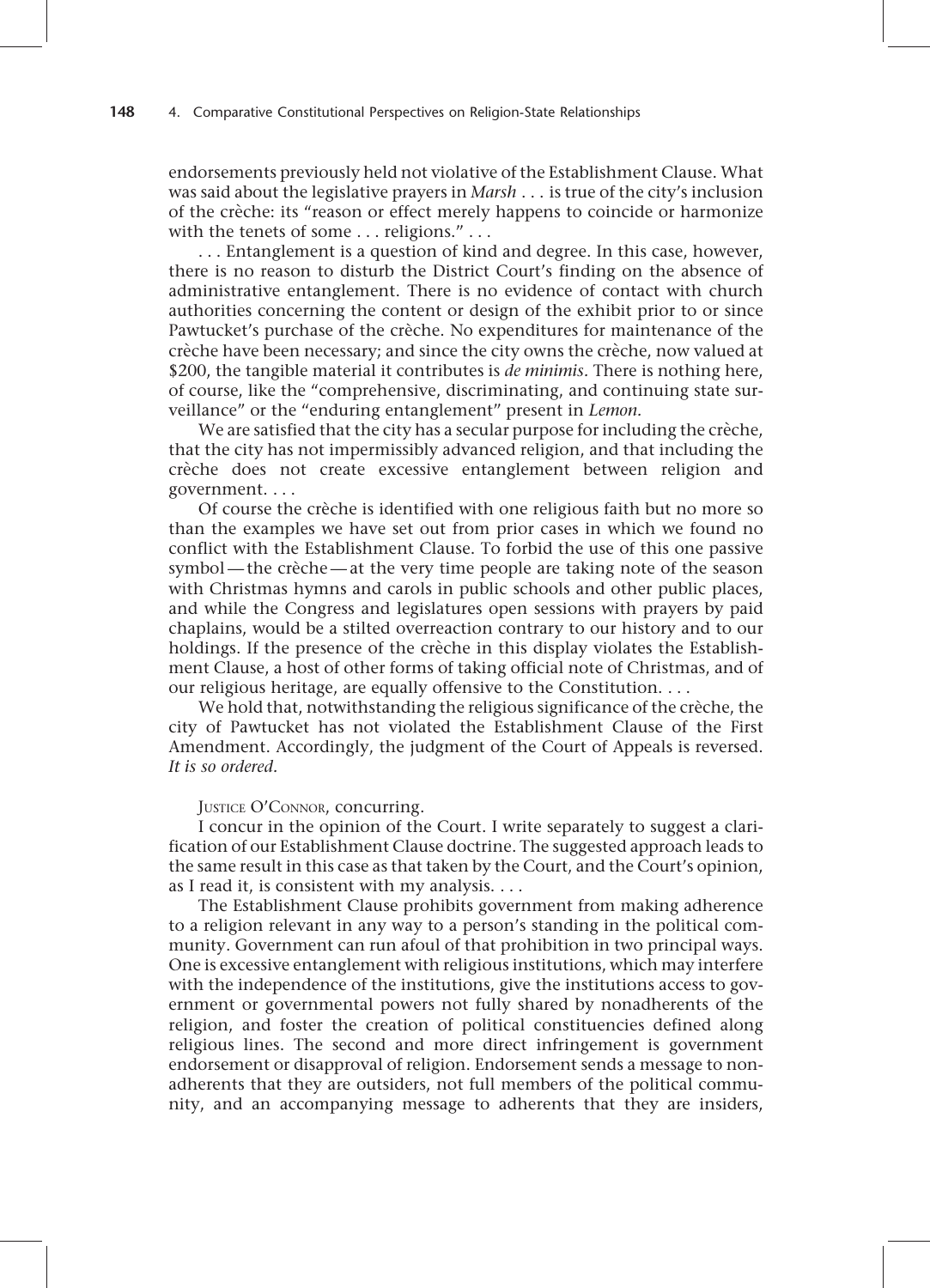endorsements previously held not violative of the Establishment Clause. What was said about the legislative prayers in *Marsh* . . . is true of the city's inclusion of the crèche: its "reason or effect merely happens to coincide or harmonize with the tenets of some . . . religions." . . .

. . . Entanglement is a question of kind and degree. In this case, however, there is no reason to disturb the District Court's finding on the absence of administrative entanglement. There is no evidence of contact with church authorities concerning the content or design of the exhibit prior to or since Pawtucket's purchase of the crèche. No expenditures for maintenance of the crèche have been necessary; and since the city owns the crèche, now valued at $200, the tangible material it contributes is *de minimis*. There is nothing here, of course, like the "comprehensive, discriminating, and continuing state surveillance" or the "enduring entanglement" present in *Lemon*.

We are satisfied that the city has a secular purpose for including the crèche, that the city has not impermissibly advanced religion, and that including the crèche does not create excessive entanglement between religion and government. . . .

Of course the crèche is identified with one religious faith but no more so than the examples we have set out from prior cases in which we found no conflict with the Establishment Clause. To forbid the use of this one passive symbol — the crèche — at the very time people are taking note of the season with Christmas hymns and carols in public schools and other public places, and while the Congress and legislatures open sessions with prayers by paid chaplains, would be a stilted overreaction contrary to our history and to our holdings. If the presence of the crèche in this display violates the Establishment Clause, a host of other forms of taking official note of Christmas, and of our religious heritage, are equally offensive to the Constitution. . . .

We hold that, notwithstanding the religious significance of the crèche, the city of Pawtucket has not violated the Establishment Clause of the First Amendment. Accordingly, the judgment of the Court of Appeals is reversed. *It is so ordered.*

JUSTICE O'CONNOR, concurring.

I concur in the opinion of the Court. I write separately to suggest a clarification of our Establishment Clause doctrine. The suggested approach leads to the same result in this case as that taken by the Court, and the Court's opinion, as I read it, is consistent with my analysis. . . .

The Establishment Clause prohibits government from making adherence to a religion relevant in any way to a person's standing in the political community. Government can run afoul of that prohibition in two principal ways. One is excessive entanglement with religious institutions, which may interfere with the independence of the institutions, give the institutions access to government or governmental powers not fully shared by nonadherents of the religion, and foster the creation of political constituencies defined along religious lines. The second and more direct infringement is government endorsement or disapproval of religion. Endorsement sends a message to nonadherents that they are outsiders, not full members of the political community, and an accompanying message to adherents that they are insiders,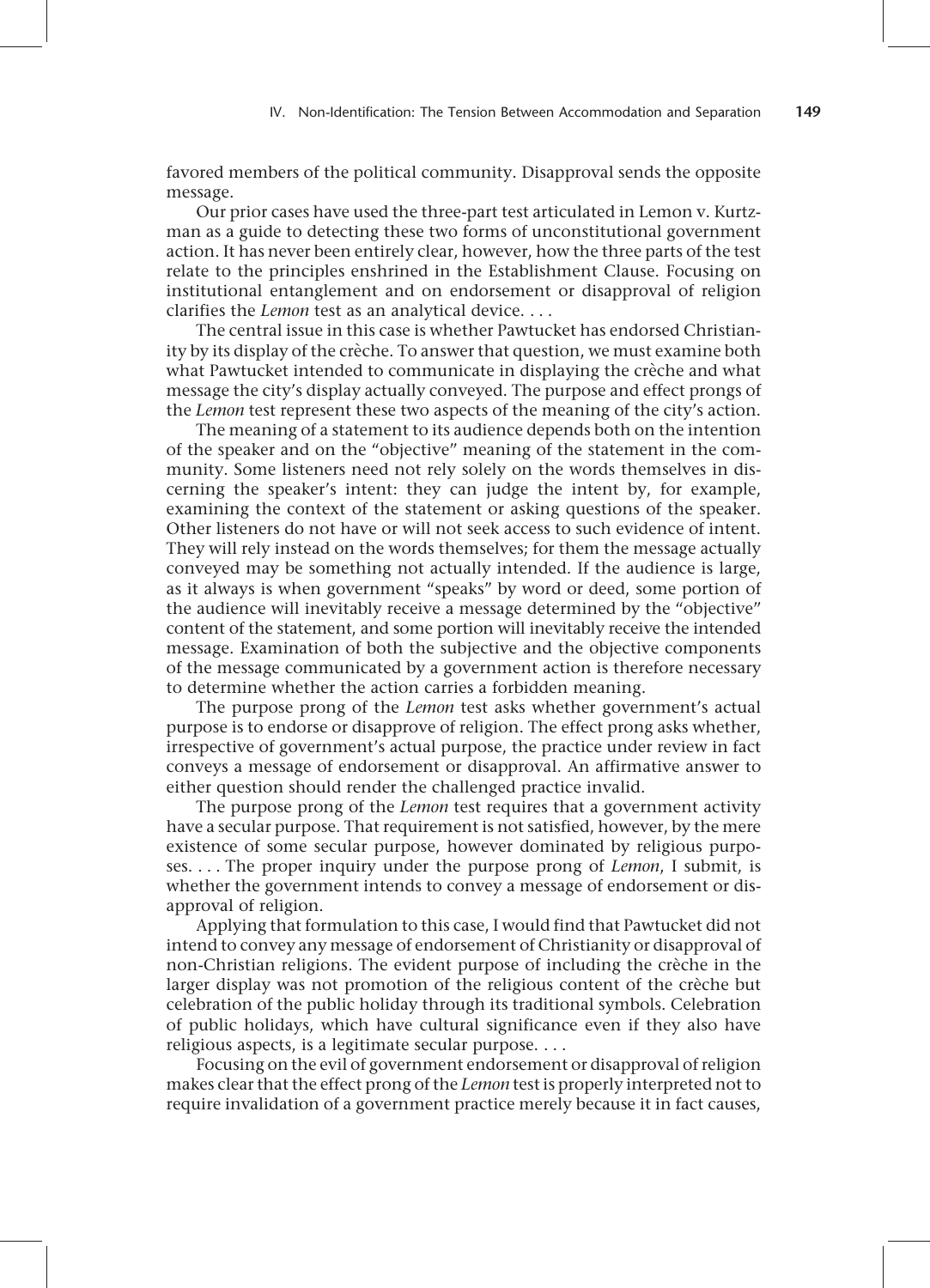favored members of the political community. Disapproval sends the opposite message.

Our prior cases have used the three-part test articulated in Lemon v. Kurtzman as a guide to detecting these two forms of unconstitutional government action. It has never been entirely clear, however, how the three parts of the test relate to the principles enshrined in the Establishment Clause. Focusing on institutional entanglement and on endorsement or disapproval of religion clarifies the *Lemon* test as an analytical device. . . .

The central issue in this case is whether Pawtucket has endorsed Christianity by its display of the crèche. To answer that question, we must examine both what Pawtucket intended to communicate in displaying the crèche and what message the city's display actually conveyed. The purpose and effect prongs of the *Lemon* test represent these two aspects of the meaning of the city's action.

The meaning of a statement to its audience depends both on the intention of the speaker and on the "objective" meaning of the statement in the community. Some listeners need not rely solely on the words themselves in discerning the speaker's intent: they can judge the intent by, for example, examining the context of the statement or asking questions of the speaker. Other listeners do not have or will not seek access to such evidence of intent. They will rely instead on the words themselves; for them the message actually conveyed may be something not actually intended. If the audience is large, as it always is when government "speaks" by word or deed, some portion of the audience will inevitably receive a message determined by the "objective" content of the statement, and some portion will inevitably receive the intended message. Examination of both the subjective and the objective components of the message communicated by a government action is therefore necessary to determine whether the action carries a forbidden meaning.

The purpose prong of the *Lemon* test asks whether government's actual purpose is to endorse or disapprove of religion. The effect prong asks whether, irrespective of government's actual purpose, the practice under review in fact conveys a message of endorsement or disapproval. An affirmative answer to either question should render the challenged practice invalid.

The purpose prong of the *Lemon* test requires that a government activity have a secular purpose. That requirement is not satisfied, however, by the mere existence of some secular purpose, however dominated by religious purposes. . . . The proper inquiry under the purpose prong of *Lemon*, I submit, is whether the government intends to convey a message of endorsement or disapproval of religion.

Applying that formulation to this case, I would find that Pawtucket did not intend to convey any message of endorsement of Christianity or disapproval of non-Christian religions. The evident purpose of including the crèche in the larger display was not promotion of the religious content of the crèche but celebration of the public holiday through its traditional symbols. Celebration of public holidays, which have cultural significance even if they also have religious aspects, is a legitimate secular purpose. . . .

Focusing on the evil of government endorsement or disapproval of religion makes clear that the effect prong of the *Lemon* test is properly interpreted not to require invalidation of a government practice merely because it in fact causes,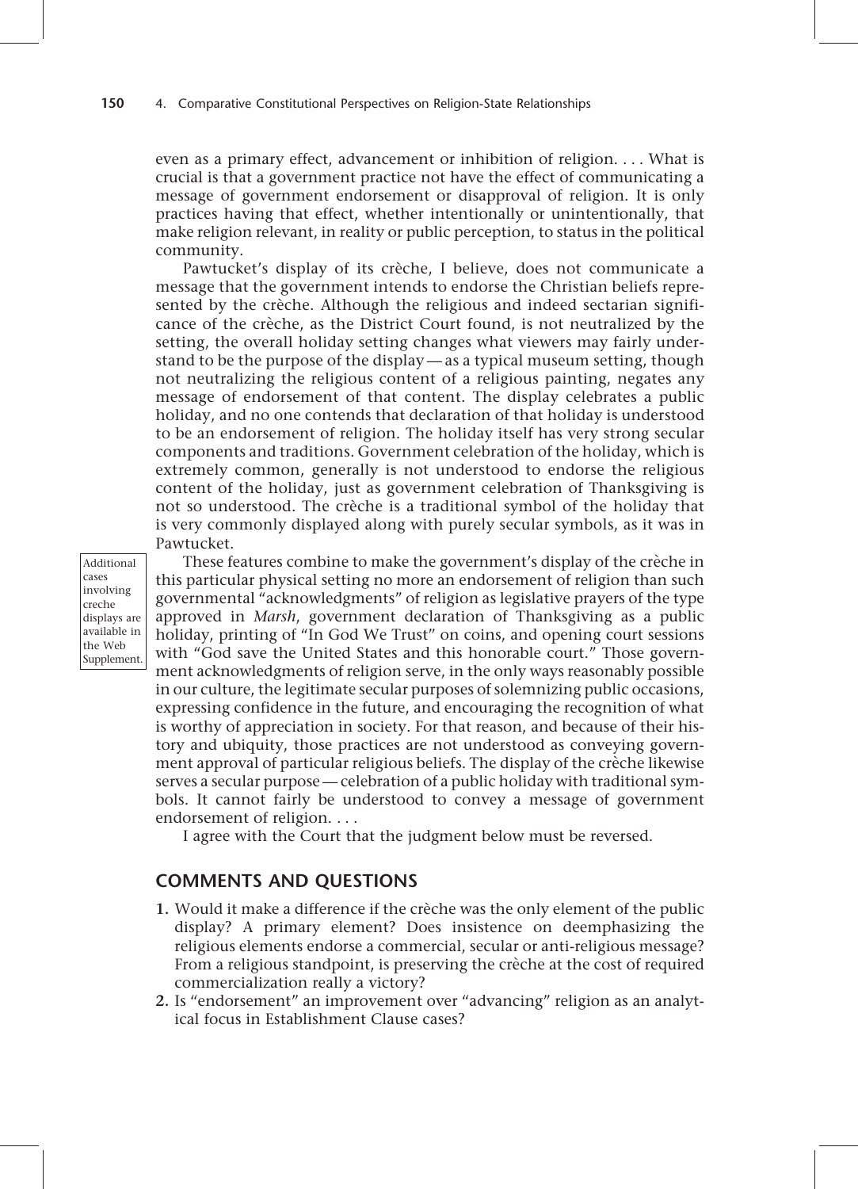even as a primary effect, advancement or inhibition of religion. . . . What is crucial is that a government practice not have the effect of communicating a message of government endorsement or disapproval of religion. It is only practices having that effect, whether intentionally or unintentionally, that make religion relevant, in reality or public perception, to status in the political community.

Pawtucket's display of its crèche, I believe, does not communicate a message that the government intends to endorse the Christian beliefs represented by the crèche. Although the religious and indeed sectarian significance of the crèche, as the District Court found, is not neutralized by the setting, the overall holiday setting changes what viewers may fairly understand to be the purpose of the display — as a typical museum setting, though not neutralizing the religious content of a religious painting, negates any message of endorsement of that content. The display celebrates a public holiday, and no one contends that declaration of that holiday is understood to be an endorsement of religion. The holiday itself has very strong secular components and traditions. Government celebration of the holiday, which is extremely common, generally is not understood to endorse the religious content of the holiday, just as government celebration of Thanksgiving is not so understood. The crèche is a traditional symbol of the holiday that is very commonly displayed along with purely secular symbols, as it was in Pawtucket.

Additional cases involving creche displays are available in the Web Supplement.

These features combine to make the government's display of the crèche in this particular physical setting no more an endorsement of religion than such governmental "acknowledgments" of religion as legislative prayers of the type approved in *Marsh*, government declaration of Thanksgiving as a public holiday, printing of "In God We Trust" on coins, and opening court sessions with "God save the United States and this honorable court." Those government acknowledgments of religion serve, in the only ways reasonably possible in our culture, the legitimate secular purposes of solemnizing public occasions, expressing confidence in the future, and encouraging the recognition of what is worthy of appreciation in society. For that reason, and because of their history and ubiquity, those practices are not understood as conveying government approval of particular religious beliefs. The display of the crèche likewise serves a secular purpose — celebration of a public holiday with traditional symbols. It cannot fairly be understood to convey a message of government endorsement of religion. . . .

I agree with the Court that the judgment below must be reversed.

## COMMENTS AND QUESTIONS

1. Would it make a difference if the crèche was the only element of the public display? A primary element? Does insistence on deemphasizing the religious elements endorse a commercial, secular or anti-religious message? From a religious standpoint, is preserving the crèche at the cost of required commercialization really a victory?
2. Is "endorsement" an improvement over "advancing" religion as an analytical focus in Establishment Clause cases?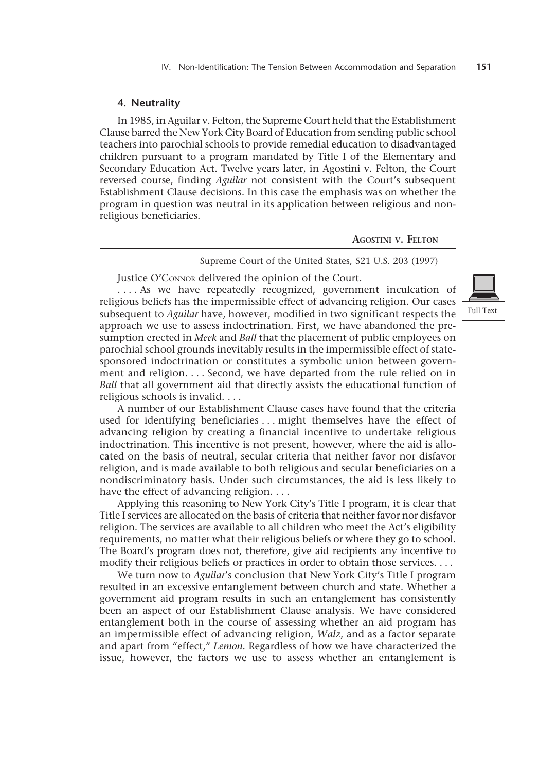## 4. Neutrality

In 1985, in Aguilar v. Felton, the Supreme Court held that the Establishment Clause barred the New York City Board of Education from sending public school teachers into parochial schools to provide remedial education to disadvantaged children pursuant to a program mandated by Title I of the Elementary and Secondary Education Act. Twelve years later, in Agostini v. Felton, the Court reversed course, finding *Aguilar* not consistent with the Court's subsequent Establishment Clause decisions. In this case the emphasis was on whether the program in question was neutral in its application between religious and non-religious beneficiaries.

### Agostini v. Felton

Supreme Court of the United States, 521 U.S. 203 (1997)

Full Text

Justice O'Connor delivered the opinion of the Court.

. . . . As we have repeatedly recognized, government inculcation of religious beliefs has the impermissible effect of advancing religion. Our cases subsequent to *Aguilar* have, however, modified in two significant respects the approach we use to assess indoctrination. First, we have abandoned the presumption erected in *Meek* and *Ball* that the placement of public employees on parochial school grounds inevitably results in the impermissible effect of state-sponsored indoctrination or constitutes a symbolic union between government and religion. . . . Second, we have departed from the rule relied on in *Ball* that all government aid that directly assists the educational function of religious schools is invalid. . . .

A number of our Establishment Clause cases have found that the criteria used for identifying beneficiaries . . . might themselves have the effect of advancing religion by creating a financial incentive to undertake religious indoctrination. This incentive is not present, however, where the aid is allocated on the basis of neutral, secular criteria that neither favor nor disfavor religion, and is made available to both religious and secular beneficiaries on a nondiscriminatory basis. Under such circumstances, the aid is less likely to have the effect of advancing religion. . . .

Applying this reasoning to New York City's Title I program, it is clear that Title I services are allocated on the basis of criteria that neither favor nor disfavor religion. The services are available to all children who meet the Act's eligibility requirements, no matter what their religious beliefs or where they go to school. The Board's program does not, therefore, give aid recipients any incentive to modify their religious beliefs or practices in order to obtain those services. . . .

We turn now to *Aguilar*'s conclusion that New York City's Title I program resulted in an excessive entanglement between church and state. Whether a government aid program results in such an entanglement has consistently been an aspect of our Establishment Clause analysis. We have considered entanglement both in the course of assessing whether an aid program has an impermissible effect of advancing religion, *Walz*, and as a factor separate and apart from "effect," *Lemon*. Regardless of how we have characterized the issue, however, the factors we use to assess whether an entanglement is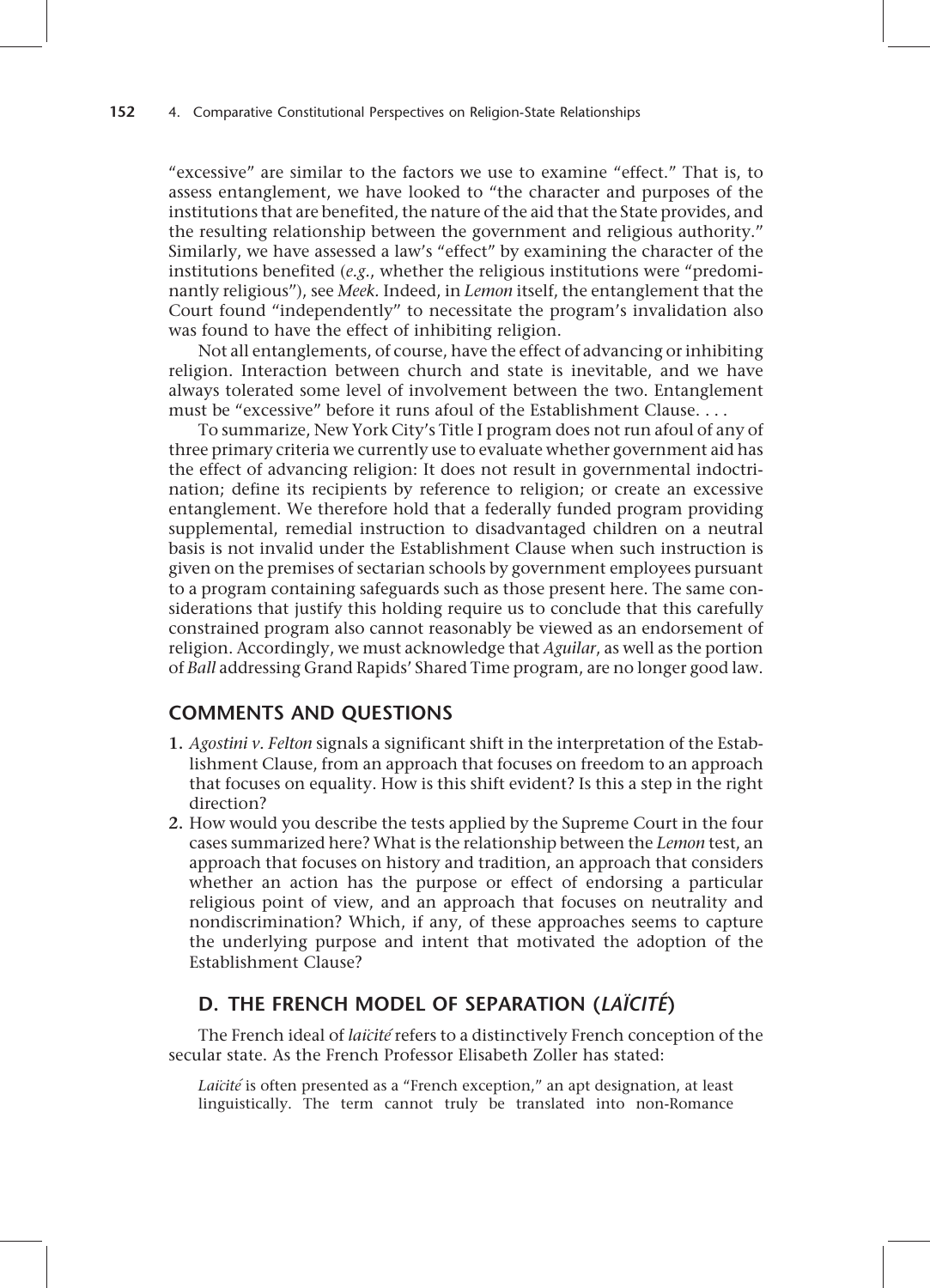"excessive" are similar to the factors we use to examine "effect." That is, to assess entanglement, we have looked to "the character and purposes of the institutions that are benefited, the nature of the aid that the State provides, and the resulting relationship between the government and religious authority." Similarly, we have assessed a law's "effect" by examining the character of the institutions benefited (*e.g.*, whether the religious institutions were "predominantly religious"), see *Meek*. Indeed, in *Lemon* itself, the entanglement that the Court found "independently" to necessitate the program's invalidation also was found to have the effect of inhibiting religion.

Not all entanglements, of course, have the effect of advancing or inhibiting religion. Interaction between church and state is inevitable, and we have always tolerated some level of involvement between the two. Entanglement must be "excessive" before it runs afoul of the Establishment Clause. . . .

To summarize, New York City's Title I program does not run afoul of any of three primary criteria we currently use to evaluate whether government aid has the effect of advancing religion: It does not result in governmental indoctrination; define its recipients by reference to religion; or create an excessive entanglement. We therefore hold that a federally funded program providing supplemental, remedial instruction to disadvantaged children on a neutral basis is not invalid under the Establishment Clause when such instruction is given on the premises of sectarian schools by government employees pursuant to a program containing safeguards such as those present here. The same considerations that justify this holding require us to conclude that this carefully constrained program also cannot reasonably be viewed as an endorsement of religion. Accordingly, we must acknowledge that *Aguilar*, as well as the portion of *Ball* addressing Grand Rapids' Shared Time program, are no longer good law.

## COMMENTS AND QUESTIONS

1. *Agostini v. Felton* signals a significant shift in the interpretation of the Establishment Clause, from an approach that focuses on freedom to an approach that focuses on equality. How is this shift evident? Is this a step in the right direction?
2. How would you describe the tests applied by the Supreme Court in the four cases summarized here? What is the relationship between the *Lemon* test, an approach that focuses on history and tradition, an approach that considers whether an action has the purpose or effect of endorsing a particular religious point of view, and an approach that focuses on neutrality and nondiscrimination? Which, if any, of these approaches seems to capture the underlying purpose and intent that motivated the adoption of the Establishment Clause?

## D. THE FRENCH MODEL OF SEPARATION (*LAÏCITÉ*)

The French ideal of *laïcité* refers to a distinctively French conception of the secular state. As the French Professor Elisabeth Zoller has stated:

> *Laïcité* is often presented as a "French exception," an apt designation, at least linguistically. The term cannot truly be translated into non-Romance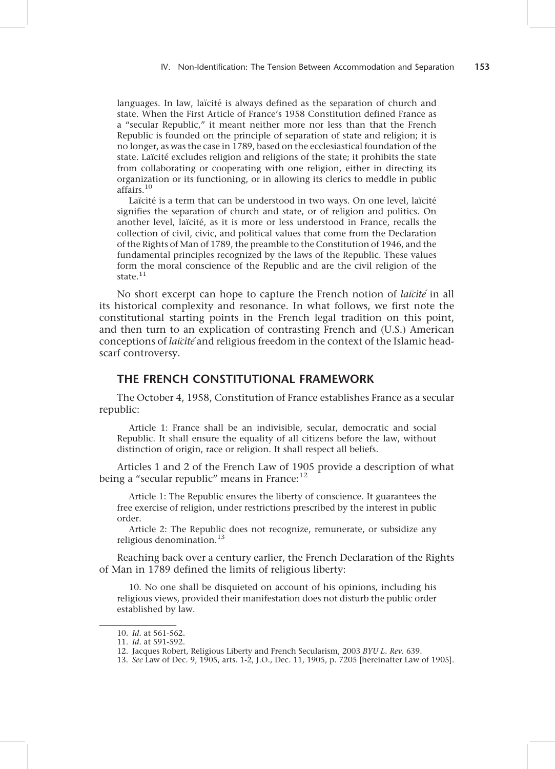languages. In law, laïcité is always defined as the separation of church and state. When the First Article of France's 1958 Constitution defined France as a "secular Republic," it meant neither more nor less than that the French Republic is founded on the principle of separation of state and religion; it is no longer, as was the case in 1789, based on the ecclesiastical foundation of the state. Laïcité excludes religion and religions of the state; it prohibits the state from collaborating or cooperating with one religion, either in directing its organization or its functioning, or in allowing its clerics to meddle in public affairs.[10]

Laïcité is a term that can be understood in two ways. On one level, laïcité signifies the separation of church and state, or of religion and politics. On another level, laïcité, as it is more or less understood in France, recalls the collection of civil, civic, and political values that come from the Declaration of the Rights of Man of 1789, the preamble to the Constitution of 1946, and the fundamental principles recognized by the laws of the Republic. These values form the moral conscience of the Republic and are the civil religion of the state.[11]

No short excerpt can hope to capture the French notion of *laïcité* in all its historical complexity and resonance. In what follows, we first note the constitutional starting points in the French legal tradition on this point, and then turn to an explication of contrasting French and (U.S.) American conceptions of *laïcité* and religious freedom in the context of the Islamic head-scarf controversy.

## THE FRENCH CONSTITUTIONAL FRAMEWORK

The October 4, 1958, Constitution of France establishes France as a secular republic:

> Article 1: France shall be an indivisible, secular, democratic and social Republic. It shall ensure the equality of all citizens before the law, without distinction of origin, race or religion. It shall respect all beliefs.

Articles 1 and 2 of the French Law of 1905 provide a description of what being a "secular republic" means in France:[12]

> Article 1: The Republic ensures the liberty of conscience. It guarantees the free exercise of religion, under restrictions prescribed by the interest in public order.
>
> Article 2: The Republic does not recognize, remunerate, or subsidize any religious denomination.[13]

Reaching back over a century earlier, the French Declaration of the Rights of Man in 1789 defined the limits of religious liberty:

> 10. No one shall be disquieted on account of his opinions, including his religious views, provided their manifestation does not disturb the public order established by law.

---

10. *Id.* at 561-562.
11. *Id.* at 591-592.
12. Jacques Robert, Religious Liberty and French Secularism, 2003 *BYU L. Rev.* 639.
13. *See* Law of Dec. 9, 1905, arts. 1-2, J.O., Dec. 11, 1905, p. 7205 [hereinafter Law of 1905].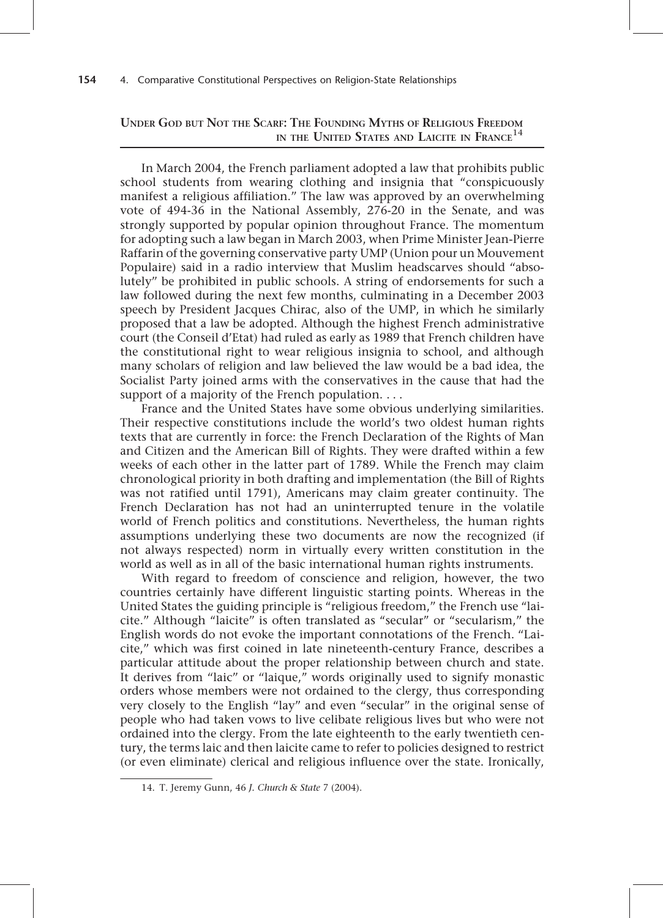## Under God but Not the Scarf: The Founding Myths of Religious Freedom in the United States and Laicite in France[14]

In March 2004, the French parliament adopted a law that prohibits public school students from wearing clothing and insignia that "conspicuously manifest a religious affiliation." The law was approved by an overwhelming vote of 494-36 in the National Assembly, 276-20 in the Senate, and was strongly supported by popular opinion throughout France. The momentum for adopting such a law began in March 2003, when Prime Minister Jean-Pierre Raffarin of the governing conservative party UMP (Union pour un Mouvement Populaire) said in a radio interview that Muslim headscarves should "absolutely" be prohibited in public schools. A string of endorsements for such a law followed during the next few months, culminating in a December 2003 speech by President Jacques Chirac, also of the UMP, in which he similarly proposed that a law be adopted. Although the highest French administrative court (the Conseil d'Etat) had ruled as early as 1989 that French children have the constitutional right to wear religious insignia to school, and although many scholars of religion and law believed the law would be a bad idea, the Socialist Party joined arms with the conservatives in the cause that had the support of a majority of the French population. . . .

France and the United States have some obvious underlying similarities. Their respective constitutions include the world's two oldest human rights texts that are currently in force: the French Declaration of the Rights of Man and Citizen and the American Bill of Rights. They were drafted within a few weeks of each other in the latter part of 1789. While the French may claim chronological priority in both drafting and implementation (the Bill of Rights was not ratified until 1791), Americans may claim greater continuity. The French Declaration has not had an uninterrupted tenure in the volatile world of French politics and constitutions. Nevertheless, the human rights assumptions underlying these two documents are now the recognized (if not always respected) norm in virtually every written constitution in the world as well as in all of the basic international human rights instruments.

With regard to freedom of conscience and religion, however, the two countries certainly have different linguistic starting points. Whereas in the United States the guiding principle is "religious freedom," the French use "laicite." Although "laicite" is often translated as "secular" or "secularism," the English words do not evoke the important connotations of the French. "Laicite," which was first coined in late nineteenth-century France, describes a particular attitude about the proper relationship between church and state. It derives from "laic" or "laique," words originally used to signify monastic orders whose members were not ordained to the clergy, thus corresponding very closely to the English "lay" and even "secular" in the original sense of people who had taken vows to live celibate religious lives but who were not ordained into the clergy. From the late eighteenth to the early twentieth century, the terms laic and then laicite came to refer to policies designed to restrict (or even eliminate) clerical and religious influence over the state. Ironically,

---

14. T. Jeremy Gunn, 46 *J. Church & State* 7 (2004).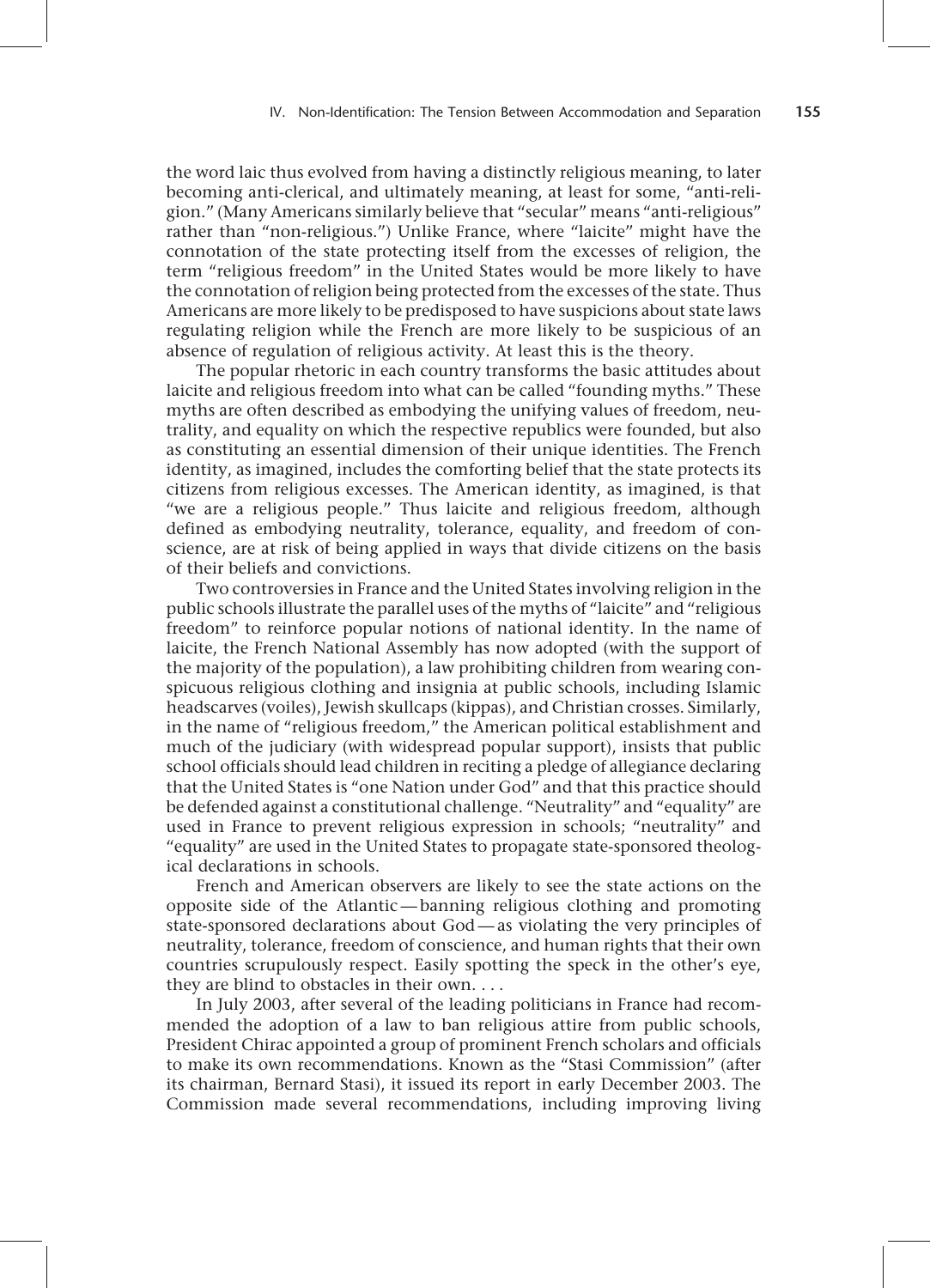the word laic thus evolved from having a distinctly religious meaning, to later becoming anti-clerical, and ultimately meaning, at least for some, "anti-religion." (Many Americans similarly believe that "secular" means "anti-religious" rather than "non-religious.") Unlike France, where "laicite" might have the connotation of the state protecting itself from the excesses of religion, the term "religious freedom" in the United States would be more likely to have the connotation of religion being protected from the excesses of the state. Thus Americans are more likely to be predisposed to have suspicions about state laws regulating religion while the French are more likely to be suspicious of an absence of regulation of religious activity. At least this is the theory.

The popular rhetoric in each country transforms the basic attitudes about laicite and religious freedom into what can be called "founding myths." These myths are often described as embodying the unifying values of freedom, neutrality, and equality on which the respective republics were founded, but also as constituting an essential dimension of their unique identities. The French identity, as imagined, includes the comforting belief that the state protects its citizens from religious excesses. The American identity, as imagined, is that "we are a religious people." Thus laicite and religious freedom, although defined as embodying neutrality, tolerance, equality, and freedom of conscience, are at risk of being applied in ways that divide citizens on the basis of their beliefs and convictions.

Two controversies in France and the United States involving religion in the public schools illustrate the parallel uses of the myths of "laicite" and "religious freedom" to reinforce popular notions of national identity. In the name of laicite, the French National Assembly has now adopted (with the support of the majority of the population), a law prohibiting children from wearing conspicuous religious clothing and insignia at public schools, including Islamic headscarves (voiles), Jewish skullcaps (kippas), and Christian crosses. Similarly, in the name of "religious freedom," the American political establishment and much of the judiciary (with widespread popular support), insists that public school officials should lead children in reciting a pledge of allegiance declaring that the United States is "one Nation under God" and that this practice should be defended against a constitutional challenge. "Neutrality" and "equality" are used in France to prevent religious expression in schools; "neutrality" and "equality" are used in the United States to propagate state-sponsored theological declarations in schools.

French and American observers are likely to see the state actions on the opposite side of the Atlantic — banning religious clothing and promoting state-sponsored declarations about God — as violating the very principles of neutrality, tolerance, freedom of conscience, and human rights that their own countries scrupulously respect. Easily spotting the speck in the other's eye, they are blind to obstacles in their own. . . .

In July 2003, after several of the leading politicians in France had recommended the adoption of a law to ban religious attire from public schools, President Chirac appointed a group of prominent French scholars and officials to make its own recommendations. Known as the "Stasi Commission" (after its chairman, Bernard Stasi), it issued its report in early December 2003. The Commission made several recommendations, including improving living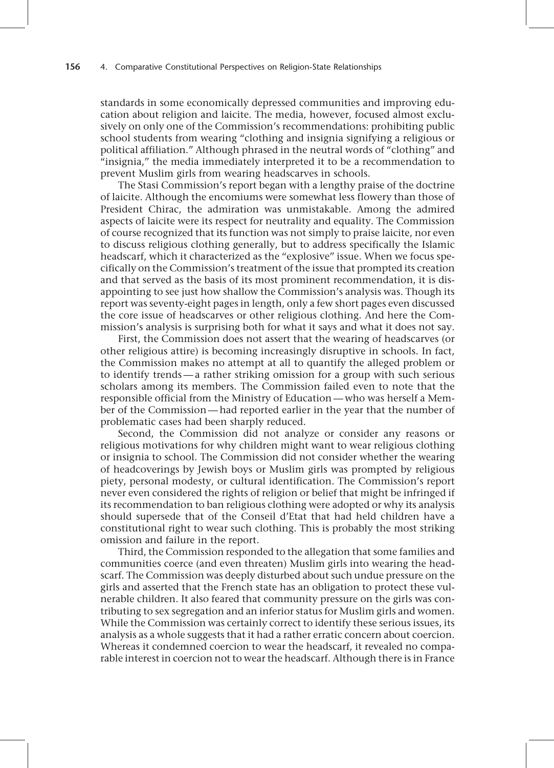standards in some economically depressed communities and improving education about religion and laicite. The media, however, focused almost exclusively on only one of the Commission's recommendations: prohibiting public school students from wearing "clothing and insignia signifying a religious or political affiliation." Although phrased in the neutral words of "clothing" and "insignia," the media immediately interpreted it to be a recommendation to prevent Muslim girls from wearing headscarves in schools.

The Stasi Commission's report began with a lengthy praise of the doctrine of laicite. Although the encomiums were somewhat less flowery than those of President Chirac, the admiration was unmistakable. Among the admired aspects of laicite were its respect for neutrality and equality. The Commission of course recognized that its function was not simply to praise laicite, nor even to discuss religious clothing generally, but to address specifically the Islamic headscarf, which it characterized as the "explosive" issue. When we focus specifically on the Commission's treatment of the issue that prompted its creation and that served as the basis of its most prominent recommendation, it is disappointing to see just how shallow the Commission's analysis was. Though its report was seventy-eight pages in length, only a few short pages even discussed the core issue of headscarves or other religious clothing. And here the Commission's analysis is surprising both for what it says and what it does not say.

First, the Commission does not assert that the wearing of headscarves (or other religious attire) is becoming increasingly disruptive in schools. In fact, the Commission makes no attempt at all to quantify the alleged problem or to identify trends — a rather striking omission for a group with such serious scholars among its members. The Commission failed even to note that the responsible official from the Ministry of Education — who was herself a Member of the Commission — had reported earlier in the year that the number of problematic cases had been sharply reduced.

Second, the Commission did not analyze or consider any reasons or religious motivations for why children might want to wear religious clothing or insignia to school. The Commission did not consider whether the wearing of headcoverings by Jewish boys or Muslim girls was prompted by religious piety, personal modesty, or cultural identification. The Commission's report never even considered the rights of religion or belief that might be infringed if its recommendation to ban religious clothing were adopted or why its analysis should supersede that of the Conseil d'Etat that had held children have a constitutional right to wear such clothing. This is probably the most striking omission and failure in the report.

Third, the Commission responded to the allegation that some families and communities coerce (and even threaten) Muslim girls into wearing the headscarf. The Commission was deeply disturbed about such undue pressure on the girls and asserted that the French state has an obligation to protect these vulnerable children. It also feared that community pressure on the girls was contributing to sex segregation and an inferior status for Muslim girls and women. While the Commission was certainly correct to identify these serious issues, its analysis as a whole suggests that it had a rather erratic concern about coercion. Whereas it condemned coercion to wear the headscarf, it revealed no comparable interest in coercion not to wear the headscarf. Although there is in France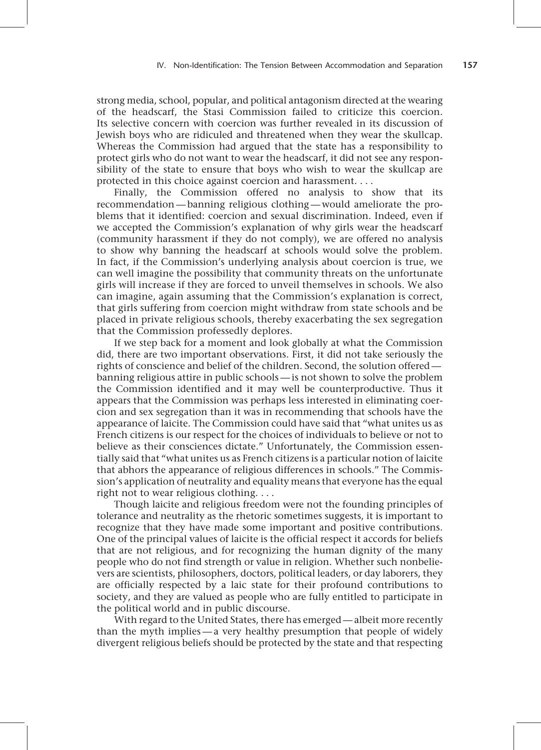strong media, school, popular, and political antagonism directed at the wearing of the headscarf, the Stasi Commission failed to criticize this coercion. Its selective concern with coercion was further revealed in its discussion of Jewish boys who are ridiculed and threatened when they wear the skullcap. Whereas the Commission had argued that the state has a responsibility to protect girls who do not want to wear the headscarf, it did not see any responsibility of the state to ensure that boys who wish to wear the skullcap are protected in this choice against coercion and harassment. . . .

Finally, the Commission offered no analysis to show that its recommendation — banning religious clothing — would ameliorate the problems that it identified: coercion and sexual discrimination. Indeed, even if we accepted the Commission's explanation of why girls wear the headscarf (community harassment if they do not comply), we are offered no analysis to show why banning the headscarf at schools would solve the problem. In fact, if the Commission's underlying analysis about coercion is true, we can well imagine the possibility that community threats on the unfortunate girls will increase if they are forced to unveil themselves in schools. We also can imagine, again assuming that the Commission's explanation is correct, that girls suffering from coercion might withdraw from state schools and be placed in private religious schools, thereby exacerbating the sex segregation that the Commission professedly deplores.

If we step back for a moment and look globally at what the Commission did, there are two important observations. First, it did not take seriously the rights of conscience and belief of the children. Second, the solution offered — banning religious attire in public schools — is not shown to solve the problem the Commission identified and it may well be counterproductive. Thus it appears that the Commission was perhaps less interested in eliminating coercion and sex segregation than it was in recommending that schools have the appearance of laicite. The Commission could have said that "what unites us as French citizens is our respect for the choices of individuals to believe or not to believe as their consciences dictate." Unfortunately, the Commission essentially said that "what unites us as French citizens is a particular notion of laicite that abhors the appearance of religious differences in schools." The Commission's application of neutrality and equality means that everyone has the equal right not to wear religious clothing. . . .

Though laicite and religious freedom were not the founding principles of tolerance and neutrality as the rhetoric sometimes suggests, it is important to recognize that they have made some important and positive contributions. One of the principal values of laicite is the official respect it accords for beliefs that are not religious, and for recognizing the human dignity of the many people who do not find strength or value in religion. Whether such nonbelievers are scientists, philosophers, doctors, political leaders, or day laborers, they are officially respected by a laic state for their profound contributions to society, and they are valued as people who are fully entitled to participate in the political world and in public discourse.

With regard to the United States, there has emerged — albeit more recently than the myth implies — a very healthy presumption that people of widely divergent religious beliefs should be protected by the state and that respecting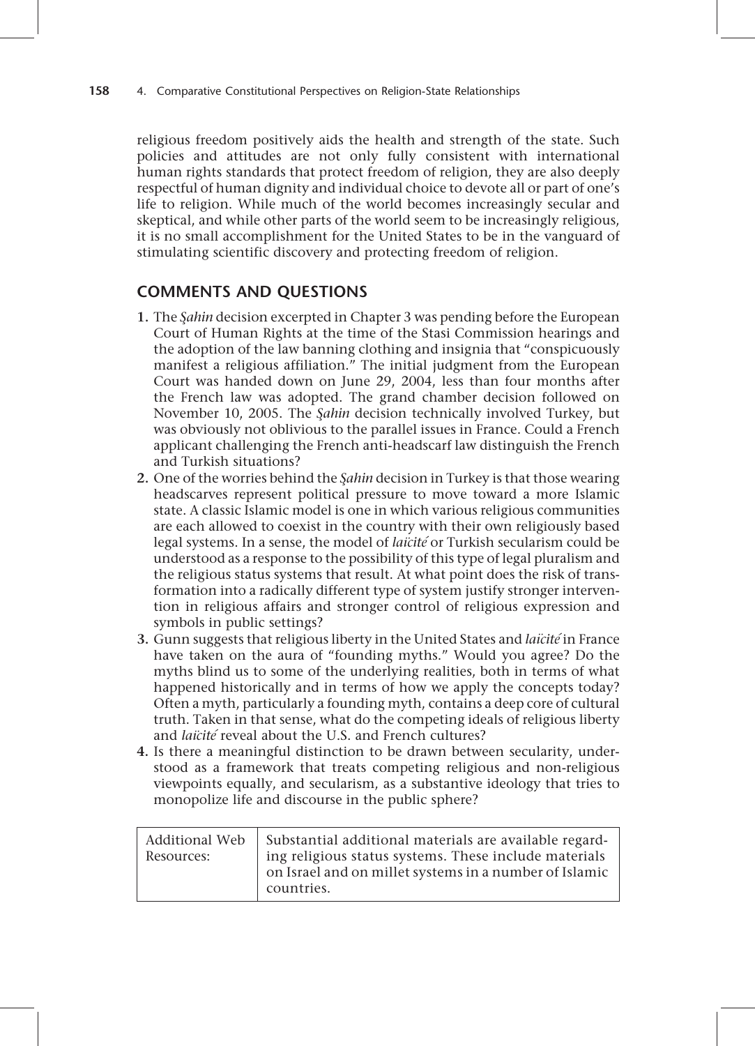religious freedom positively aids the health and strength of the state. Such policies and attitudes are not only fully consistent with international human rights standards that protect freedom of religion, they are also deeply respectful of human dignity and individual choice to devote all or part of one's life to religion. While much of the world becomes increasingly secular and skeptical, and while other parts of the world seem to be increasingly religious, it is no small accomplishment for the United States to be in the vanguard of stimulating scientific discovery and protecting freedom of religion.

## COMMENTS AND QUESTIONS

1. The *Şahin* decision excerpted in Chapter 3 was pending before the European Court of Human Rights at the time of the Stasi Commission hearings and the adoption of the law banning clothing and insignia that "conspicuously manifest a religious affiliation." The initial judgment from the European Court was handed down on June 29, 2004, less than four months after the French law was adopted. The grand chamber decision followed on November 10, 2005. The *Şahin* decision technically involved Turkey, but was obviously not oblivious to the parallel issues in France. Could a French applicant challenging the French anti-headscarf law distinguish the French and Turkish situations?
2. One of the worries behind the *Şahin* decision in Turkey is that those wearing headscarves represent political pressure to move toward a more Islamic state. A classic Islamic model is one in which various religious communities are each allowed to coexist in the country with their own religiously based legal systems. In a sense, the model of *laïcité* or Turkish secularism could be understood as a response to the possibility of this type of legal pluralism and the religious status systems that result. At what point does the risk of transformation into a radically different type of system justify stronger intervention in religious affairs and stronger control of religious expression and symbols in public settings?
3. Gunn suggests that religious liberty in the United States and *laïcité* in France have taken on the aura of "founding myths." Would you agree? Do the myths blind us to some of the underlying realities, both in terms of what happened historically and in terms of how we apply the concepts today? Often a myth, particularly a founding myth, contains a deep core of cultural truth. Taken in that sense, what do the competing ideals of religious liberty and *laïcité* reveal about the U.S. and French cultures?
4. Is there a meaningful distinction to be drawn between secularity, understood as a framework that treats competing religious and non-religious viewpoints equally, and secularism, as a substantive ideology that tries to monopolize life and discourse in the public sphere?

| | |
|---|---|
| Additional Web Resources: | Substantial additional materials are available regarding religious status systems. These include materials on Israel and on millet systems in a number of Islamic countries. |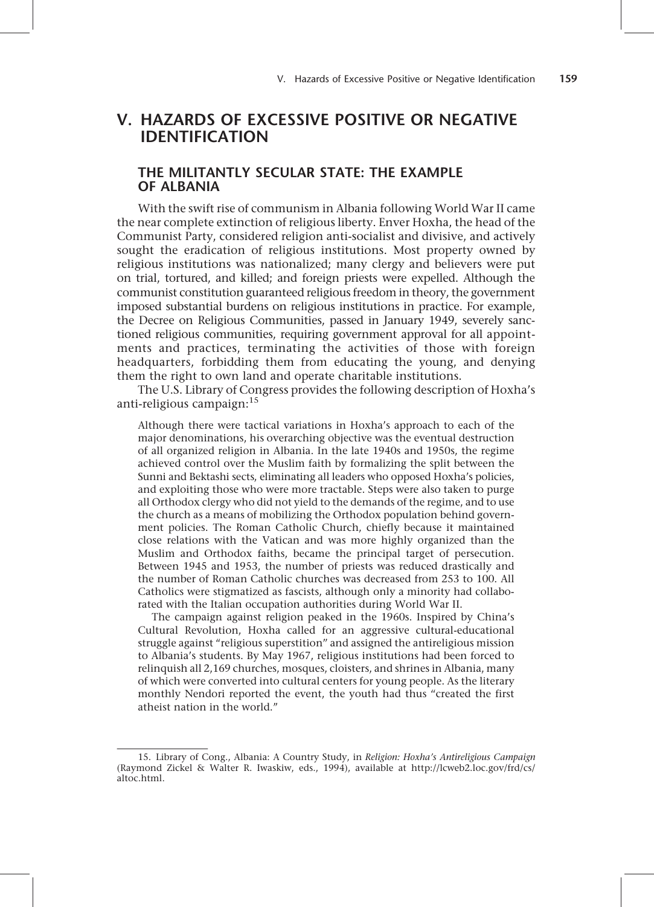# V. HAZARDS OF EXCESSIVE POSITIVE OR NEGATIVE IDENTIFICATION

## THE MILITANTLY SECULAR STATE: THE EXAMPLE OF ALBANIA

With the swift rise of communism in Albania following World War II came the near complete extinction of religious liberty. Enver Hoxha, the head of the Communist Party, considered religion anti-socialist and divisive, and actively sought the eradication of religious institutions. Most property owned by religious institutions was nationalized; many clergy and believers were put on trial, tortured, and killed; and foreign priests were expelled. Although the communist constitution guaranteed religious freedom in theory, the government imposed substantial burdens on religious institutions in practice. For example, the Decree on Religious Communities, passed in January 1949, severely sanctioned religious communities, requiring government approval for all appointments and practices, terminating the activities of those with foreign headquarters, forbidding them from educating the young, and denying them the right to own land and operate charitable institutions.

The U.S. Library of Congress provides the following description of Hoxha's anti-religious campaign:[15]

> Although there were tactical variations in Hoxha's approach to each of the major denominations, his overarching objective was the eventual destruction of all organized religion in Albania. In the late 1940s and 1950s, the regime achieved control over the Muslim faith by formalizing the split between the Sunni and Bektashi sects, eliminating all leaders who opposed Hoxha's policies, and exploiting those who were more tractable. Steps were also taken to purge all Orthodox clergy who did not yield to the demands of the regime, and to use the church as a means of mobilizing the Orthodox population behind government policies. The Roman Catholic Church, chiefly because it maintained close relations with the Vatican and was more highly organized than the Muslim and Orthodox faiths, became the principal target of persecution. Between 1945 and 1953, the number of priests was reduced drastically and the number of Roman Catholic churches was decreased from 253 to 100. All Catholics were stigmatized as fascists, although only a minority had collaborated with the Italian occupation authorities during World War II.
>
> The campaign against religion peaked in the 1960s. Inspired by China's Cultural Revolution, Hoxha called for an aggressive cultural-educational struggle against "religious superstition" and assigned the antireligious mission to Albania's students. By May 1967, religious institutions had been forced to relinquish all 2,169 churches, mosques, cloisters, and shrines in Albania, many of which were converted into cultural centers for young people. As the literary monthly Nendori reported the event, the youth had thus "created the first atheist nation in the world."

15. Library of Cong., Albania: A Country Study, in *Religion: Hoxha's Antireligious Campaign* (Raymond Zickel & Walter R. Iwaskiw, eds., 1994), available at http://lcweb2.loc.gov/frd/cs/altoc.html.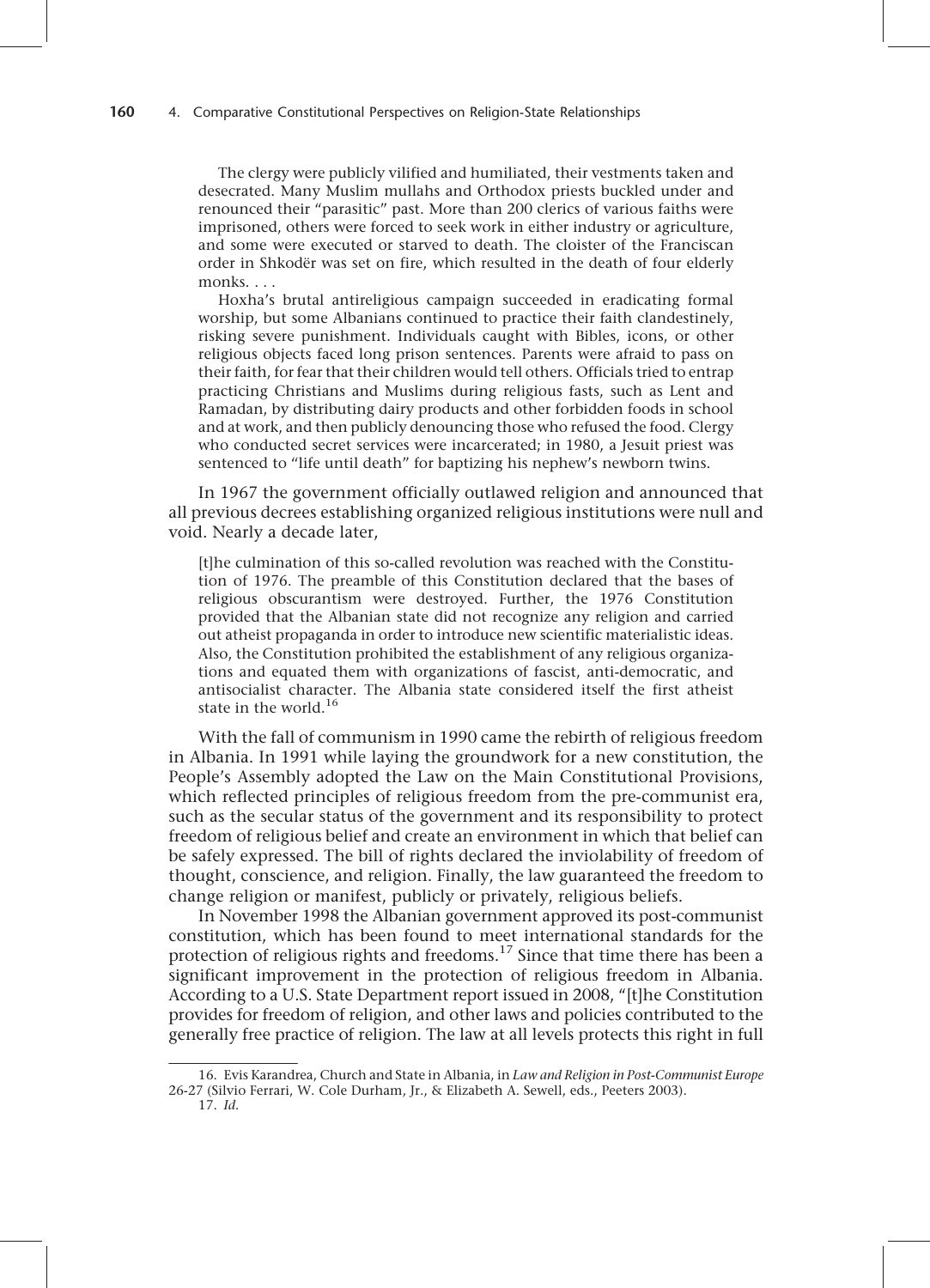> The clergy were publicly vilified and humiliated, their vestments taken and desecrated. Many Muslim mullahs and Orthodox priests buckled under and renounced their "parasitic" past. More than 200 clerics of various faiths were imprisoned, others were forced to seek work in either industry or agriculture, and some were executed or starved to death. The cloister of the Franciscan order in Shkodër was set on fire, which resulted in the death of four elderly monks. . . .
>
> Hoxha's brutal antireligious campaign succeeded in eradicating formal worship, but some Albanians continued to practice their faith clandestinely, risking severe punishment. Individuals caught with Bibles, icons, or other religious objects faced long prison sentences. Parents were afraid to pass on their faith, for fear that their children would tell others. Officials tried to entrap practicing Christians and Muslims during religious fasts, such as Lent and Ramadan, by distributing dairy products and other forbidden foods in school and at work, and then publicly denouncing those who refused the food. Clergy who conducted secret services were incarcerated; in 1980, a Jesuit priest was sentenced to "life until death" for baptizing his nephew's newborn twins.

In 1967 the government officially outlawed religion and announced that all previous decrees establishing organized religious institutions were null and void. Nearly a decade later,

> [t]he culmination of this so-called revolution was reached with the Constitution of 1976. The preamble of this Constitution declared that the bases of religious obscurantism were destroyed. Further, the 1976 Constitution provided that the Albanian state did not recognize any religion and carried out atheist propaganda in order to introduce new scientific materialistic ideas. Also, the Constitution prohibited the establishment of any religious organizations and equated them with organizations of fascist, anti-democratic, and antisocialist character. The Albania state considered itself the first atheist state in the world.[16]

With the fall of communism in 1990 came the rebirth of religious freedom in Albania. In 1991 while laying the groundwork for a new constitution, the People's Assembly adopted the Law on the Main Constitutional Provisions, which reflected principles of religious freedom from the pre-communist era, such as the secular status of the government and its responsibility to protect freedom of religious belief and create an environment in which that belief can be safely expressed. The bill of rights declared the inviolability of freedom of thought, conscience, and religion. Finally, the law guaranteed the freedom to change religion or manifest, publicly or privately, religious beliefs.

In November 1998 the Albanian government approved its post-communist constitution, which has been found to meet international standards for the protection of religious rights and freedoms.[17] Since that time there has been a significant improvement in the protection of religious freedom in Albania. According to a U.S. State Department report issued in 2008, "[t]he Constitution provides for freedom of religion, and other laws and policies contributed to the generally free practice of religion. The law at all levels protects this right in full

---

16. Evis Karandrea, Church and State in Albania, in *Law and Religion in Post-Communist Europe* 26-27 (Silvio Ferrari, W. Cole Durham, Jr., & Elizabeth A. Sewell, eds., Peeters 2003).

17. *Id.*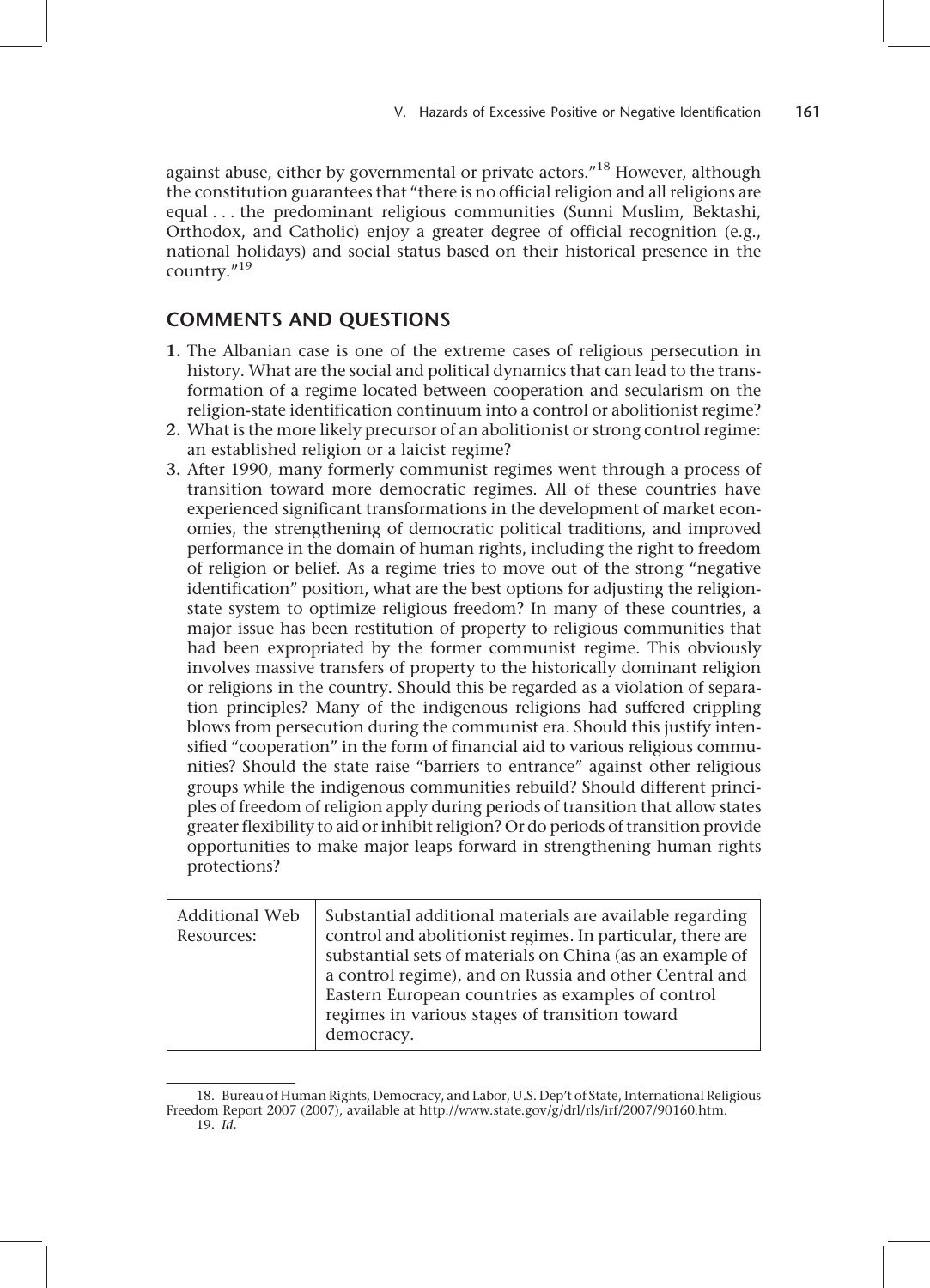against abuse, either by governmental or private actors."[18] However, although the constitution guarantees that "there is no official religion and all religions are equal . . . the predominant religious communities (Sunni Muslim, Bektashi, Orthodox, and Catholic) enjoy a greater degree of official recognition (e.g., national holidays) and social status based on their historical presence in the country."[19]

## COMMENTS AND QUESTIONS

1. The Albanian case is one of the extreme cases of religious persecution in history. What are the social and political dynamics that can lead to the transformation of a regime located between cooperation and secularism on the religion-state identification continuum into a control or abolitionist regime?
2. What is the more likely precursor of an abolitionist or strong control regime: an established religion or a laicist regime?
3. After 1990, many formerly communist regimes went through a process of transition toward more democratic regimes. All of these countries have experienced significant transformations in the development of market economies, the strengthening of democratic political traditions, and improved performance in the domain of human rights, including the right to freedom of religion or belief. As a regime tries to move out of the strong "negative identification" position, what are the best options for adjusting the religion-state system to optimize religious freedom? In many of these countries, a major issue has been restitution of property to religious communities that had been expropriated by the former communist regime. This obviously involves massive transfers of property to the historically dominant religion or religions in the country. Should this be regarded as a violation of separation principles? Many of the indigenous religions had suffered crippling blows from persecution during the communist era. Should this justify intensified "cooperation" in the form of financial aid to various religious communities? Should the state raise "barriers to entrance" against other religious groups while the indigenous communities rebuild? Should different principles of freedom of religion apply during periods of transition that allow states greater flexibility to aid or inhibit religion? Or do periods of transition provide opportunities to make major leaps forward in strengthening human rights protections?

| | |
|---|---|
| Additional Web Resources: | Substantial additional materials are available regarding control and abolitionist regimes. In particular, there are substantial sets of materials on China (as an example of a control regime), and on Russia and other Central and Eastern European countries as examples of control regimes in various stages of transition toward democracy. |

18. Bureau of Human Rights, Democracy, and Labor, U.S. Dep't of State, International Religious Freedom Report 2007 (2007), available at http://www.state.gov/g/drl/rls/irf/2007/90160.htm.

19. *Id.*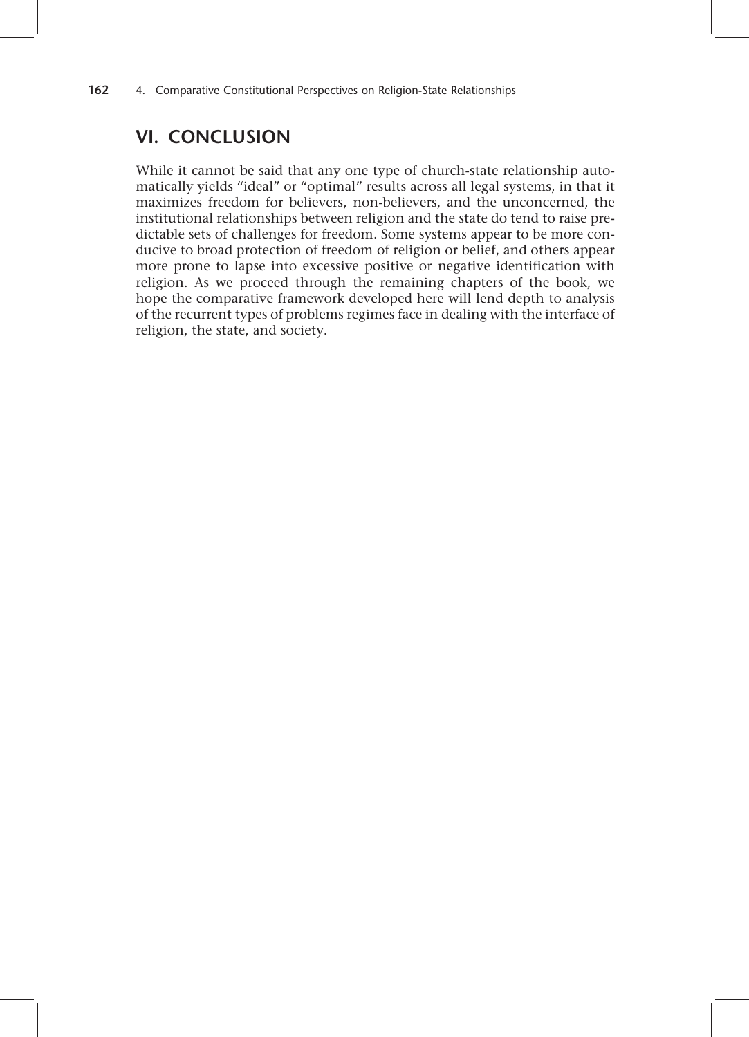## VI. CONCLUSION

While it cannot be said that any one type of church-state relationship automatically yields "ideal" or "optimal" results across all legal systems, in that it maximizes freedom for believers, non-believers, and the unconcerned, the institutional relationships between religion and the state do tend to raise predictable sets of challenges for freedom. Some systems appear to be more conducive to broad protection of freedom of religion or belief, and others appear more prone to lapse into excessive positive or negative identification with religion. As we proceed through the remaining chapters of the book, we hope the comparative framework developed here will lend depth to analysis of the recurrent types of problems regimes face in dealing with the interface of religion, the state, and society.